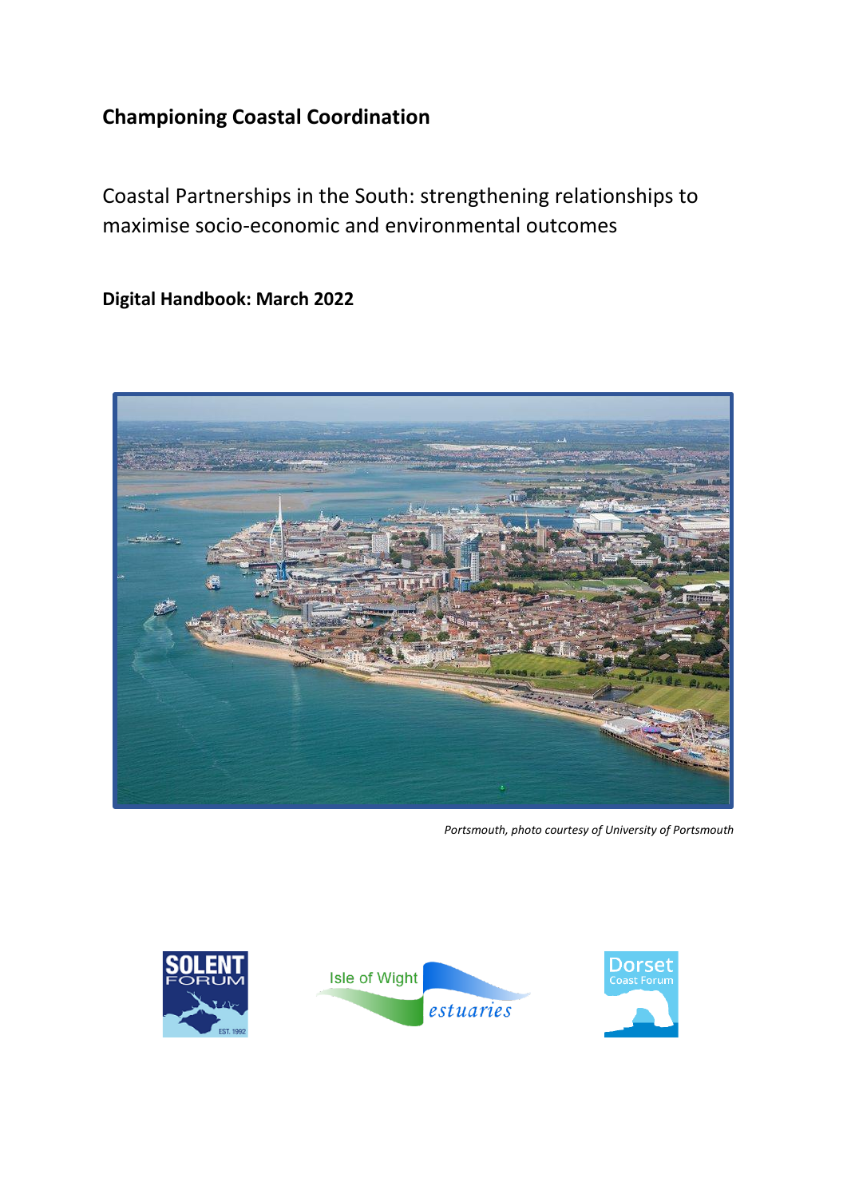# Championing Coastal Coordination

Coastal Partnerships in the South: strengthening relationships to maximise socio-economic and environmental outcomes

**Digital Handbook: March 2022**

*Portsmouth, photo courtesy of University of Portsmouth*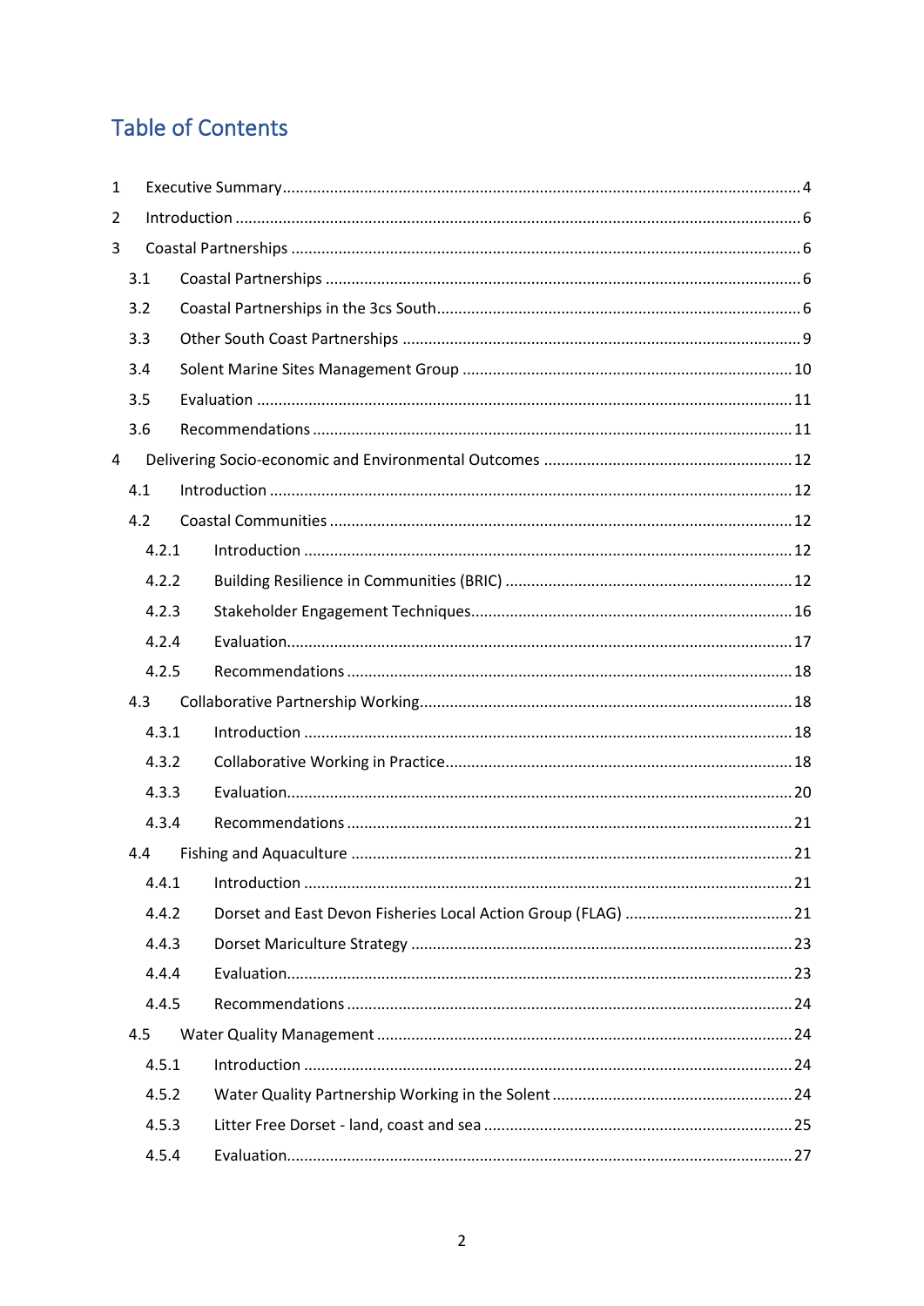# Table of Contents

1 Executive Summary ........................................................................................................ 4

2 Introduction .................................................................................................................. 6

3 Coastal Partnerships ...................................................................................................... 6

- 3.1 Coastal Partnerships ............................................................................................... 6
- 3.2 Coastal Partnerships in the 3cs South.................................................................... 6
- 3.3 Other South Coast Partnerships ............................................................................ 9
- 3.4 Solent Marine Sites Management Group ............................................................ 10
- 3.5 Evaluation ............................................................................................................ 11
- 3.6 Recommendations ............................................................................................... 11

4 Delivering Socio-economic and Environmental Outcomes .......................................... 12

- 4.1 Introduction ......................................................................................................... 12
- 4.2 Coastal Communities ........................................................................................... 12
  - 4.2.1 Introduction ................................................................................................. 12
  - 4.2.2 Building Resilience in Communities (BRIC) .................................................. 12
  - 4.2.3 Stakeholder Engagement Techniques.......................................................... 16
  - 4.2.4 Evaluation..................................................................................................... 17
  - 4.2.5 Recommendations ....................................................................................... 18
- 4.3 Collaborative Partnership Working...................................................................... 18
  - 4.3.1 Introduction ................................................................................................. 18
  - 4.3.2 Collaborative Working in Practice................................................................ 18
  - 4.3.3 Evaluation..................................................................................................... 20
  - 4.3.4 Recommendations ....................................................................................... 21
- 4.4 Fishing and Aquaculture ...................................................................................... 21
  - 4.4.1 Introduction ................................................................................................. 21
  - 4.4.2 Dorset and East Devon Fisheries Local Action Group (FLAG) ....................... 21
  - 4.4.3 Dorset Mariculture Strategy ........................................................................ 23
  - 4.4.4 Evaluation..................................................................................................... 23
  - 4.4.5 Recommendations ....................................................................................... 24
- 4.5 Water Quality Management ................................................................................ 24
  - 4.5.1 Introduction ................................................................................................. 24
  - 4.5.2 Water Quality Partnership Working in the Solent ....................................... 24
  - 4.5.3 Litter Free Dorset - land, coast and sea ....................................................... 25
  - 4.5.4 Evaluation..................................................................................................... 27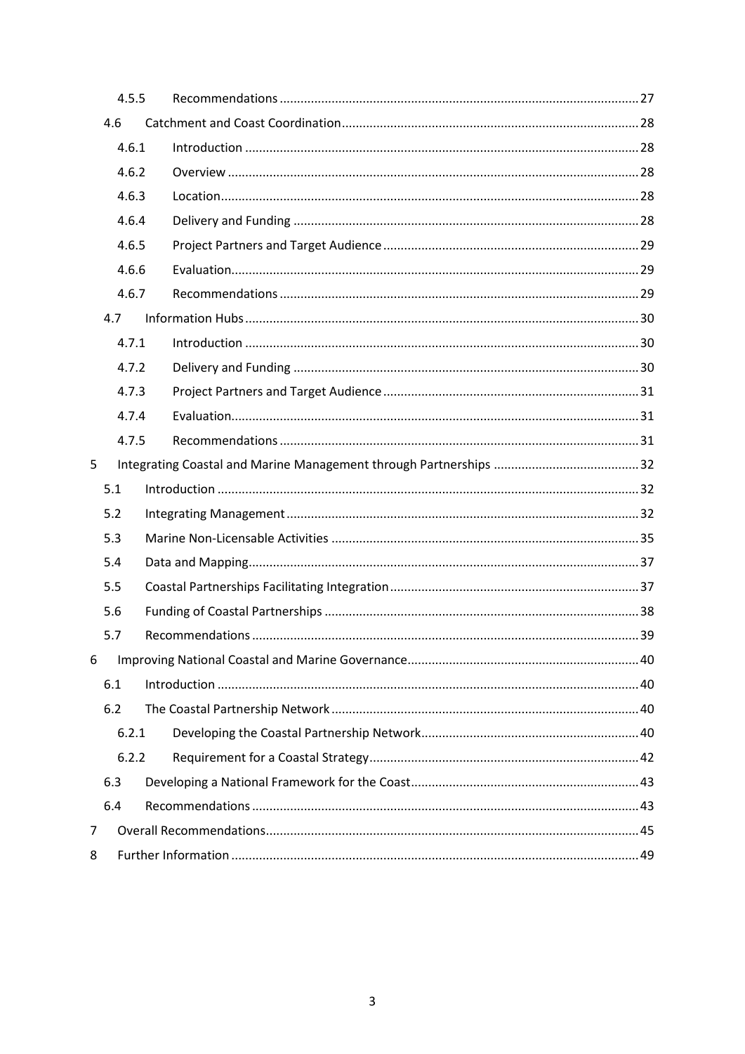| | | |
|---|---|---|
| 4.5.5 | Recommendations | 27 |
| 4.6 | Catchment and Coast Coordination | 28 |
| 4.6.1 | Introduction | 28 |
| 4.6.2 | Overview | 28 |
| 4.6.3 | Location | 28 |
| 4.6.4 | Delivery and Funding | 28 |
| 4.6.5 | Project Partners and Target Audience | 29 |
| 4.6.6 | Evaluation | 29 |
| 4.6.7 | Recommendations | 29 |
| 4.7 | Information Hubs | 30 |
| 4.7.1 | Introduction | 30 |
| 4.7.2 | Delivery and Funding | 30 |
| 4.7.3 | Project Partners and Target Audience | 31 |
| 4.7.4 | Evaluation | 31 |
| 4.7.5 | Recommendations | 31 |
| 5 | Integrating Coastal and Marine Management through Partnerships | 32 |
| 5.1 | Introduction | 32 |
| 5.2 | Integrating Management | 32 |
| 5.3 | Marine Non-Licensable Activities | 35 |
| 5.4 | Data and Mapping | 37 |
| 5.5 | Coastal Partnerships Facilitating Integration | 37 |
| 5.6 | Funding of Coastal Partnerships | 38 |
| 5.7 | Recommendations | 39 |
| 6 | Improving National Coastal and Marine Governance | 40 |
| 6.1 | Introduction | 40 |
| 6.2 | The Coastal Partnership Network | 40 |
| 6.2.1 | Developing the Coastal Partnership Network | 40 |
| 6.2.2 | Requirement for a Coastal Strategy | 42 |
| 6.3 | Developing a National Framework for the Coast | 43 |
| 6.4 | Recommendations | 43 |
| 7 | Overall Recommendations | 45 |
| 8 | Further Information | 49 |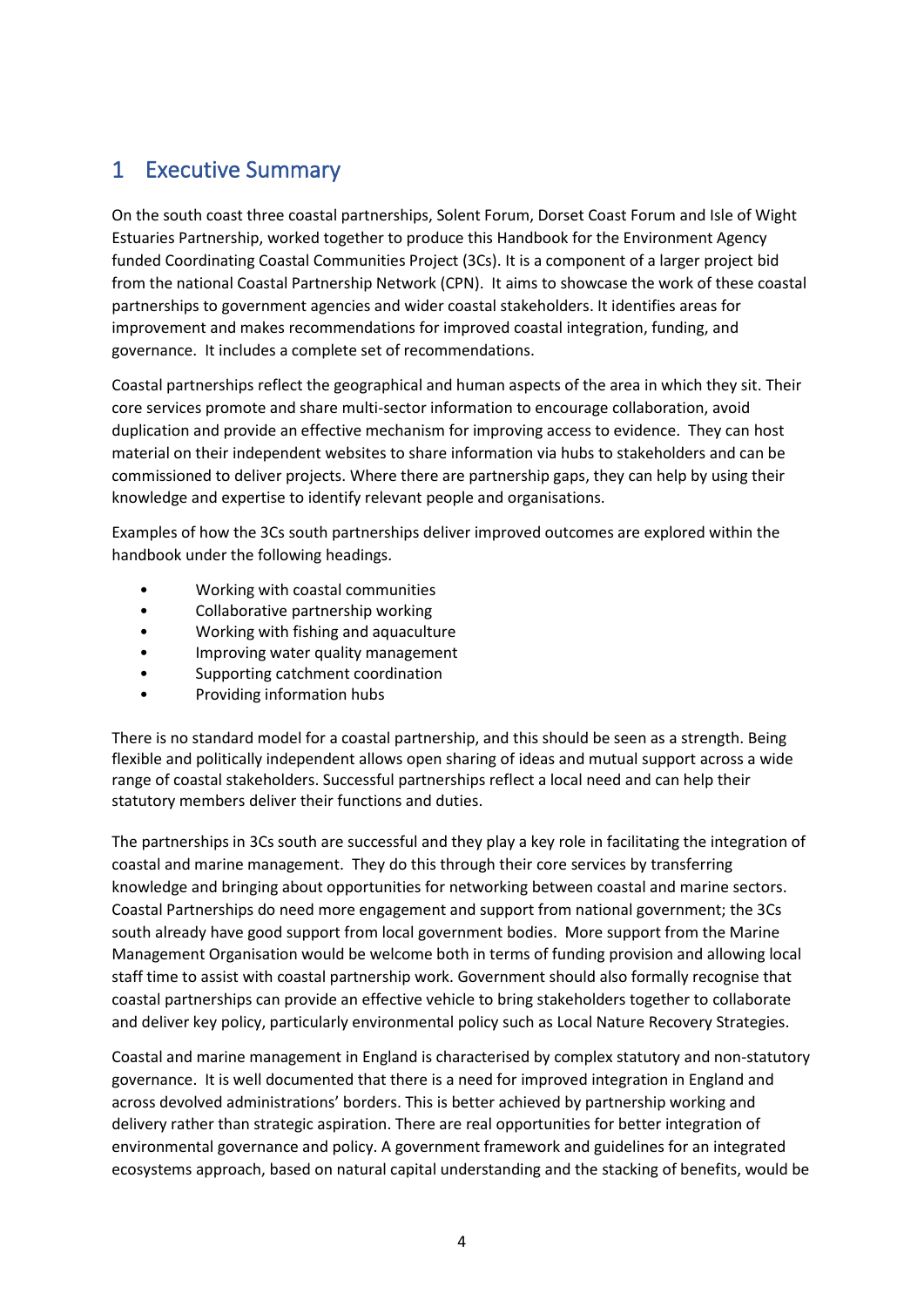# 1 Executive Summary

On the south coast three coastal partnerships, Solent Forum, Dorset Coast Forum and Isle of Wight Estuaries Partnership, worked together to produce this Handbook for the Environment Agency funded Coordinating Coastal Communities Project (3Cs). It is a component of a larger project bid from the national Coastal Partnership Network (CPN). It aims to showcase the work of these coastal partnerships to government agencies and wider coastal stakeholders. It identifies areas for improvement and makes recommendations for improved coastal integration, funding, and governance. It includes a complete set of recommendations.

Coastal partnerships reflect the geographical and human aspects of the area in which they sit. Their core services promote and share multi-sector information to encourage collaboration, avoid duplication and provide an effective mechanism for improving access to evidence. They can host material on their independent websites to share information via hubs to stakeholders and can be commissioned to deliver projects. Where there are partnership gaps, they can help by using their knowledge and expertise to identify relevant people and organisations.

Examples of how the 3Cs south partnerships deliver improved outcomes are explored within the handbook under the following headings.

- Working with coastal communities
- Collaborative partnership working
- Working with fishing and aquaculture
- Improving water quality management
- Supporting catchment coordination
- Providing information hubs

There is no standard model for a coastal partnership, and this should be seen as a strength. Being flexible and politically independent allows open sharing of ideas and mutual support across a wide range of coastal stakeholders. Successful partnerships reflect a local need and can help their statutory members deliver their functions and duties.

The partnerships in 3Cs south are successful and they play a key role in facilitating the integration of coastal and marine management. They do this through their core services by transferring knowledge and bringing about opportunities for networking between coastal and marine sectors. Coastal Partnerships do need more engagement and support from national government; the 3Cs south already have good support from local government bodies. More support from the Marine Management Organisation would be welcome both in terms of funding provision and allowing local staff time to assist with coastal partnership work. Government should also formally recognise that coastal partnerships can provide an effective vehicle to bring stakeholders together to collaborate and deliver key policy, particularly environmental policy such as Local Nature Recovery Strategies.

Coastal and marine management in England is characterised by complex statutory and non-statutory governance. It is well documented that there is a need for improved integration in England and across devolved administrations' borders. This is better achieved by partnership working and delivery rather than strategic aspiration. There are real opportunities for better integration of environmental governance and policy. A government framework and guidelines for an integrated ecosystems approach, based on natural capital understanding and the stacking of benefits, would be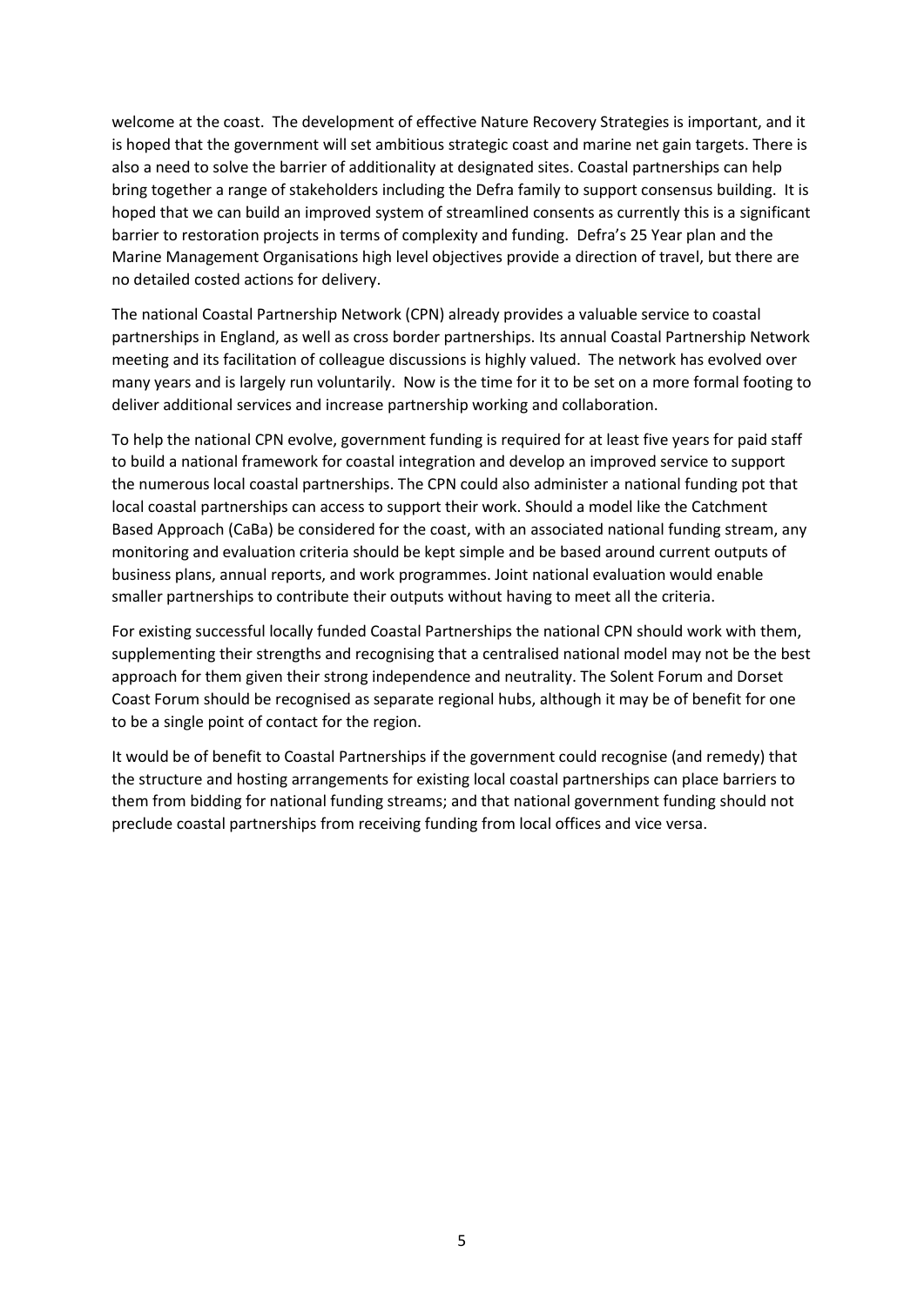welcome at the coast. The development of effective Nature Recovery Strategies is important, and it is hoped that the government will set ambitious strategic coast and marine net gain targets. There is also a need to solve the barrier of additionality at designated sites. Coastal partnerships can help bring together a range of stakeholders including the Defra family to support consensus building. It is hoped that we can build an improved system of streamlined consents as currently this is a significant barrier to restoration projects in terms of complexity and funding. Defra's 25 Year plan and the Marine Management Organisations high level objectives provide a direction of travel, but there are no detailed costed actions for delivery.

The national Coastal Partnership Network (CPN) already provides a valuable service to coastal partnerships in England, as well as cross border partnerships. Its annual Coastal Partnership Network meeting and its facilitation of colleague discussions is highly valued. The network has evolved over many years and is largely run voluntarily. Now is the time for it to be set on a more formal footing to deliver additional services and increase partnership working and collaboration.

To help the national CPN evolve, government funding is required for at least five years for paid staff to build a national framework for coastal integration and develop an improved service to support the numerous local coastal partnerships. The CPN could also administer a national funding pot that local coastal partnerships can access to support their work. Should a model like the Catchment Based Approach (CaBa) be considered for the coast, with an associated national funding stream, any monitoring and evaluation criteria should be kept simple and be based around current outputs of business plans, annual reports, and work programmes. Joint national evaluation would enable smaller partnerships to contribute their outputs without having to meet all the criteria.

For existing successful locally funded Coastal Partnerships the national CPN should work with them, supplementing their strengths and recognising that a centralised national model may not be the best approach for them given their strong independence and neutrality. The Solent Forum and Dorset Coast Forum should be recognised as separate regional hubs, although it may be of benefit for one to be a single point of contact for the region.

It would be of benefit to Coastal Partnerships if the government could recognise (and remedy) that the structure and hosting arrangements for existing local coastal partnerships can place barriers to them from bidding for national funding streams; and that national government funding should not preclude coastal partnerships from receiving funding from local offices and vice versa.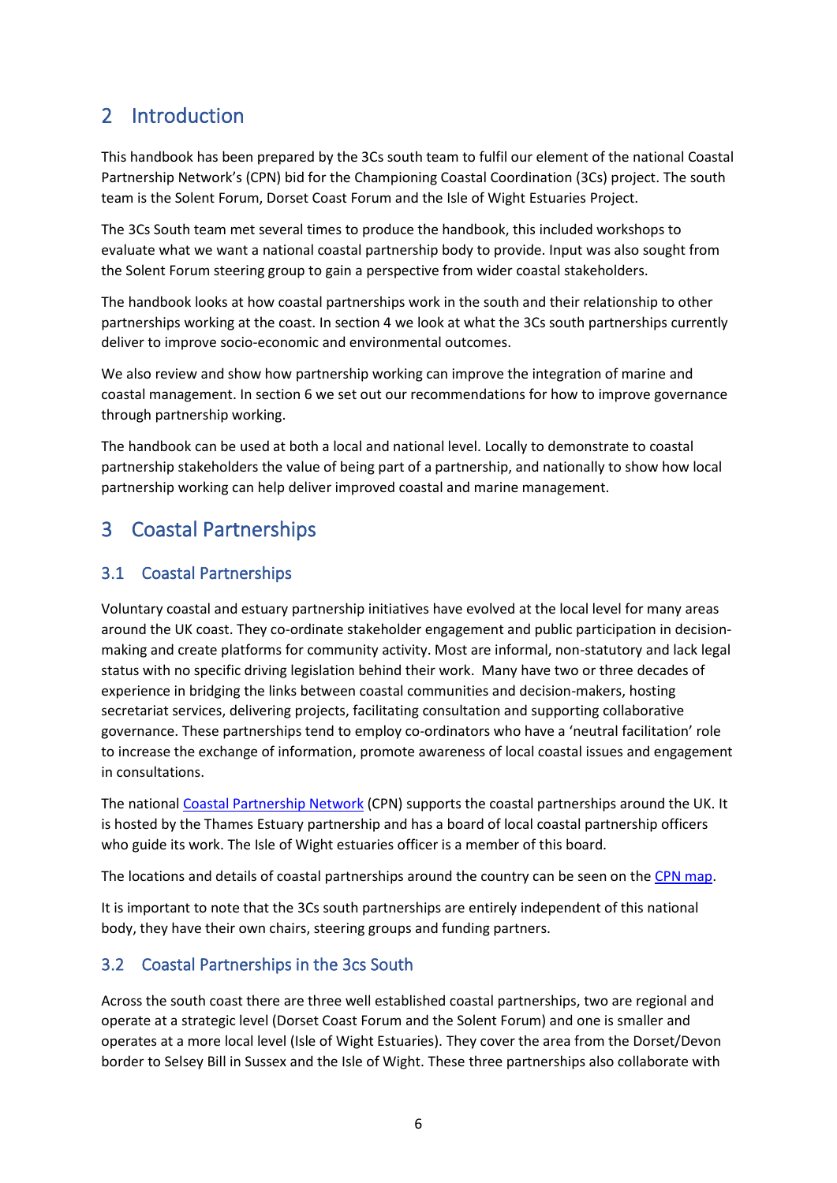## 2 Introduction

This handbook has been prepared by the 3Cs south team to fulfil our element of the national Coastal Partnership Network's (CPN) bid for the Championing Coastal Coordination (3Cs) project. The south team is the Solent Forum, Dorset Coast Forum and the Isle of Wight Estuaries Project.

The 3Cs South team met several times to produce the handbook, this included workshops to evaluate what we want a national coastal partnership body to provide. Input was also sought from the Solent Forum steering group to gain a perspective from wider coastal stakeholders.

The handbook looks at how coastal partnerships work in the south and their relationship to other partnerships working at the coast. In section 4 we look at what the 3Cs south partnerships currently deliver to improve socio-economic and environmental outcomes.

We also review and show how partnership working can improve the integration of marine and coastal management. In section 6 we set out our recommendations for how to improve governance through partnership working.

The handbook can be used at both a local and national level. Locally to demonstrate to coastal partnership stakeholders the value of being part of a partnership, and nationally to show how local partnership working can help deliver improved coastal and marine management.

## 3 Coastal Partnerships

### 3.1 Coastal Partnerships

Voluntary coastal and estuary partnership initiatives have evolved at the local level for many areas around the UK coast. They co-ordinate stakeholder engagement and public participation in decision-making and create platforms for community activity. Most are informal, non-statutory and lack legal status with no specific driving legislation behind their work. Many have two or three decades of experience in bridging the links between coastal communities and decision-makers, hosting secretariat services, delivering projects, facilitating consultation and supporting collaborative governance. These partnerships tend to employ co-ordinators who have a 'neutral facilitation' role to increase the exchange of information, promote awareness of local coastal issues and engagement in consultations.

The national Coastal Partnership Network (CPN) supports the coastal partnerships around the UK. It is hosted by the Thames Estuary partnership and has a board of local coastal partnership officers who guide its work. The Isle of Wight estuaries officer is a member of this board.

The locations and details of coastal partnerships around the country can be seen on the CPN map.

It is important to note that the 3Cs south partnerships are entirely independent of this national body, they have their own chairs, steering groups and funding partners.

### 3.2 Coastal Partnerships in the 3cs South

Across the south coast there are three well established coastal partnerships, two are regional and operate at a strategic level (Dorset Coast Forum and the Solent Forum) and one is smaller and operates at a more local level (Isle of Wight Estuaries). They cover the area from the Dorset/Devon border to Selsey Bill in Sussex and the Isle of Wight. These three partnerships also collaborate with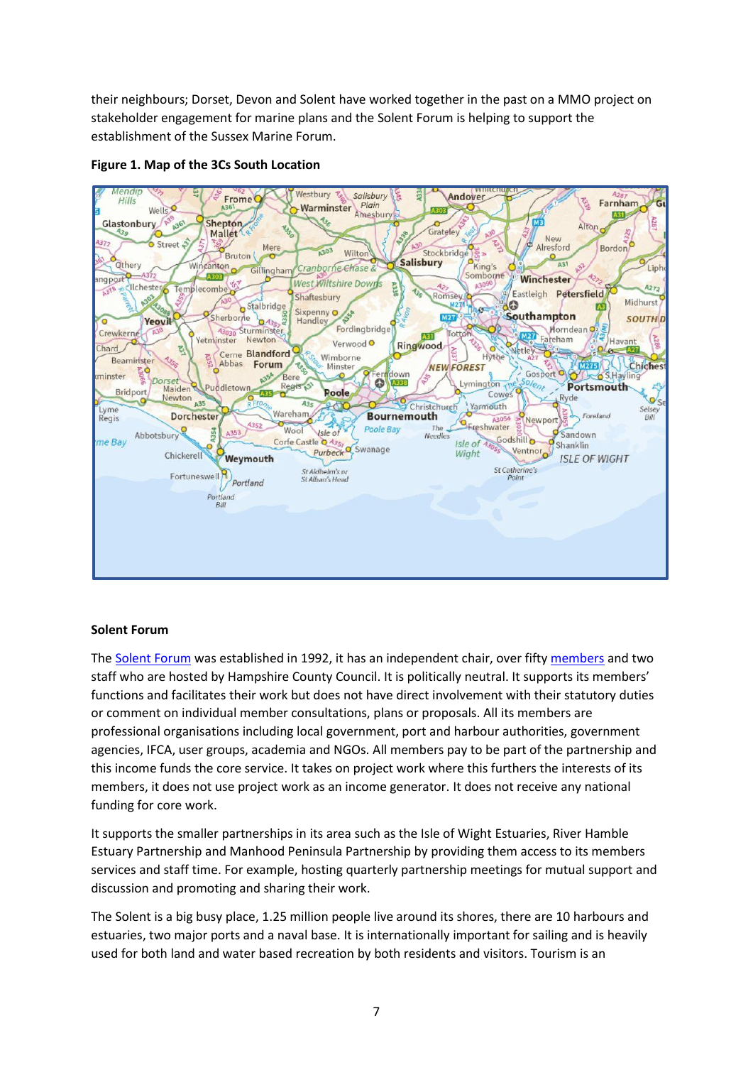their neighbours; Dorset, Devon and Solent have worked together in the past on a MMO project on stakeholder engagement for marine plans and the Solent Forum is helping to support the establishment of the Sussex Marine Forum.

**Figure 1. Map of the 3Cs South Location**

**Solent Forum**

The Solent Forum was established in 1992, it has an independent chair, over fifty members and two staff who are hosted by Hampshire County Council. It is politically neutral. It supports its members' functions and facilitates their work but does not have direct involvement with their statutory duties or comment on individual member consultations, plans or proposals. All its members are professional organisations including local government, port and harbour authorities, government agencies, IFCA, user groups, academia and NGOs. All members pay to be part of the partnership and this income funds the core service. It takes on project work where this furthers the interests of its members, it does not use project work as an income generator. It does not receive any national funding for core work.

It supports the smaller partnerships in its area such as the Isle of Wight Estuaries, River Hamble Estuary Partnership and Manhood Peninsula Partnership by providing them access to its members services and staff time. For example, hosting quarterly partnership meetings for mutual support and discussion and promoting and sharing their work.

The Solent is a big busy place, 1.25 million people live around its shores, there are 10 harbours and estuaries, two major ports and a naval base. It is internationally important for sailing and is heavily used for both land and water based recreation by both residents and visitors. Tourism is an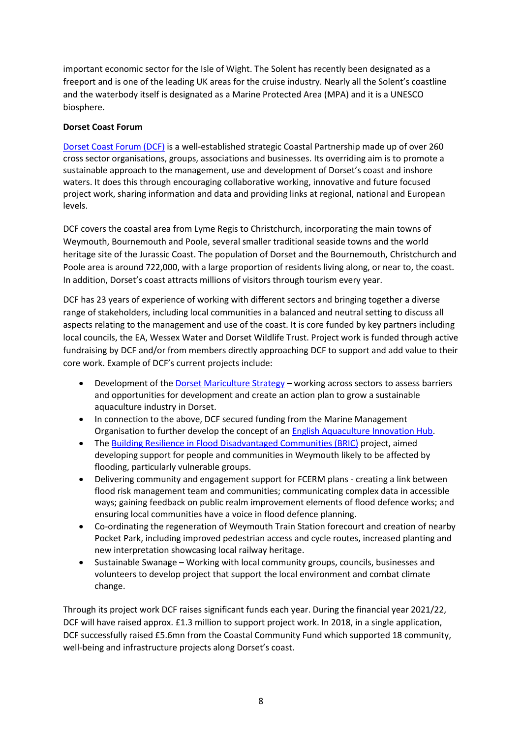important economic sector for the Isle of Wight. The Solent has recently been designated as a freeport and is one of the leading UK areas for the cruise industry. Nearly all the Solent's coastline and the waterbody itself is designated as a Marine Protected Area (MPA) and it is a UNESCO biosphere.

**Dorset Coast Forum**

Dorset Coast Forum (DCF) is a well-established strategic Coastal Partnership made up of over 260 cross sector organisations, groups, associations and businesses. Its overriding aim is to promote a sustainable approach to the management, use and development of Dorset's coast and inshore waters. It does this through encouraging collaborative working, innovative and future focused project work, sharing information and data and providing links at regional, national and European levels.

DCF covers the coastal area from Lyme Regis to Christchurch, incorporating the main towns of Weymouth, Bournemouth and Poole, several smaller traditional seaside towns and the world heritage site of the Jurassic Coast. The population of Dorset and the Bournemouth, Christchurch and Poole area is around 722,000, with a large proportion of residents living along, or near to, the coast. In addition, Dorset's coast attracts millions of visitors through tourism every year.

DCF has 23 years of experience of working with different sectors and bringing together a diverse range of stakeholders, including local communities in a balanced and neutral setting to discuss all aspects relating to the management and use of the coast. It is core funded by key partners including local councils, the EA, Wessex Water and Dorset Wildlife Trust. Project work is funded through active fundraising by DCF and/or from members directly approaching DCF to support and add value to their core work. Example of DCF's current projects include:

- Development of the Dorset Mariculture Strategy – working across sectors to assess barriers and opportunities for development and create an action plan to grow a sustainable aquaculture industry in Dorset.
- In connection to the above, DCF secured funding from the Marine Management Organisation to further develop the concept of an English Aquaculture Innovation Hub.
- The Building Resilience in Flood Disadvantaged Communities (BRIC) project, aimed developing support for people and communities in Weymouth likely to be affected by flooding, particularly vulnerable groups.
- Delivering community and engagement support for FCERM plans - creating a link between flood risk management team and communities; communicating complex data in accessible ways; gaining feedback on public realm improvement elements of flood defence works; and ensuring local communities have a voice in flood defence planning.
- Co-ordinating the regeneration of Weymouth Train Station forecourt and creation of nearby Pocket Park, including improved pedestrian access and cycle routes, increased planting and new interpretation showcasing local railway heritage.
- Sustainable Swanage – Working with local community groups, councils, businesses and volunteers to develop project that support the local environment and combat climate change.

Through its project work DCF raises significant funds each year. During the financial year 2021/22, DCF will have raised approx. £1.3 million to support project work. In 2018, in a single application, DCF successfully raised £5.6mn from the Coastal Community Fund which supported 18 community, well-being and infrastructure projects along Dorset's coast.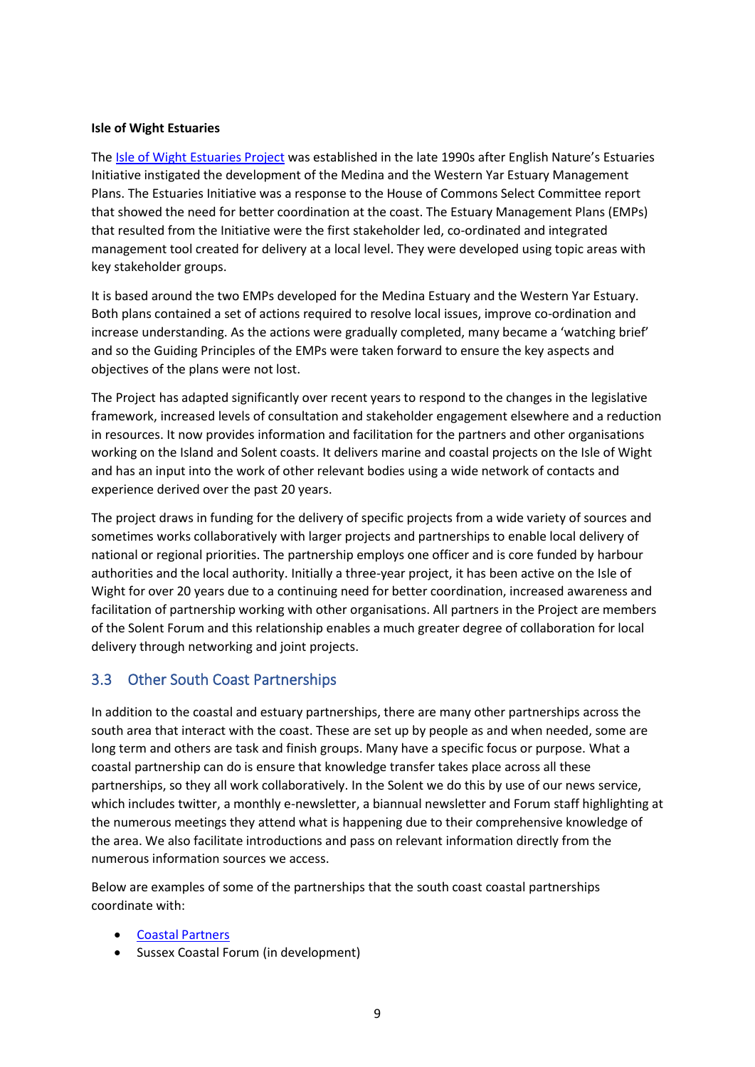**Isle of Wight Estuaries**

The Isle of Wight Estuaries Project was established in the late 1990s after English Nature's Estuaries Initiative instigated the development of the Medina and the Western Yar Estuary Management Plans. The Estuaries Initiative was a response to the House of Commons Select Committee report that showed the need for better coordination at the coast. The Estuary Management Plans (EMPs) that resulted from the Initiative were the first stakeholder led, co-ordinated and integrated management tool created for delivery at a local level. They were developed using topic areas with key stakeholder groups.

It is based around the two EMPs developed for the Medina Estuary and the Western Yar Estuary. Both plans contained a set of actions required to resolve local issues, improve co-ordination and increase understanding. As the actions were gradually completed, many became a 'watching brief' and so the Guiding Principles of the EMPs were taken forward to ensure the key aspects and objectives of the plans were not lost.

The Project has adapted significantly over recent years to respond to the changes in the legislative framework, increased levels of consultation and stakeholder engagement elsewhere and a reduction in resources. It now provides information and facilitation for the partners and other organisations working on the Island and Solent coasts. It delivers marine and coastal projects on the Isle of Wight and has an input into the work of other relevant bodies using a wide network of contacts and experience derived over the past 20 years.

The project draws in funding for the delivery of specific projects from a wide variety of sources and sometimes works collaboratively with larger projects and partnerships to enable local delivery of national or regional priorities. The partnership employs one officer and is core funded by harbour authorities and the local authority. Initially a three-year project, it has been active on the Isle of Wight for over 20 years due to a continuing need for better coordination, increased awareness and facilitation of partnership working with other organisations. All partners in the Project are members of the Solent Forum and this relationship enables a much greater degree of collaboration for local delivery through networking and joint projects.

## 3.3 Other South Coast Partnerships

In addition to the coastal and estuary partnerships, there are many other partnerships across the south area that interact with the coast. These are set up by people as and when needed, some are long term and others are task and finish groups. Many have a specific focus or purpose. What a coastal partnership can do is ensure that knowledge transfer takes place across all these partnerships, so they all work collaboratively. In the Solent we do this by use of our news service, which includes twitter, a monthly e-newsletter, a biannual newsletter and Forum staff highlighting at the numerous meetings they attend what is happening due to their comprehensive knowledge of the area. We also facilitate introductions and pass on relevant information directly from the numerous information sources we access.

Below are examples of some of the partnerships that the south coast coastal partnerships coordinate with:

- Coastal Partners
- Sussex Coastal Forum (in development)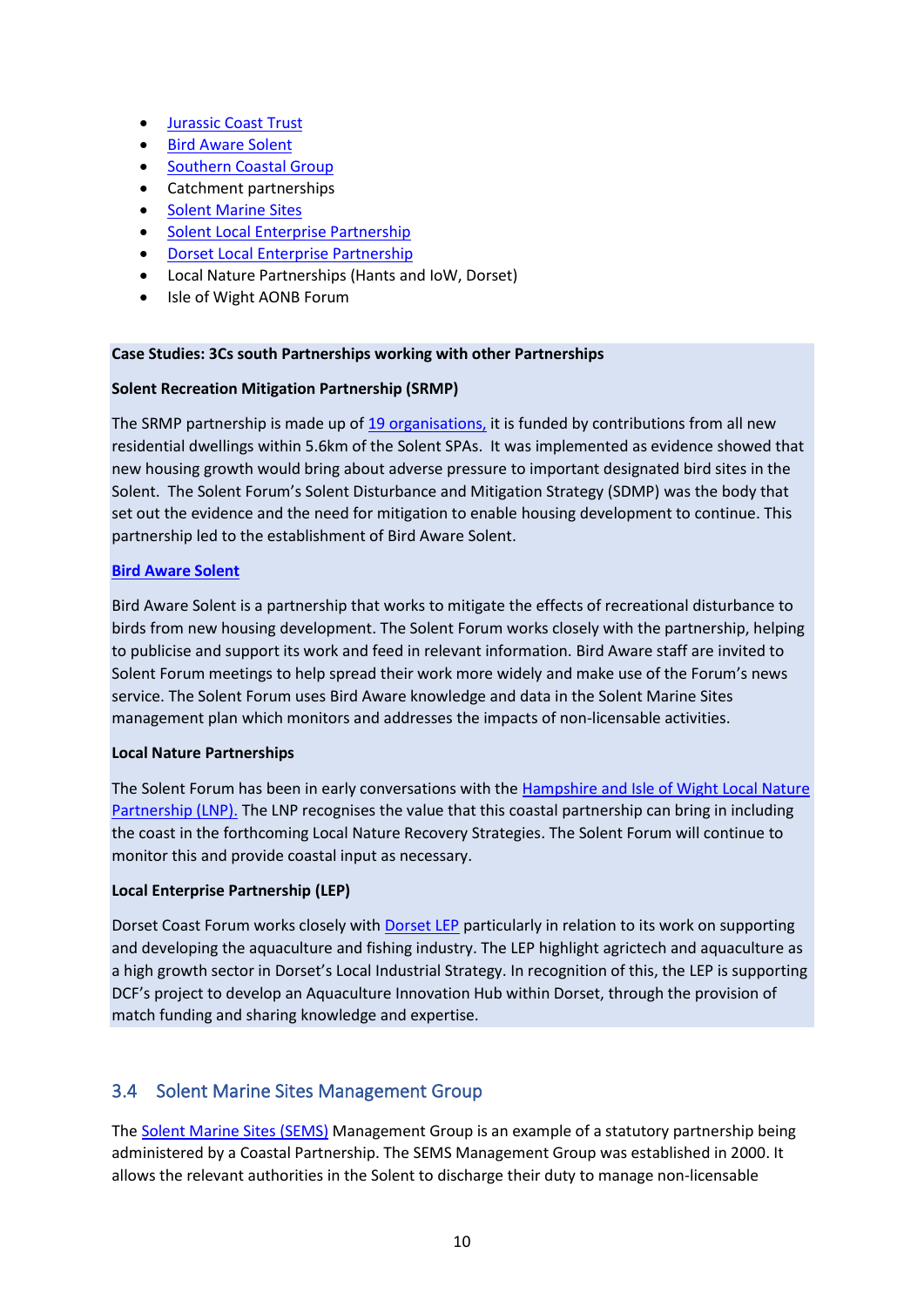- Jurassic Coast Trust
- Bird Aware Solent
- Southern Coastal Group
- Catchment partnerships
- Solent Marine Sites
- Solent Local Enterprise Partnership
- Dorset Local Enterprise Partnership
- Local Nature Partnerships (Hants and IoW, Dorset)
- Isle of Wight AONB Forum

**Case Studies: 3Cs south Partnerships working with other Partnerships**

**Solent Recreation Mitigation Partnership (SRMP)**

The SRMP partnership is made up of 19 organisations, it is funded by contributions from all new residential dwellings within 5.6km of the Solent SPAs. It was implemented as evidence showed that new housing growth would bring about adverse pressure to important designated bird sites in the Solent. The Solent Forum's Solent Disturbance and Mitigation Strategy (SDMP) was the body that set out the evidence and the need for mitigation to enable housing development to continue. This partnership led to the establishment of Bird Aware Solent.

**Bird Aware Solent**

Bird Aware Solent is a partnership that works to mitigate the effects of recreational disturbance to birds from new housing development. The Solent Forum works closely with the partnership, helping to publicise and support its work and feed in relevant information. Bird Aware staff are invited to Solent Forum meetings to help spread their work more widely and make use of the Forum's news service. The Solent Forum uses Bird Aware knowledge and data in the Solent Marine Sites management plan which monitors and addresses the impacts of non-licensable activities.

**Local Nature Partnerships**

The Solent Forum has been in early conversations with the Hampshire and Isle of Wight Local Nature Partnership (LNP). The LNP recognises the value that this coastal partnership can bring in including the coast in the forthcoming Local Nature Recovery Strategies. The Solent Forum will continue to monitor this and provide coastal input as necessary.

**Local Enterprise Partnership (LEP)**

Dorset Coast Forum works closely with Dorset LEP particularly in relation to its work on supporting and developing the aquaculture and fishing industry. The LEP highlight agrictech and aquaculture as a high growth sector in Dorset's Local Industrial Strategy. In recognition of this, the LEP is supporting DCF's project to develop an Aquaculture Innovation Hub within Dorset, through the provision of match funding and sharing knowledge and expertise.

## 3.4 Solent Marine Sites Management Group

The Solent Marine Sites (SEMS) Management Group is an example of a statutory partnership being administered by a Coastal Partnership. The SEMS Management Group was established in 2000. It allows the relevant authorities in the Solent to discharge their duty to manage non-licensable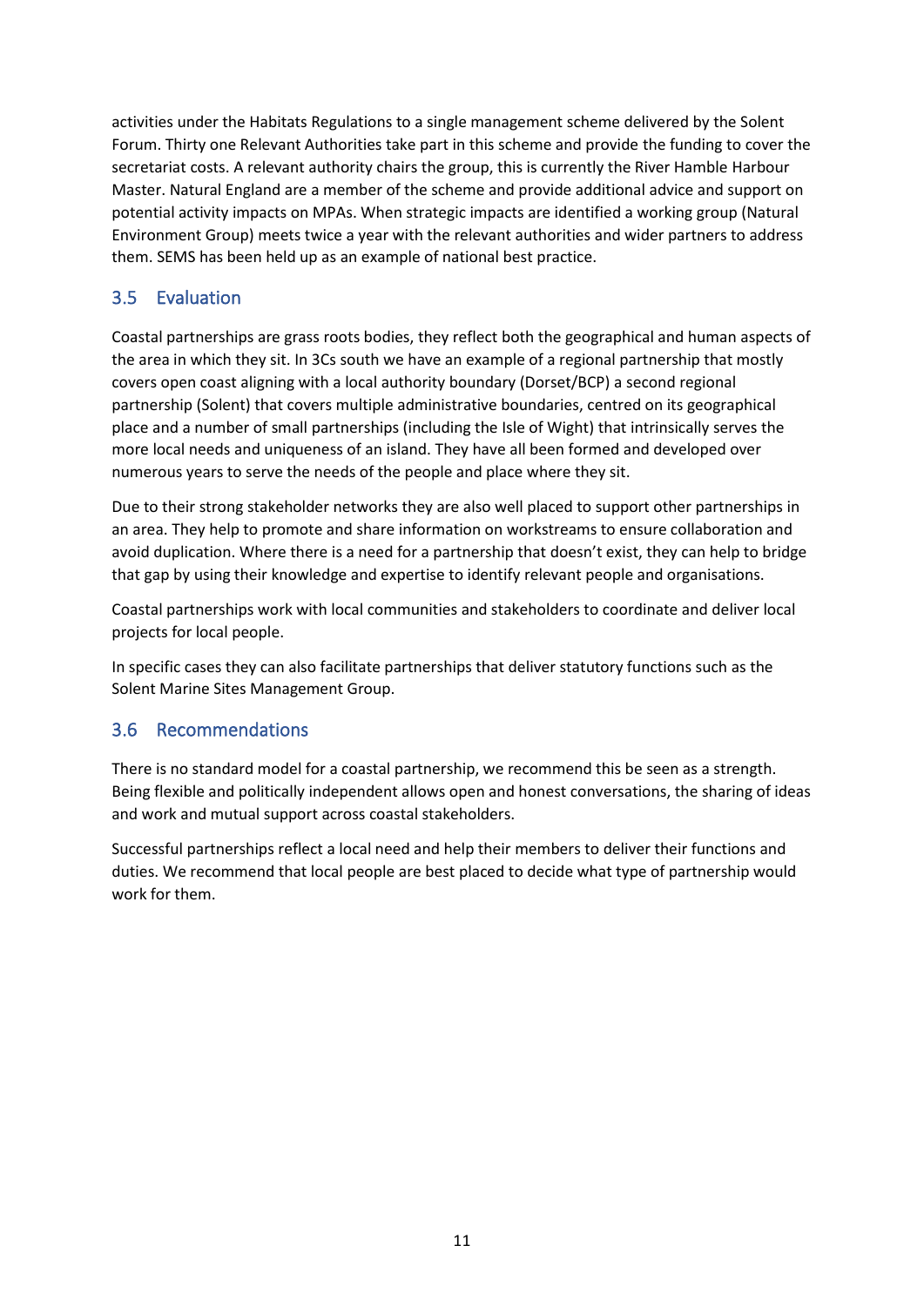activities under the Habitats Regulations to a single management scheme delivered by the Solent Forum. Thirty one Relevant Authorities take part in this scheme and provide the funding to cover the secretariat costs. A relevant authority chairs the group, this is currently the River Hamble Harbour Master. Natural England are a member of the scheme and provide additional advice and support on potential activity impacts on MPAs. When strategic impacts are identified a working group (Natural Environment Group) meets twice a year with the relevant authorities and wider partners to address them. SEMS has been held up as an example of national best practice.

## 3.5 Evaluation

Coastal partnerships are grass roots bodies, they reflect both the geographical and human aspects of the area in which they sit. In 3Cs south we have an example of a regional partnership that mostly covers open coast aligning with a local authority boundary (Dorset/BCP) a second regional partnership (Solent) that covers multiple administrative boundaries, centred on its geographical place and a number of small partnerships (including the Isle of Wight) that intrinsically serves the more local needs and uniqueness of an island. They have all been formed and developed over numerous years to serve the needs of the people and place where they sit.

Due to their strong stakeholder networks they are also well placed to support other partnerships in an area. They help to promote and share information on workstreams to ensure collaboration and avoid duplication. Where there is a need for a partnership that doesn't exist, they can help to bridge that gap by using their knowledge and expertise to identify relevant people and organisations.

Coastal partnerships work with local communities and stakeholders to coordinate and deliver local projects for local people.

In specific cases they can also facilitate partnerships that deliver statutory functions such as the Solent Marine Sites Management Group.

## 3.6 Recommendations

There is no standard model for a coastal partnership, we recommend this be seen as a strength. Being flexible and politically independent allows open and honest conversations, the sharing of ideas and work and mutual support across coastal stakeholders.

Successful partnerships reflect a local need and help their members to deliver their functions and duties. We recommend that local people are best placed to decide what type of partnership would work for them.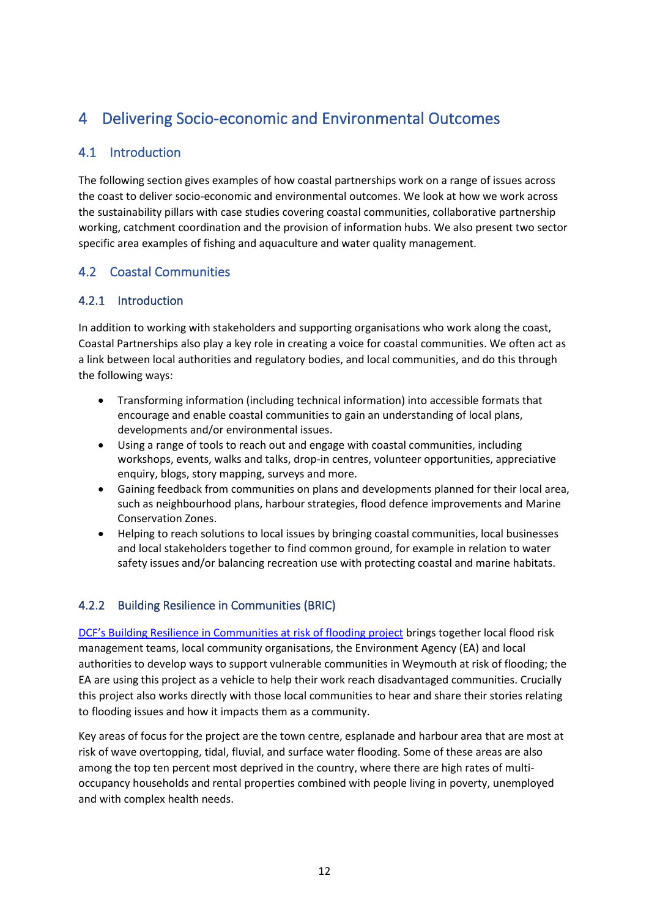# 4 Delivering Socio-economic and Environmental Outcomes

## 4.1 Introduction

The following section gives examples of how coastal partnerships work on a range of issues across the coast to deliver socio-economic and environmental outcomes. We look at how we work across the sustainability pillars with case studies covering coastal communities, collaborative partnership working, catchment coordination and the provision of information hubs. We also present two sector specific area examples of fishing and aquaculture and water quality management.

## 4.2 Coastal Communities

### 4.2.1 Introduction

In addition to working with stakeholders and supporting organisations who work along the coast, Coastal Partnerships also play a key role in creating a voice for coastal communities. We often act as a link between local authorities and regulatory bodies, and local communities, and do this through the following ways:

- Transforming information (including technical information) into accessible formats that encourage and enable coastal communities to gain an understanding of local plans, developments and/or environmental issues.
- Using a range of tools to reach out and engage with coastal communities, including workshops, events, walks and talks, drop-in centres, volunteer opportunities, appreciative enquiry, blogs, story mapping, surveys and more.
- Gaining feedback from communities on plans and developments planned for their local area, such as neighbourhood plans, harbour strategies, flood defence improvements and Marine Conservation Zones.
- Helping to reach solutions to local issues by bringing coastal communities, local businesses and local stakeholders together to find common ground, for example in relation to water safety issues and/or balancing recreation use with protecting coastal and marine habitats.

### 4.2.2 Building Resilience in Communities (BRIC)

DCF's Building Resilience in Communities at risk of flooding project brings together local flood risk management teams, local community organisations, the Environment Agency (EA) and local authorities to develop ways to support vulnerable communities in Weymouth at risk of flooding; the EA are using this project as a vehicle to help their work reach disadvantaged communities. Crucially this project also works directly with those local communities to hear and share their stories relating to flooding issues and how it impacts them as a community.

Key areas of focus for the project are the town centre, esplanade and harbour area that are most at risk of wave overtopping, tidal, fluvial, and surface water flooding. Some of these areas are also among the top ten percent most deprived in the country, where there are high rates of multi-occupancy households and rental properties combined with people living in poverty, unemployed and with complex health needs.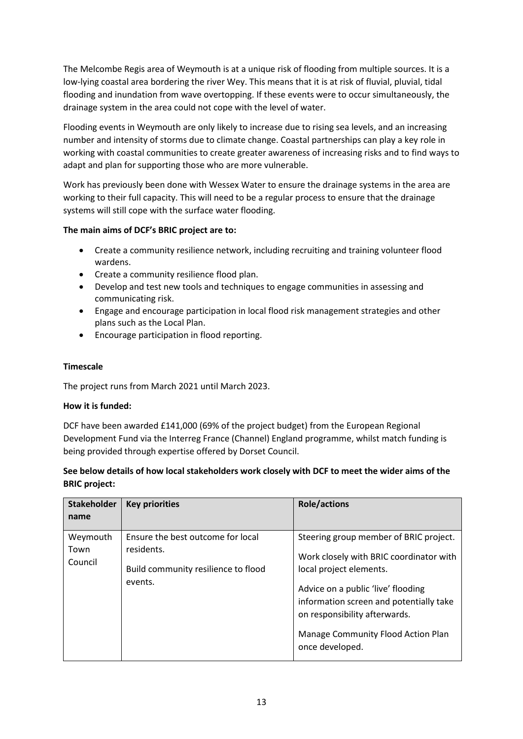The Melcombe Regis area of Weymouth is at a unique risk of flooding from multiple sources. It is a low-lying coastal area bordering the river Wey. This means that it is at risk of fluvial, pluvial, tidal flooding and inundation from wave overtopping. If these events were to occur simultaneously, the drainage system in the area could not cope with the level of water.

Flooding events in Weymouth are only likely to increase due to rising sea levels, and an increasing number and intensity of storms due to climate change. Coastal partnerships can play a key role in working with coastal communities to create greater awareness of increasing risks and to find ways to adapt and plan for supporting those who are more vulnerable.

Work has previously been done with Wessex Water to ensure the drainage systems in the area are working to their full capacity. This will need to be a regular process to ensure that the drainage systems will still cope with the surface water flooding.

**The main aims of DCF's BRIC project are to:**

- Create a community resilience network, including recruiting and training volunteer flood wardens.
- Create a community resilience flood plan.
- Develop and test new tools and techniques to engage communities in assessing and communicating risk.
- Engage and encourage participation in local flood risk management strategies and other plans such as the Local Plan.
- Encourage participation in flood reporting.

**Timescale**

The project runs from March 2021 until March 2023.

**How it is funded:**

DCF have been awarded £141,000 (69% of the project budget) from the European Regional Development Fund via the Interreg France (Channel) England programme, whilst match funding is being provided through expertise offered by Dorset Council.

**See below details of how local stakeholders work closely with DCF to meet the wider aims of the BRIC project:**

| Stakeholder name | Key priorities | Role/actions |
|---|---|---|
| Weymouth Town Council | Ensure the best outcome for local residents.<br><br>Build community resilience to flood events. | Steering group member of BRIC project.<br><br>Work closely with BRIC coordinator with local project elements.<br><br>Advice on a public 'live' flooding information screen and potentially take on responsibility afterwards.<br><br>Manage Community Flood Action Plan once developed. |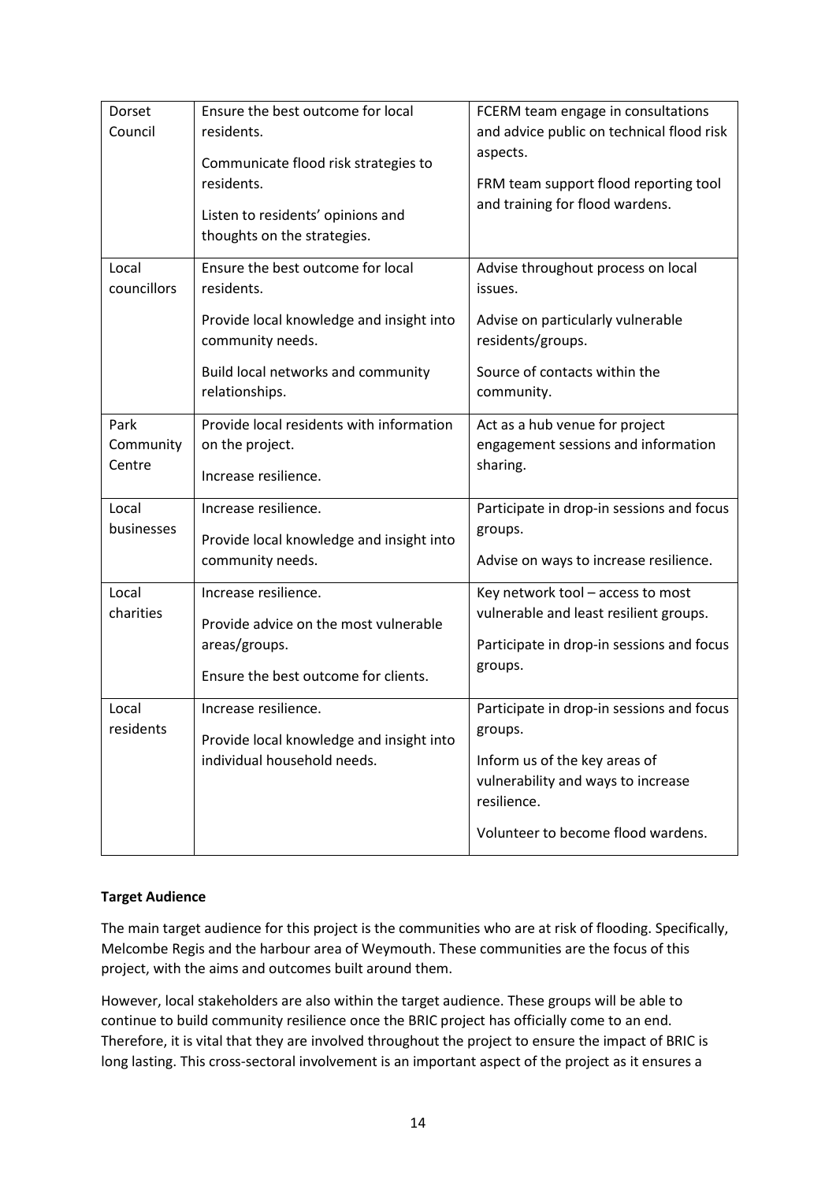| Dorset Council | Ensure the best outcome for local residents.<br><br>Communicate flood risk strategies to residents.<br><br>Listen to residents' opinions and thoughts on the strategies. | FCERM team engage in consultations and advice public on technical flood risk aspects.<br><br>FRM team support flood reporting tool and training for flood wardens. |
|---|---|---|
| Local councillors | Ensure the best outcome for local residents.<br><br>Provide local knowledge and insight into community needs.<br><br>Build local networks and community relationships. | Advise throughout process on local issues.<br><br>Advise on particularly vulnerable residents/groups.<br><br>Source of contacts within the community. |
| Park Community Centre | Provide local residents with information on the project.<br><br>Increase resilience. | Act as a hub venue for project engagement sessions and information sharing. |
| Local businesses | Increase resilience.<br><br>Provide local knowledge and insight into community needs. | Participate in drop-in sessions and focus groups.<br><br>Advise on ways to increase resilience. |
| Local charities | Increase resilience.<br><br>Provide advice on the most vulnerable areas/groups.<br><br>Ensure the best outcome for clients. | Key network tool – access to most vulnerable and least resilient groups.<br><br>Participate in drop-in sessions and focus groups. |
| Local residents | Increase resilience.<br><br>Provide local knowledge and insight into individual household needs. | Participate in drop-in sessions and focus groups.<br><br>Inform us of the key areas of vulnerability and ways to increase resilience.<br><br>Volunteer to become flood wardens. |

**Target Audience**

The main target audience for this project is the communities who are at risk of flooding. Specifically, Melcombe Regis and the harbour area of Weymouth. These communities are the focus of this project, with the aims and outcomes built around them.

However, local stakeholders are also within the target audience. These groups will be able to continue to build community resilience once the BRIC project has officially come to an end. Therefore, it is vital that they are involved throughout the project to ensure the impact of BRIC is long lasting. This cross-sectoral involvement is an important aspect of the project as it ensures a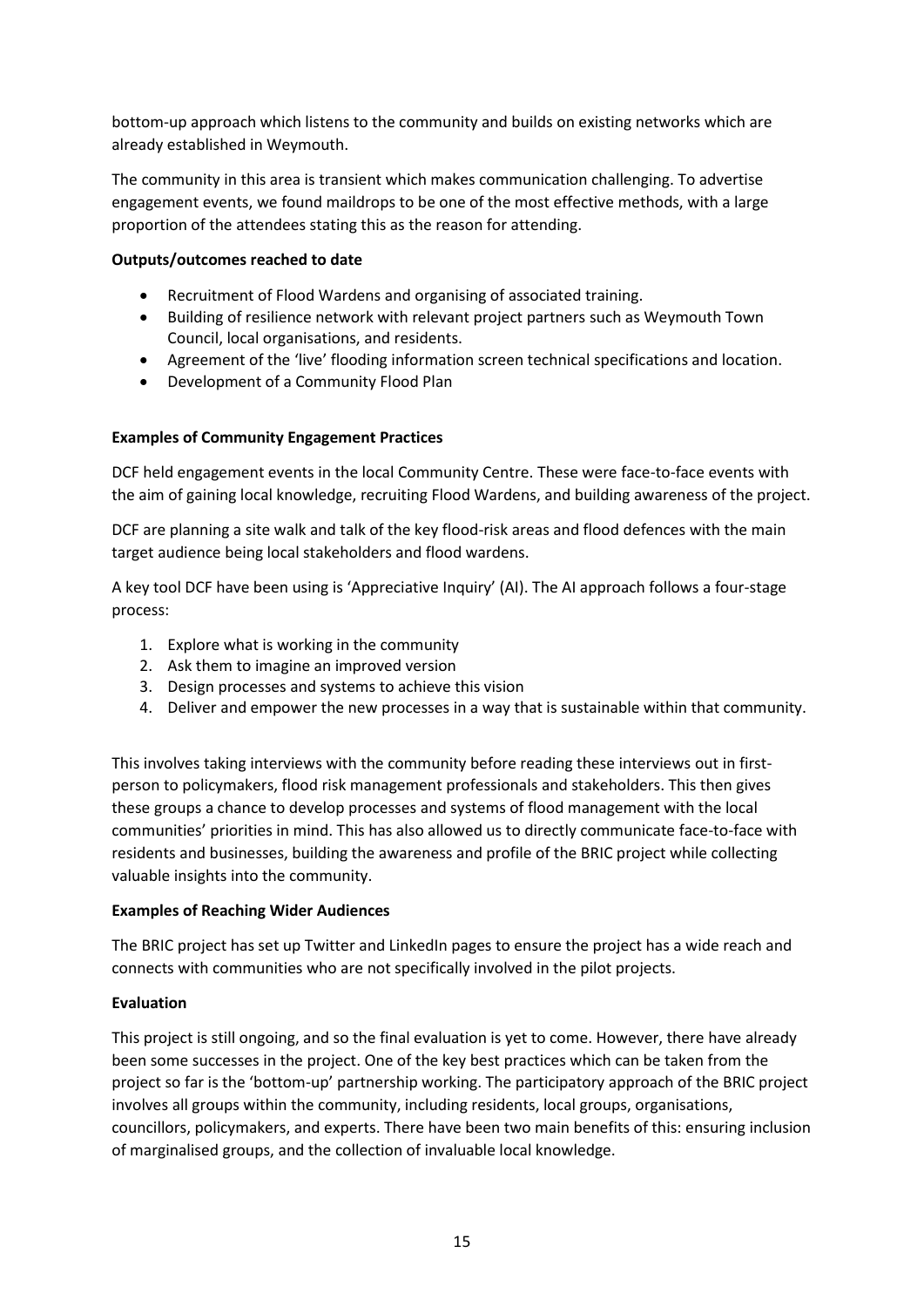bottom-up approach which listens to the community and builds on existing networks which are already established in Weymouth.

The community in this area is transient which makes communication challenging. To advertise engagement events, we found maildrops to be one of the most effective methods, with a large proportion of the attendees stating this as the reason for attending.

**Outputs/outcomes reached to date**

- Recruitment of Flood Wardens and organising of associated training.
- Building of resilience network with relevant project partners such as Weymouth Town Council, local organisations, and residents.
- Agreement of the 'live' flooding information screen technical specifications and location.
- Development of a Community Flood Plan

**Examples of Community Engagement Practices**

DCF held engagement events in the local Community Centre. These were face-to-face events with the aim of gaining local knowledge, recruiting Flood Wardens, and building awareness of the project.

DCF are planning a site walk and talk of the key flood-risk areas and flood defences with the main target audience being local stakeholders and flood wardens.

A key tool DCF have been using is 'Appreciative Inquiry' (AI). The AI approach follows a four-stage process:

1. Explore what is working in the community
2. Ask them to imagine an improved version
3. Design processes and systems to achieve this vision
4. Deliver and empower the new processes in a way that is sustainable within that community.

This involves taking interviews with the community before reading these interviews out in first-person to policymakers, flood risk management professionals and stakeholders. This then gives these groups a chance to develop processes and systems of flood management with the local communities' priorities in mind. This has also allowed us to directly communicate face-to-face with residents and businesses, building the awareness and profile of the BRIC project while collecting valuable insights into the community.

**Examples of Reaching Wider Audiences**

The BRIC project has set up Twitter and LinkedIn pages to ensure the project has a wide reach and connects with communities who are not specifically involved in the pilot projects.

**Evaluation**

This project is still ongoing, and so the final evaluation is yet to come. However, there have already been some successes in the project. One of the key best practices which can be taken from the project so far is the 'bottom-up' partnership working. The participatory approach of the BRIC project involves all groups within the community, including residents, local groups, organisations, councillors, policymakers, and experts. There have been two main benefits of this: ensuring inclusion of marginalised groups, and the collection of invaluable local knowledge.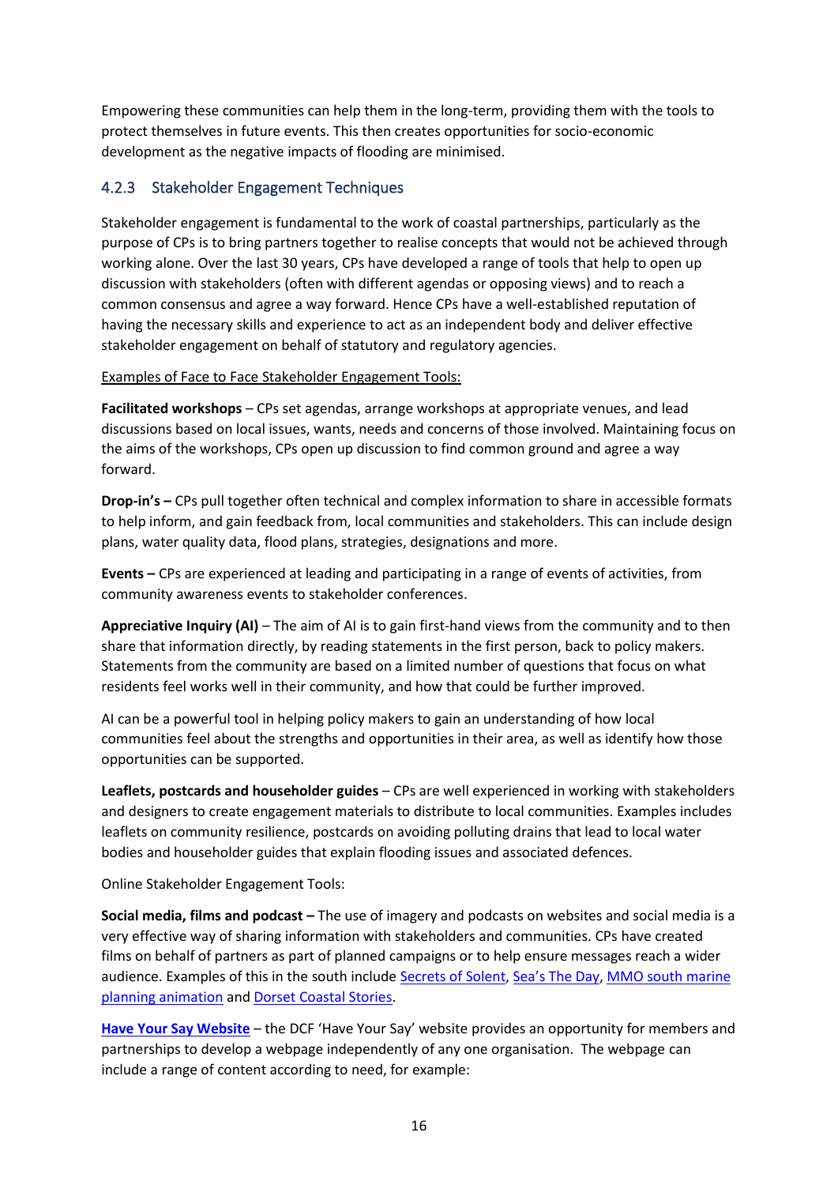Empowering these communities can help them in the long-term, providing them with the tools to protect themselves in future events. This then creates opportunities for socio-economic development as the negative impacts of flooding are minimised.

### 4.2.3 Stakeholder Engagement Techniques

Stakeholder engagement is fundamental to the work of coastal partnerships, particularly as the purpose of CPs is to bring partners together to realise concepts that would not be achieved through working alone. Over the last 30 years, CPs have developed a range of tools that help to open up discussion with stakeholders (often with different agendas or opposing views) and to reach a common consensus and agree a way forward. Hence CPs have a well-established reputation of having the necessary skills and experience to act as an independent body and deliver effective stakeholder engagement on behalf of statutory and regulatory agencies.

Examples of Face to Face Stakeholder Engagement Tools:

**Facilitated workshops** – CPs set agendas, arrange workshops at appropriate venues, and lead discussions based on local issues, wants, needs and concerns of those involved. Maintaining focus on the aims of the workshops, CPs open up discussion to find common ground and agree a way forward.

**Drop-in's –** CPs pull together often technical and complex information to share in accessible formats to help inform, and gain feedback from, local communities and stakeholders. This can include design plans, water quality data, flood plans, strategies, designations and more.

**Events –** CPs are experienced at leading and participating in a range of events of activities, from community awareness events to stakeholder conferences.

**Appreciative Inquiry (AI)** – The aim of AI is to gain first-hand views from the community and to then share that information directly, by reading statements in the first person, back to policy makers. Statements from the community are based on a limited number of questions that focus on what residents feel works well in their community, and how that could be further improved.

AI can be a powerful tool in helping policy makers to gain an understanding of how local communities feel about the strengths and opportunities in their area, as well as identify how those opportunities can be supported.

**Leaflets, postcards and householder guides** – CPs are well experienced in working with stakeholders and designers to create engagement materials to distribute to local communities. Examples includes leaflets on community resilience, postcards on avoiding polluting drains that lead to local water bodies and householder guides that explain flooding issues and associated defences.

Online Stakeholder Engagement Tools:

**Social media, films and podcast –** The use of imagery and podcasts on websites and social media is a very effective way of sharing information with stakeholders and communities. CPs have created films on behalf of partners as part of planned campaigns or to help ensure messages reach a wider audience. Examples of this in the south include Secrets of Solent, Sea's The Day, MMO south marine planning animation and Dorset Coastal Stories.

**Have Your Say Website** – the DCF 'Have Your Say' website provides an opportunity for members and partnerships to develop a webpage independently of any one organisation. The webpage can include a range of content according to need, for example: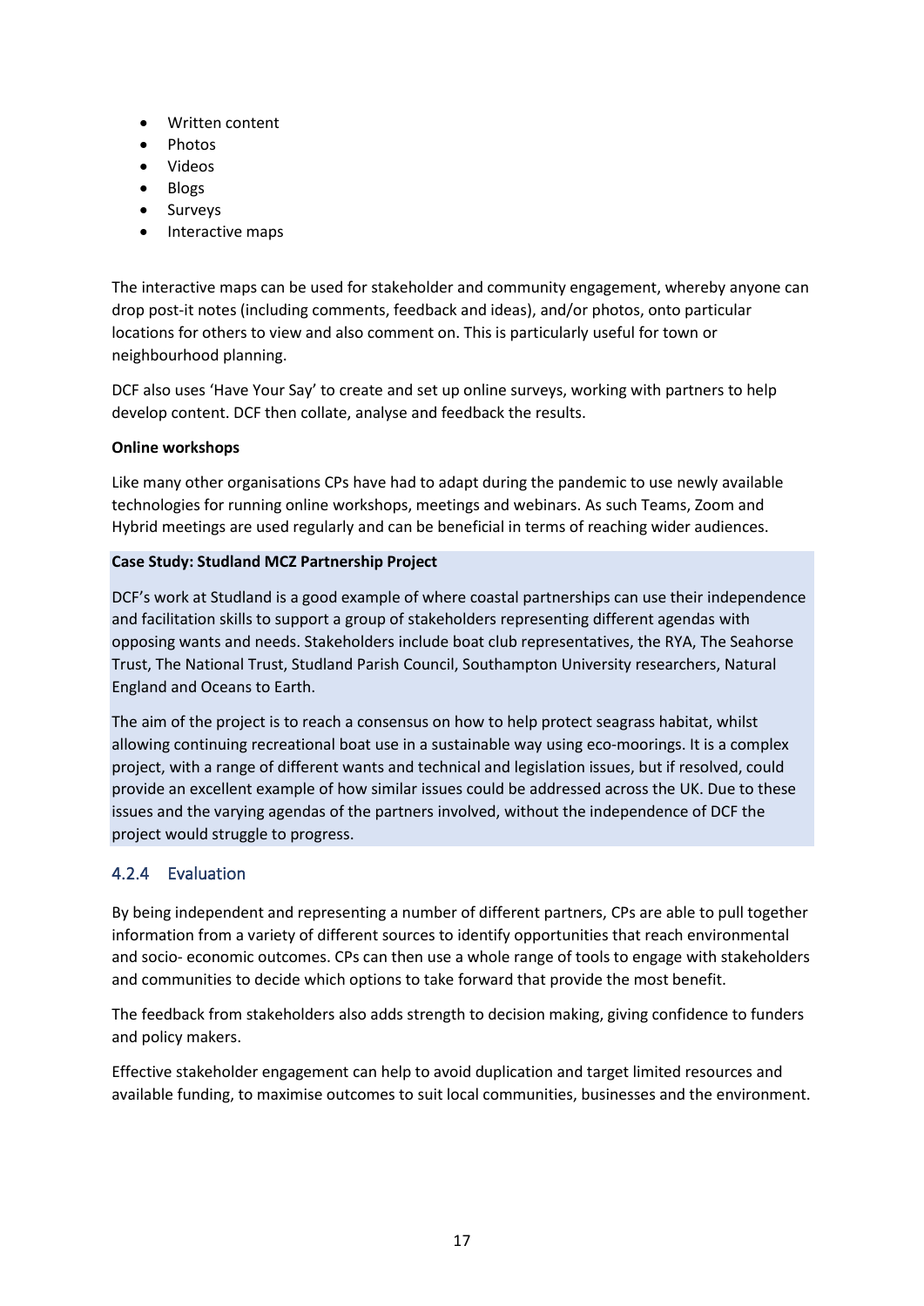- Written content
- Photos
- Videos
- Blogs
- Surveys
- Interactive maps

The interactive maps can be used for stakeholder and community engagement, whereby anyone can drop post-it notes (including comments, feedback and ideas), and/or photos, onto particular locations for others to view and also comment on. This is particularly useful for town or neighbourhood planning.

DCF also uses 'Have Your Say' to create and set up online surveys, working with partners to help develop content. DCF then collate, analyse and feedback the results.

**Online workshops**

Like many other organisations CPs have had to adapt during the pandemic to use newly available technologies for running online workshops, meetings and webinars. As such Teams, Zoom and Hybrid meetings are used regularly and can be beneficial in terms of reaching wider audiences.

**Case Study: Studland MCZ Partnership Project**

DCF's work at Studland is a good example of where coastal partnerships can use their independence and facilitation skills to support a group of stakeholders representing different agendas with opposing wants and needs. Stakeholders include boat club representatives, the RYA, The Seahorse Trust, The National Trust, Studland Parish Council, Southampton University researchers, Natural England and Oceans to Earth.

The aim of the project is to reach a consensus on how to help protect seagrass habitat, whilst allowing continuing recreational boat use in a sustainable way using eco-moorings. It is a complex project, with a range of different wants and technical and legislation issues, but if resolved, could provide an excellent example of how similar issues could be addressed across the UK. Due to these issues and the varying agendas of the partners involved, without the independence of DCF the project would struggle to progress.

### 4.2.4 Evaluation

By being independent and representing a number of different partners, CPs are able to pull together information from a variety of different sources to identify opportunities that reach environmental and socio- economic outcomes. CPs can then use a whole range of tools to engage with stakeholders and communities to decide which options to take forward that provide the most benefit.

The feedback from stakeholders also adds strength to decision making, giving confidence to funders and policy makers.

Effective stakeholder engagement can help to avoid duplication and target limited resources and available funding, to maximise outcomes to suit local communities, businesses and the environment.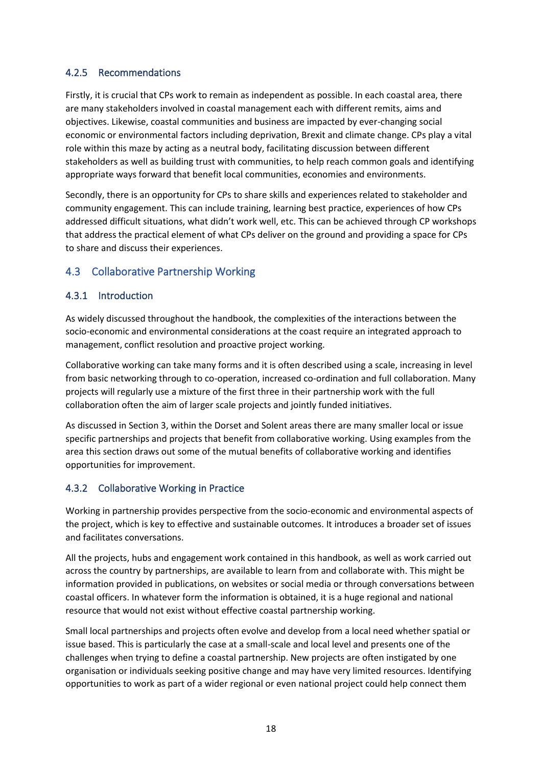### 4.2.5 Recommendations

Firstly, it is crucial that CPs work to remain as independent as possible. In each coastal area, there are many stakeholders involved in coastal management each with different remits, aims and objectives. Likewise, coastal communities and business are impacted by ever-changing social economic or environmental factors including deprivation, Brexit and climate change. CPs play a vital role within this maze by acting as a neutral body, facilitating discussion between different stakeholders as well as building trust with communities, to help reach common goals and identifying appropriate ways forward that benefit local communities, economies and environments.

Secondly, there is an opportunity for CPs to share skills and experiences related to stakeholder and community engagement. This can include training, learning best practice, experiences of how CPs addressed difficult situations, what didn't work well, etc. This can be achieved through CP workshops that address the practical element of what CPs deliver on the ground and providing a space for CPs to share and discuss their experiences.

## 4.3 Collaborative Partnership Working

### 4.3.1 Introduction

As widely discussed throughout the handbook, the complexities of the interactions between the socio-economic and environmental considerations at the coast require an integrated approach to management, conflict resolution and proactive project working.

Collaborative working can take many forms and it is often described using a scale, increasing in level from basic networking through to co-operation, increased co-ordination and full collaboration. Many projects will regularly use a mixture of the first three in their partnership work with the full collaboration often the aim of larger scale projects and jointly funded initiatives.

As discussed in Section 3, within the Dorset and Solent areas there are many smaller local or issue specific partnerships and projects that benefit from collaborative working. Using examples from the area this section draws out some of the mutual benefits of collaborative working and identifies opportunities for improvement.

### 4.3.2 Collaborative Working in Practice

Working in partnership provides perspective from the socio-economic and environmental aspects of the project, which is key to effective and sustainable outcomes. It introduces a broader set of issues and facilitates conversations.

All the projects, hubs and engagement work contained in this handbook, as well as work carried out across the country by partnerships, are available to learn from and collaborate with. This might be information provided in publications, on websites or social media or through conversations between coastal officers. In whatever form the information is obtained, it is a huge regional and national resource that would not exist without effective coastal partnership working.

Small local partnerships and projects often evolve and develop from a local need whether spatial or issue based. This is particularly the case at a small-scale and local level and presents one of the challenges when trying to define a coastal partnership. New projects are often instigated by one organisation or individuals seeking positive change and may have very limited resources. Identifying opportunities to work as part of a wider regional or even national project could help connect them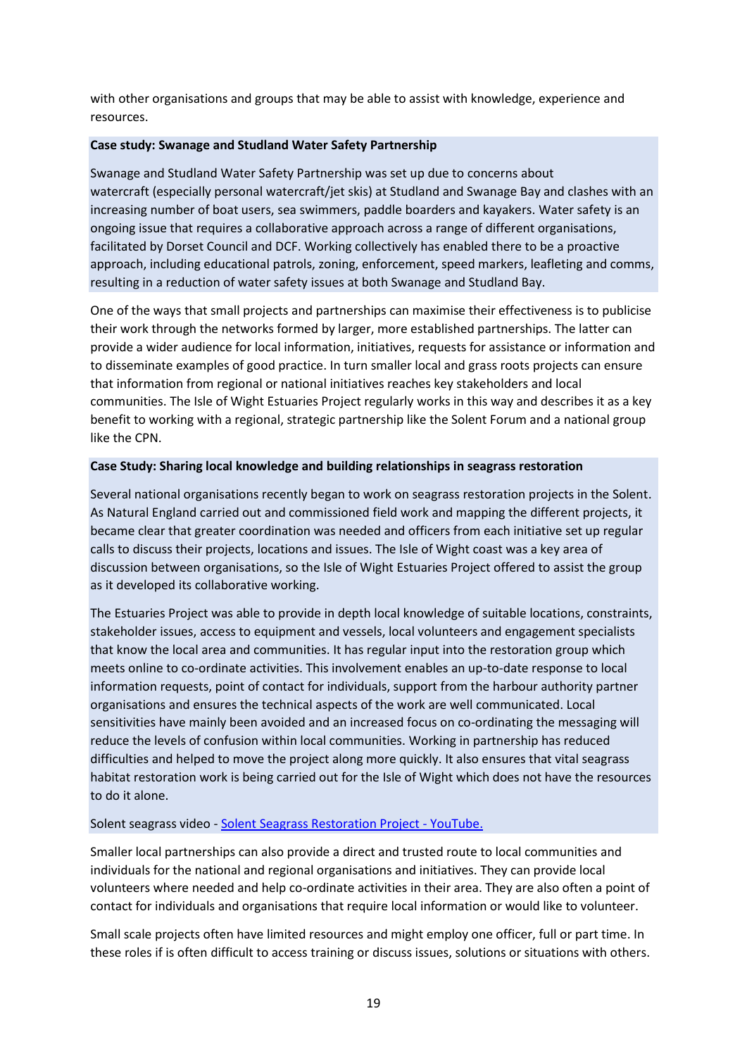with other organisations and groups that may be able to assist with knowledge, experience and resources.

**Case study: Swanage and Studland Water Safety Partnership**

Swanage and Studland Water Safety Partnership was set up due to concerns about watercraft (especially personal watercraft/jet skis) at Studland and Swanage Bay and clashes with an increasing number of boat users, sea swimmers, paddle boarders and kayakers. Water safety is an ongoing issue that requires a collaborative approach across a range of different organisations, facilitated by Dorset Council and DCF. Working collectively has enabled there to be a proactive approach, including educational patrols, zoning, enforcement, speed markers, leafleting and comms, resulting in a reduction of water safety issues at both Swanage and Studland Bay.

One of the ways that small projects and partnerships can maximise their effectiveness is to publicise their work through the networks formed by larger, more established partnerships. The latter can provide a wider audience for local information, initiatives, requests for assistance or information and to disseminate examples of good practice. In turn smaller local and grass roots projects can ensure that information from regional or national initiatives reaches key stakeholders and local communities. The Isle of Wight Estuaries Project regularly works in this way and describes it as a key benefit to working with a regional, strategic partnership like the Solent Forum and a national group like the CPN.

**Case Study: Sharing local knowledge and building relationships in seagrass restoration**

Several national organisations recently began to work on seagrass restoration projects in the Solent. As Natural England carried out and commissioned field work and mapping the different projects, it became clear that greater coordination was needed and officers from each initiative set up regular calls to discuss their projects, locations and issues. The Isle of Wight coast was a key area of discussion between organisations, so the Isle of Wight Estuaries Project offered to assist the group as it developed its collaborative working.

The Estuaries Project was able to provide in depth local knowledge of suitable locations, constraints, stakeholder issues, access to equipment and vessels, local volunteers and engagement specialists that know the local area and communities. It has regular input into the restoration group which meets online to co-ordinate activities. This involvement enables an up-to-date response to local information requests, point of contact for individuals, support from the harbour authority partner organisations and ensures the technical aspects of the work are well communicated. Local sensitivities have mainly been avoided and an increased focus on co-ordinating the messaging will reduce the levels of confusion within local communities. Working in partnership has reduced difficulties and helped to move the project along more quickly. It also ensures that vital seagrass habitat restoration work is being carried out for the Isle of Wight which does not have the resources to do it alone.

Solent seagrass video - [Solent Seagrass Restoration Project - YouTube.]

Smaller local partnerships can also provide a direct and trusted route to local communities and individuals for the national and regional organisations and initiatives. They can provide local volunteers where needed and help co-ordinate activities in their area. They are also often a point of contact for individuals and organisations that require local information or would like to volunteer.

Small scale projects often have limited resources and might employ one officer, full or part time. In these roles if is often difficult to access training or discuss issues, solutions or situations with others.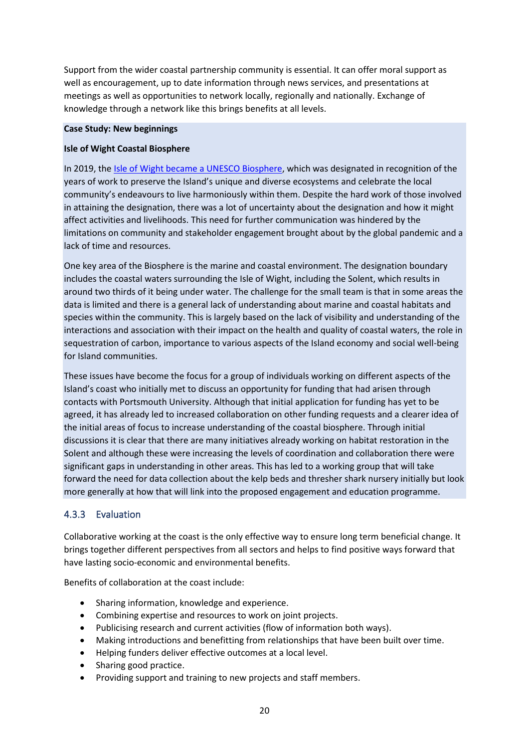Support from the wider coastal partnership community is essential. It can offer moral support as well as encouragement, up to date information through news services, and presentations at meetings as well as opportunities to network locally, regionally and nationally. Exchange of knowledge through a network like this brings benefits at all levels.

**Case Study: New beginnings**

**Isle of Wight Coastal Biosphere**

In 2019, the Isle of Wight became a UNESCO Biosphere, which was designated in recognition of the years of work to preserve the Island's unique and diverse ecosystems and celebrate the local community's endeavours to live harmoniously within them. Despite the hard work of those involved in attaining the designation, there was a lot of uncertainty about the designation and how it might affect activities and livelihoods. This need for further communication was hindered by the limitations on community and stakeholder engagement brought about by the global pandemic and a lack of time and resources.

One key area of the Biosphere is the marine and coastal environment. The designation boundary includes the coastal waters surrounding the Isle of Wight, including the Solent, which results in around two thirds of it being under water. The challenge for the small team is that in some areas the data is limited and there is a general lack of understanding about marine and coastal habitats and species within the community. This is largely based on the lack of visibility and understanding of the interactions and association with their impact on the health and quality of coastal waters, the role in sequestration of carbon, importance to various aspects of the Island economy and social well-being for Island communities.

These issues have become the focus for a group of individuals working on different aspects of the Island's coast who initially met to discuss an opportunity for funding that had arisen through contacts with Portsmouth University. Although that initial application for funding has yet to be agreed, it has already led to increased collaboration on other funding requests and a clearer idea of the initial areas of focus to increase understanding of the coastal biosphere. Through initial discussions it is clear that there are many initiatives already working on habitat restoration in the Solent and although these were increasing the levels of coordination and collaboration there were significant gaps in understanding in other areas. This has led to a working group that will take forward the need for data collection about the kelp beds and thresher shark nursery initially but look more generally at how that will link into the proposed engagement and education programme.

### 4.3.3 Evaluation

Collaborative working at the coast is the only effective way to ensure long term beneficial change. It brings together different perspectives from all sectors and helps to find positive ways forward that have lasting socio-economic and environmental benefits.

Benefits of collaboration at the coast include:

- Sharing information, knowledge and experience.
- Combining expertise and resources to work on joint projects.
- Publicising research and current activities (flow of information both ways).
- Making introductions and benefitting from relationships that have been built over time.
- Helping funders deliver effective outcomes at a local level.
- Sharing good practice.
- Providing support and training to new projects and staff members.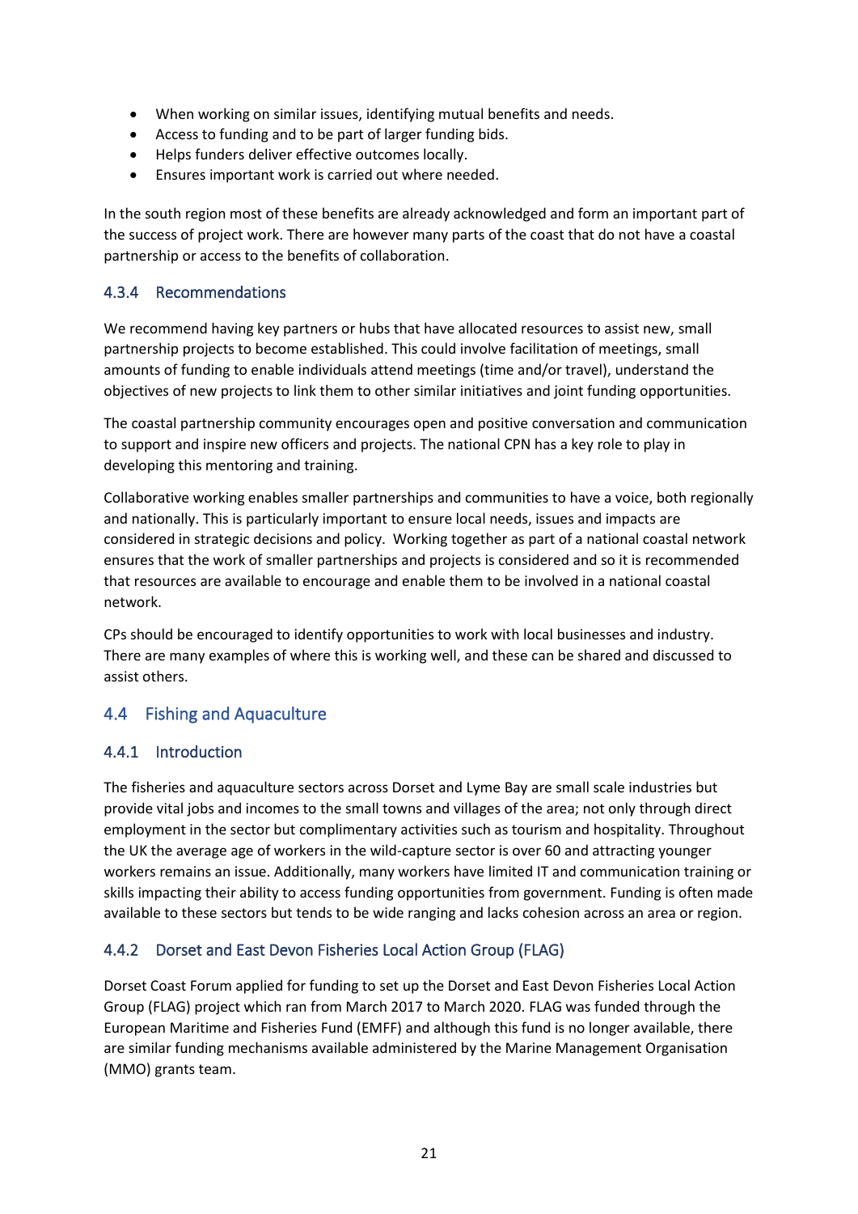- When working on similar issues, identifying mutual benefits and needs.
- Access to funding and to be part of larger funding bids.
- Helps funders deliver effective outcomes locally.
- Ensures important work is carried out where needed.

In the south region most of these benefits are already acknowledged and form an important part of the success of project work. There are however many parts of the coast that do not have a coastal partnership or access to the benefits of collaboration.

### 4.3.4 Recommendations

We recommend having key partners or hubs that have allocated resources to assist new, small partnership projects to become established. This could involve facilitation of meetings, small amounts of funding to enable individuals attend meetings (time and/or travel), understand the objectives of new projects to link them to other similar initiatives and joint funding opportunities.

The coastal partnership community encourages open and positive conversation and communication to support and inspire new officers and projects. The national CPN has a key role to play in developing this mentoring and training.

Collaborative working enables smaller partnerships and communities to have a voice, both regionally and nationally. This is particularly important to ensure local needs, issues and impacts are considered in strategic decisions and policy. Working together as part of a national coastal network ensures that the work of smaller partnerships and projects is considered and so it is recommended that resources are available to encourage and enable them to be involved in a national coastal network.

CPs should be encouraged to identify opportunities to work with local businesses and industry. There are many examples of where this is working well, and these can be shared and discussed to assist others.

## 4.4 Fishing and Aquaculture

### 4.4.1 Introduction

The fisheries and aquaculture sectors across Dorset and Lyme Bay are small scale industries but provide vital jobs and incomes to the small towns and villages of the area; not only through direct employment in the sector but complimentary activities such as tourism and hospitality. Throughout the UK the average age of workers in the wild-capture sector is over 60 and attracting younger workers remains an issue. Additionally, many workers have limited IT and communication training or skills impacting their ability to access funding opportunities from government. Funding is often made available to these sectors but tends to be wide ranging and lacks cohesion across an area or region.

### 4.4.2 Dorset and East Devon Fisheries Local Action Group (FLAG)

Dorset Coast Forum applied for funding to set up the Dorset and East Devon Fisheries Local Action Group (FLAG) project which ran from March 2017 to March 2020. FLAG was funded through the European Maritime and Fisheries Fund (EMFF) and although this fund is no longer available, there are similar funding mechanisms available administered by the Marine Management Organisation (MMO) grants team.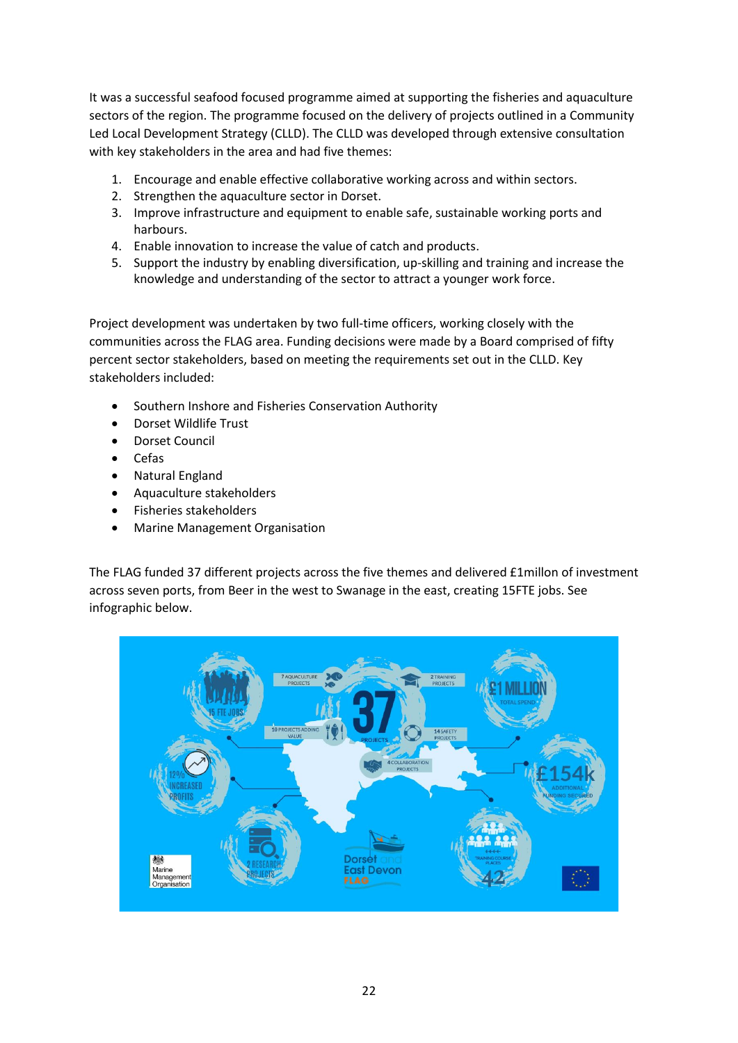It was a successful seafood focused programme aimed at supporting the fisheries and aquaculture sectors of the region. The programme focused on the delivery of projects outlined in a Community Led Local Development Strategy (CLLD). The CLLD was developed through extensive consultation with key stakeholders in the area and had five themes:

1. Encourage and enable effective collaborative working across and within sectors.
2. Strengthen the aquaculture sector in Dorset.
3. Improve infrastructure and equipment to enable safe, sustainable working ports and harbours.
4. Enable innovation to increase the value of catch and products.
5. Support the industry by enabling diversification, up-skilling and training and increase the knowledge and understanding of the sector to attract a younger work force.

Project development was undertaken by two full-time officers, working closely with the communities across the FLAG area. Funding decisions were made by a Board comprised of fifty percent sector stakeholders, based on meeting the requirements set out in the CLLD. Key stakeholders included:

- Southern Inshore and Fisheries Conservation Authority
- Dorset Wildlife Trust
- Dorset Council
- Cefas
- Natural England
- Aquaculture stakeholders
- Fisheries stakeholders
- Marine Management Organisation

The FLAG funded 37 different projects across the five themes and delivered £1millon of investment across seven ports, from Beer in the west to Swanage in the east, creating 15FTE jobs. See infographic below.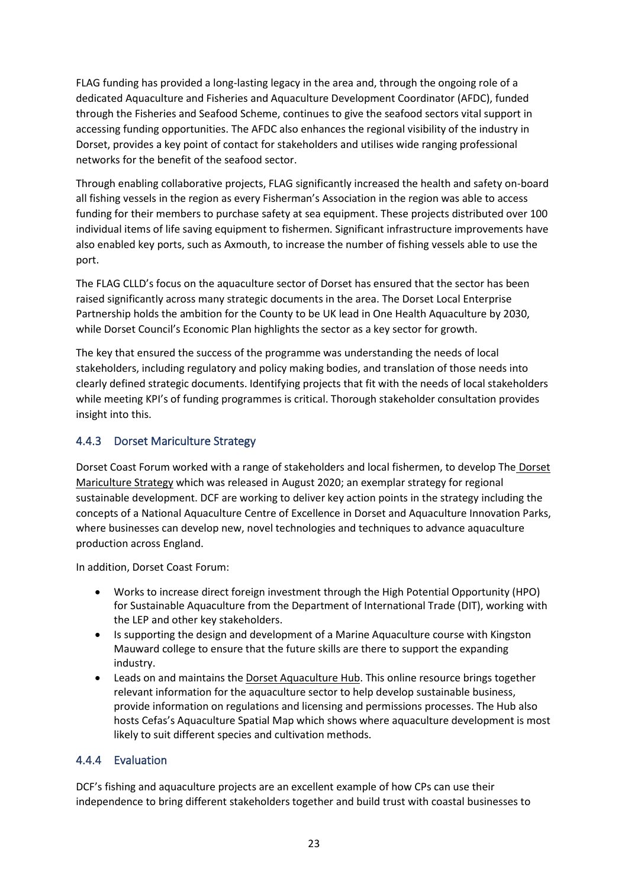FLAG funding has provided a long-lasting legacy in the area and, through the ongoing role of a dedicated Aquaculture and Fisheries and Aquaculture Development Coordinator (AFDC), funded through the Fisheries and Seafood Scheme, continues to give the seafood sectors vital support in accessing funding opportunities. The AFDC also enhances the regional visibility of the industry in Dorset, provides a key point of contact for stakeholders and utilises wide ranging professional networks for the benefit of the seafood sector.

Through enabling collaborative projects, FLAG significantly increased the health and safety on-board all fishing vessels in the region as every Fisherman's Association in the region was able to access funding for their members to purchase safety at sea equipment. These projects distributed over 100 individual items of life saving equipment to fishermen. Significant infrastructure improvements have also enabled key ports, such as Axmouth, to increase the number of fishing vessels able to use the port.

The FLAG CLLD's focus on the aquaculture sector of Dorset has ensured that the sector has been raised significantly across many strategic documents in the area. The Dorset Local Enterprise Partnership holds the ambition for the County to be UK lead in One Health Aquaculture by 2030, while Dorset Council's Economic Plan highlights the sector as a key sector for growth.

The key that ensured the success of the programme was understanding the needs of local stakeholders, including regulatory and policy making bodies, and translation of those needs into clearly defined strategic documents. Identifying projects that fit with the needs of local stakeholders while meeting KPI's of funding programmes is critical. Thorough stakeholder consultation provides insight into this.

### 4.4.3 Dorset Mariculture Strategy

Dorset Coast Forum worked with a range of stakeholders and local fishermen, to develop The Dorset Mariculture Strategy which was released in August 2020; an exemplar strategy for regional sustainable development. DCF are working to deliver key action points in the strategy including the concepts of a National Aquaculture Centre of Excellence in Dorset and Aquaculture Innovation Parks, where businesses can develop new, novel technologies and techniques to advance aquaculture production across England.

In addition, Dorset Coast Forum:

- Works to increase direct foreign investment through the High Potential Opportunity (HPO) for Sustainable Aquaculture from the Department of International Trade (DIT), working with the LEP and other key stakeholders.
- Is supporting the design and development of a Marine Aquaculture course with Kingston Mauward college to ensure that the future skills are there to support the expanding industry.
- Leads on and maintains the Dorset Aquaculture Hub. This online resource brings together relevant information for the aquaculture sector to help develop sustainable business, provide information on regulations and licensing and permissions processes. The Hub also hosts Cefas's Aquaculture Spatial Map which shows where aquaculture development is most likely to suit different species and cultivation methods.

### 4.4.4 Evaluation

DCF's fishing and aquaculture projects are an excellent example of how CPs can use their independence to bring different stakeholders together and build trust with coastal businesses to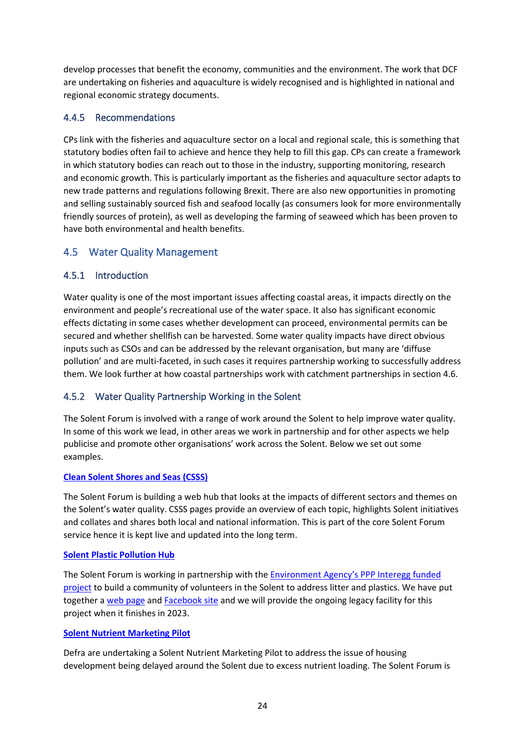develop processes that benefit the economy, communities and the environment. The work that DCF are undertaking on fisheries and aquaculture is widely recognised and is highlighted in national and regional economic strategy documents.

### 4.4.5 Recommendations

CPs link with the fisheries and aquaculture sector on a local and regional scale, this is something that statutory bodies often fail to achieve and hence they help to fill this gap. CPs can create a framework in which statutory bodies can reach out to those in the industry, supporting monitoring, research and economic growth. This is particularly important as the fisheries and aquaculture sector adapts to new trade patterns and regulations following Brexit. There are also new opportunities in promoting and selling sustainably sourced fish and seafood locally (as consumers look for more environmentally friendly sources of protein), as well as developing the farming of seaweed which has been proven to have both environmental and health benefits.

## 4.5 Water Quality Management

### 4.5.1 Introduction

Water quality is one of the most important issues affecting coastal areas, it impacts directly on the environment and people's recreational use of the water space. It also has significant economic effects dictating in some cases whether development can proceed, environmental permits can be secured and whether shellfish can be harvested. Some water quality impacts have direct obvious inputs such as CSOs and can be addressed by the relevant organisation, but many are 'diffuse pollution' and are multi-faceted, in such cases it requires partnership working to successfully address them. We look further at how coastal partnerships work with catchment partnerships in section 4.6.

### 4.5.2 Water Quality Partnership Working in the Solent

The Solent Forum is involved with a range of work around the Solent to help improve water quality. In some of this work we lead, in other areas we work in partnership and for other aspects we help publicise and promote other organisations' work across the Solent. Below we set out some examples.

**Clean Solent Shores and Seas (CSSS)**

The Solent Forum is building a web hub that looks at the impacts of different sectors and themes on the Solent's water quality. CSSS pages provide an overview of each topic, highlights Solent initiatives and collates and shares both local and national information. This is part of the core Solent Forum service hence it is kept live and updated into the long term.

**Solent Plastic Pollution Hub**

The Solent Forum is working in partnership with the Environment Agency's PPP Interegg funded project to build a community of volunteers in the Solent to address litter and plastics. We have put together a web page and Facebook site and we will provide the ongoing legacy facility for this project when it finishes in 2023.

**Solent Nutrient Marketing Pilot**

Defra are undertaking a Solent Nutrient Marketing Pilot to address the issue of housing development being delayed around the Solent due to excess nutrient loading. The Solent Forum is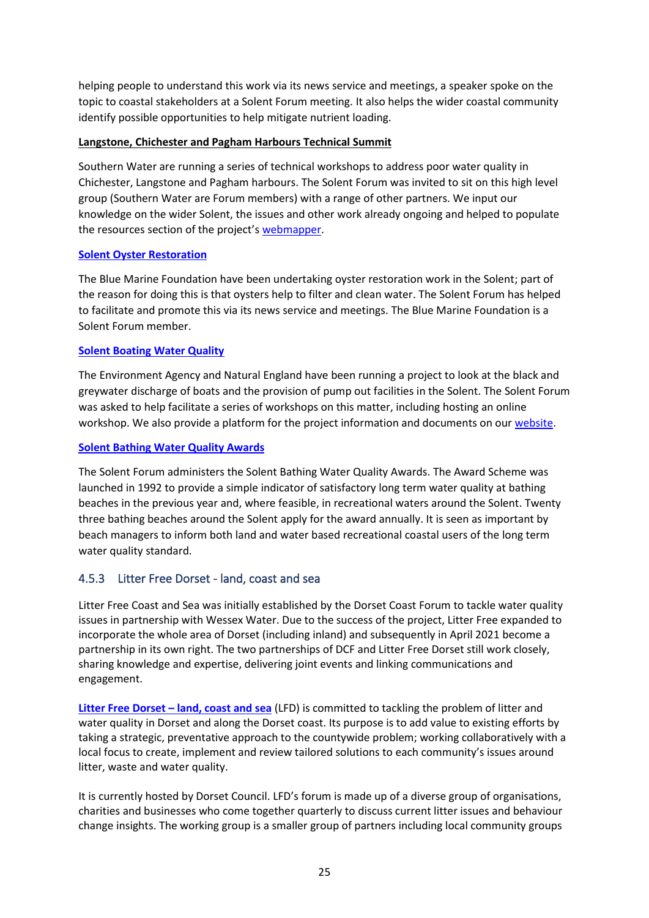helping people to understand this work via its news service and meetings, a speaker spoke on the topic to coastal stakeholders at a Solent Forum meeting. It also helps the wider coastal community identify possible opportunities to help mitigate nutrient loading.

**Langstone, Chichester and Pagham Harbours Technical Summit**

Southern Water are running a series of technical workshops to address poor water quality in Chichester, Langstone and Pagham harbours. The Solent Forum was invited to sit on this high level group (Southern Water are Forum members) with a range of other partners. We input our knowledge on the wider Solent, the issues and other work already ongoing and helped to populate the resources section of the project's webmapper.

**Solent Oyster Restoration**

The Blue Marine Foundation have been undertaking oyster restoration work in the Solent; part of the reason for doing this is that oysters help to filter and clean water. The Solent Forum has helped to facilitate and promote this via its news service and meetings. The Blue Marine Foundation is a Solent Forum member.

**Solent Boating Water Quality**

The Environment Agency and Natural England have been running a project to look at the black and greywater discharge of boats and the provision of pump out facilities in the Solent. The Solent Forum was asked to help facilitate a series of workshops on this matter, including hosting an online workshop. We also provide a platform for the project information and documents on our website.

**Solent Bathing Water Quality Awards**

The Solent Forum administers the Solent Bathing Water Quality Awards. The Award Scheme was launched in 1992 to provide a simple indicator of satisfactory long term water quality at bathing beaches in the previous year and, where feasible, in recreational waters around the Solent. Twenty three bathing beaches around the Solent apply for the award annually. It is seen as important by beach managers to inform both land and water based recreational coastal users of the long term water quality standard.

### 4.5.3 Litter Free Dorset - land, coast and sea

Litter Free Coast and Sea was initially established by the Dorset Coast Forum to tackle water quality issues in partnership with Wessex Water. Due to the success of the project, Litter Free expanded to incorporate the whole area of Dorset (including inland) and subsequently in April 2021 become a partnership in its own right. The two partnerships of DCF and Litter Free Dorset still work closely, sharing knowledge and expertise, delivering joint events and linking communications and engagement.

**Litter Free Dorset – land, coast and sea** (LFD) is committed to tackling the problem of litter and water quality in Dorset and along the Dorset coast. Its purpose is to add value to existing efforts by taking a strategic, preventative approach to the countywide problem; working collaboratively with a local focus to create, implement and review tailored solutions to each community's issues around litter, waste and water quality.

It is currently hosted by Dorset Council. LFD's forum is made up of a diverse group of organisations, charities and businesses who come together quarterly to discuss current litter issues and behaviour change insights. The working group is a smaller group of partners including local community groups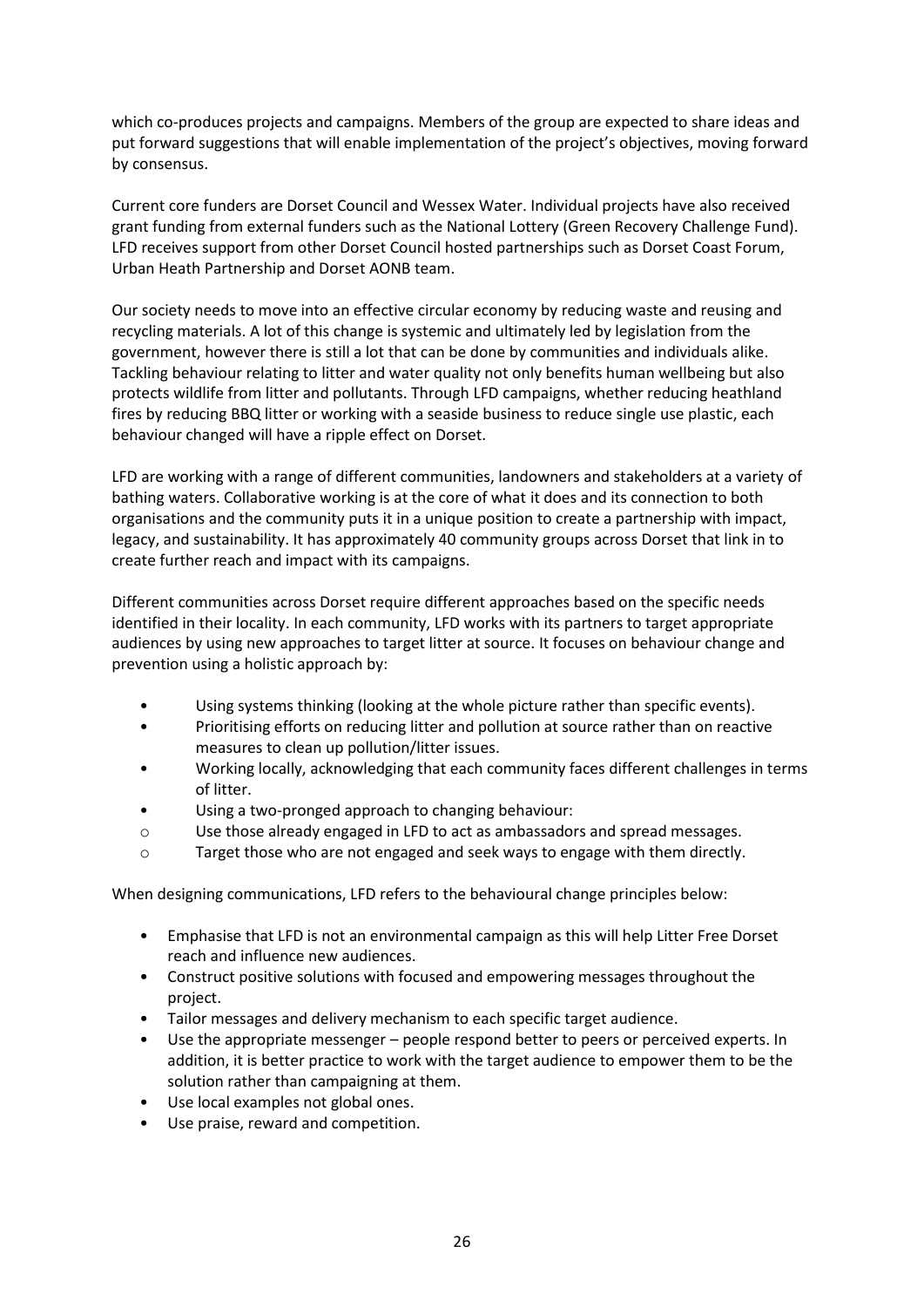which co-produces projects and campaigns. Members of the group are expected to share ideas and put forward suggestions that will enable implementation of the project's objectives, moving forward by consensus.

Current core funders are Dorset Council and Wessex Water. Individual projects have also received grant funding from external funders such as the National Lottery (Green Recovery Challenge Fund). LFD receives support from other Dorset Council hosted partnerships such as Dorset Coast Forum, Urban Heath Partnership and Dorset AONB team.

Our society needs to move into an effective circular economy by reducing waste and reusing and recycling materials. A lot of this change is systemic and ultimately led by legislation from the government, however there is still a lot that can be done by communities and individuals alike. Tackling behaviour relating to litter and water quality not only benefits human wellbeing but also protects wildlife from litter and pollutants. Through LFD campaigns, whether reducing heathland fires by reducing BBQ litter or working with a seaside business to reduce single use plastic, each behaviour changed will have a ripple effect on Dorset.

LFD are working with a range of different communities, landowners and stakeholders at a variety of bathing waters. Collaborative working is at the core of what it does and its connection to both organisations and the community puts it in a unique position to create a partnership with impact, legacy, and sustainability. It has approximately 40 community groups across Dorset that link in to create further reach and impact with its campaigns.

Different communities across Dorset require different approaches based on the specific needs identified in their locality. In each community, LFD works with its partners to target appropriate audiences by using new approaches to target litter at source. It focuses on behaviour change and prevention using a holistic approach by:

- Using systems thinking (looking at the whole picture rather than specific events).
- Prioritising efforts on reducing litter and pollution at source rather than on reactive measures to clean up pollution/litter issues.
- Working locally, acknowledging that each community faces different challenges in terms of litter.
- Using a two-pronged approach to changing behaviour:
  - Use those already engaged in LFD to act as ambassadors and spread messages.
  - Target those who are not engaged and seek ways to engage with them directly.

When designing communications, LFD refers to the behavioural change principles below:

- Emphasise that LFD is not an environmental campaign as this will help Litter Free Dorset reach and influence new audiences.
- Construct positive solutions with focused and empowering messages throughout the project.
- Tailor messages and delivery mechanism to each specific target audience.
- Use the appropriate messenger – people respond better to peers or perceived experts. In addition, it is better practice to work with the target audience to empower them to be the solution rather than campaigning at them.
- Use local examples not global ones.
- Use praise, reward and competition.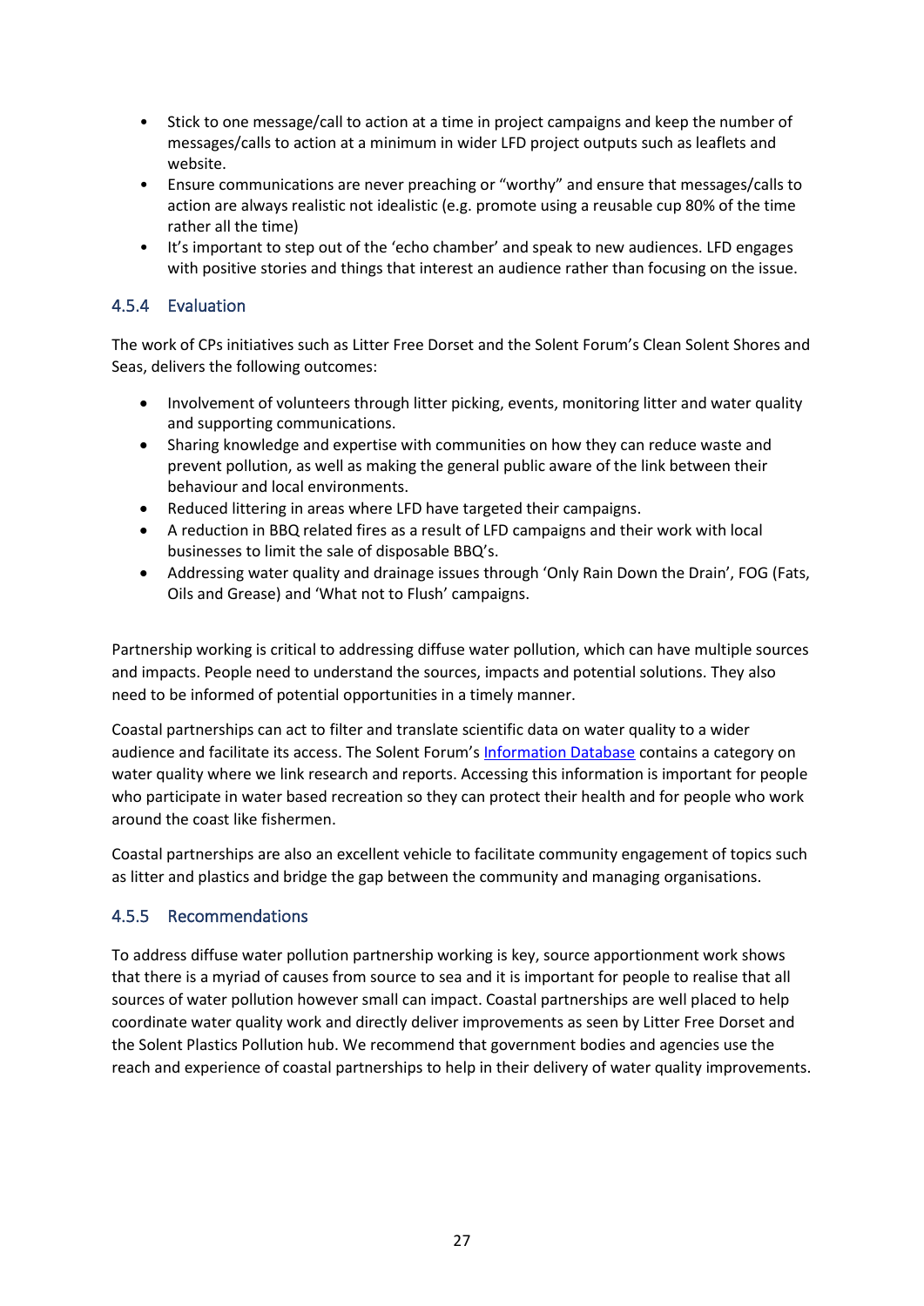- Stick to one message/call to action at a time in project campaigns and keep the number of messages/calls to action at a minimum in wider LFD project outputs such as leaflets and website.
- Ensure communications are never preaching or "worthy" and ensure that messages/calls to action are always realistic not idealistic (e.g. promote using a reusable cup 80% of the time rather all the time)
- It's important to step out of the 'echo chamber' and speak to new audiences. LFD engages with positive stories and things that interest an audience rather than focusing on the issue.

### 4.5.4 Evaluation

The work of CPs initiatives such as Litter Free Dorset and the Solent Forum's Clean Solent Shores and Seas, delivers the following outcomes:

- Involvement of volunteers through litter picking, events, monitoring litter and water quality and supporting communications.
- Sharing knowledge and expertise with communities on how they can reduce waste and prevent pollution, as well as making the general public aware of the link between their behaviour and local environments.
- Reduced littering in areas where LFD have targeted their campaigns.
- A reduction in BBQ related fires as a result of LFD campaigns and their work with local businesses to limit the sale of disposable BBQ's.
- Addressing water quality and drainage issues through 'Only Rain Down the Drain', FOG (Fats, Oils and Grease) and 'What not to Flush' campaigns.

Partnership working is critical to addressing diffuse water pollution, which can have multiple sources and impacts. People need to understand the sources, impacts and potential solutions. They also need to be informed of potential opportunities in a timely manner.

Coastal partnerships can act to filter and translate scientific data on water quality to a wider audience and facilitate its access. The Solent Forum's Information Database contains a category on water quality where we link research and reports. Accessing this information is important for people who participate in water based recreation so they can protect their health and for people who work around the coast like fishermen.

Coastal partnerships are also an excellent vehicle to facilitate community engagement of topics such as litter and plastics and bridge the gap between the community and managing organisations.

### 4.5.5 Recommendations

To address diffuse water pollution partnership working is key, source apportionment work shows that there is a myriad of causes from source to sea and it is important for people to realise that all sources of water pollution however small can impact. Coastal partnerships are well placed to help coordinate water quality work and directly deliver improvements as seen by Litter Free Dorset and the Solent Plastics Pollution hub. We recommend that government bodies and agencies use the reach and experience of coastal partnerships to help in their delivery of water quality improvements.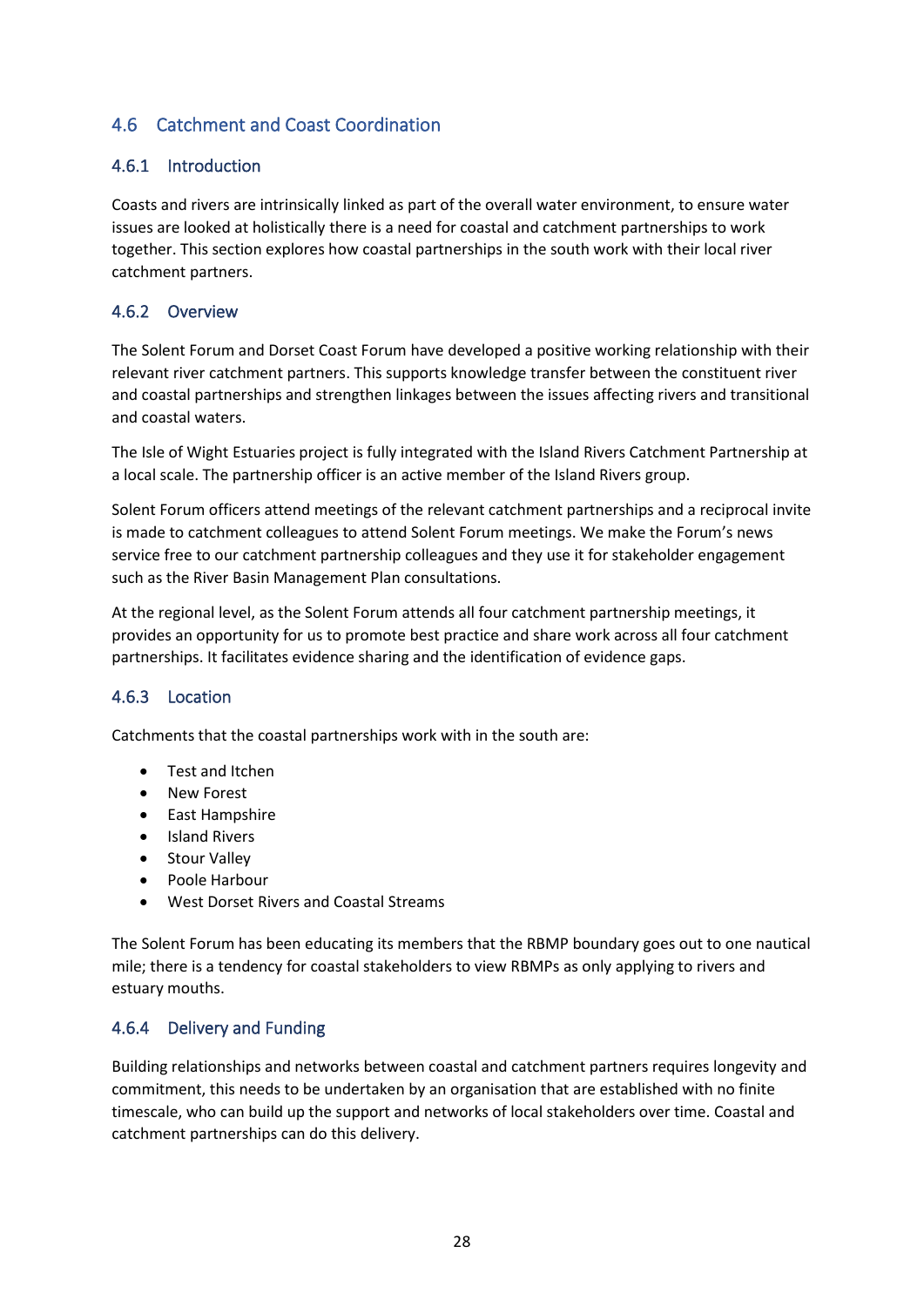## 4.6 Catchment and Coast Coordination

### 4.6.1 Introduction

Coasts and rivers are intrinsically linked as part of the overall water environment, to ensure water issues are looked at holistically there is a need for coastal and catchment partnerships to work together. This section explores how coastal partnerships in the south work with their local river catchment partners.

### 4.6.2 Overview

The Solent Forum and Dorset Coast Forum have developed a positive working relationship with their relevant river catchment partners. This supports knowledge transfer between the constituent river and coastal partnerships and strengthen linkages between the issues affecting rivers and transitional and coastal waters.

The Isle of Wight Estuaries project is fully integrated with the Island Rivers Catchment Partnership at a local scale. The partnership officer is an active member of the Island Rivers group.

Solent Forum officers attend meetings of the relevant catchment partnerships and a reciprocal invite is made to catchment colleagues to attend Solent Forum meetings. We make the Forum's news service free to our catchment partnership colleagues and they use it for stakeholder engagement such as the River Basin Management Plan consultations.

At the regional level, as the Solent Forum attends all four catchment partnership meetings, it provides an opportunity for us to promote best practice and share work across all four catchment partnerships. It facilitates evidence sharing and the identification of evidence gaps.

### 4.6.3 Location

Catchments that the coastal partnerships work with in the south are:

- Test and Itchen
- New Forest
- East Hampshire
- Island Rivers
- Stour Valley
- Poole Harbour
- West Dorset Rivers and Coastal Streams

The Solent Forum has been educating its members that the RBMP boundary goes out to one nautical mile; there is a tendency for coastal stakeholders to view RBMPs as only applying to rivers and estuary mouths.

### 4.6.4 Delivery and Funding

Building relationships and networks between coastal and catchment partners requires longevity and commitment, this needs to be undertaken by an organisation that are established with no finite timescale, who can build up the support and networks of local stakeholders over time. Coastal and catchment partnerships can do this delivery.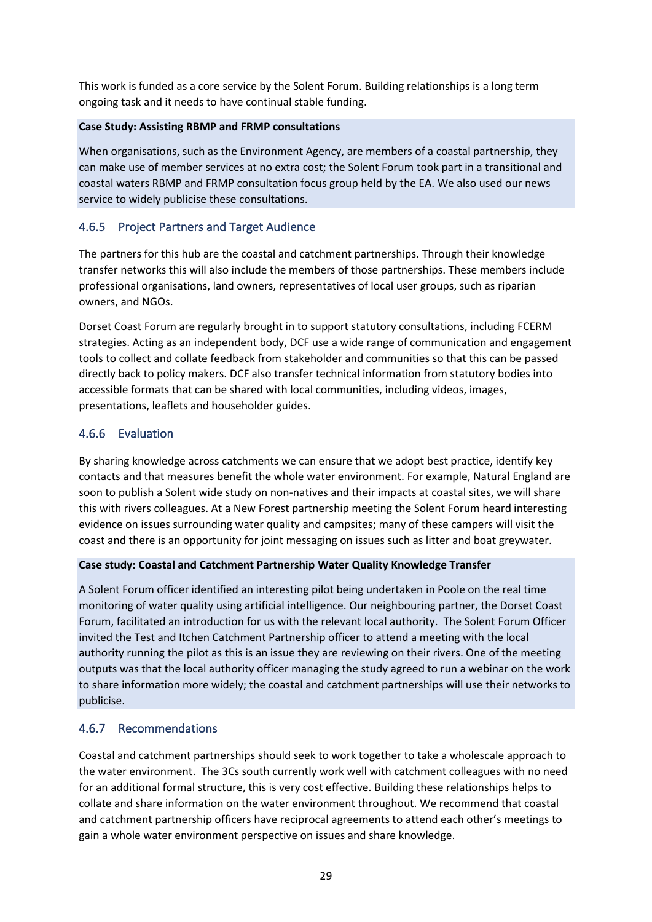This work is funded as a core service by the Solent Forum. Building relationships is a long term ongoing task and it needs to have continual stable funding.

**Case Study: Assisting RBMP and FRMP consultations**

When organisations, such as the Environment Agency, are members of a coastal partnership, they can make use of member services at no extra cost; the Solent Forum took part in a transitional and coastal waters RBMP and FRMP consultation focus group held by the EA. We also used our news service to widely publicise these consultations.

### 4.6.5 Project Partners and Target Audience

The partners for this hub are the coastal and catchment partnerships. Through their knowledge transfer networks this will also include the members of those partnerships. These members include professional organisations, land owners, representatives of local user groups, such as riparian owners, and NGOs.

Dorset Coast Forum are regularly brought in to support statutory consultations, including FCERM strategies. Acting as an independent body, DCF use a wide range of communication and engagement tools to collect and collate feedback from stakeholder and communities so that this can be passed directly back to policy makers. DCF also transfer technical information from statutory bodies into accessible formats that can be shared with local communities, including videos, images, presentations, leaflets and householder guides.

### 4.6.6 Evaluation

By sharing knowledge across catchments we can ensure that we adopt best practice, identify key contacts and that measures benefit the whole water environment. For example, Natural England are soon to publish a Solent wide study on non-natives and their impacts at coastal sites, we will share this with rivers colleagues. At a New Forest partnership meeting the Solent Forum heard interesting evidence on issues surrounding water quality and campsites; many of these campers will visit the coast and there is an opportunity for joint messaging on issues such as litter and boat greywater.

**Case study: Coastal and Catchment Partnership Water Quality Knowledge Transfer**

A Solent Forum officer identified an interesting pilot being undertaken in Poole on the real time monitoring of water quality using artificial intelligence. Our neighbouring partner, the Dorset Coast Forum, facilitated an introduction for us with the relevant local authority. The Solent Forum Officer invited the Test and Itchen Catchment Partnership officer to attend a meeting with the local authority running the pilot as this is an issue they are reviewing on their rivers. One of the meeting outputs was that the local authority officer managing the study agreed to run a webinar on the work to share information more widely; the coastal and catchment partnerships will use their networks to publicise.

### 4.6.7 Recommendations

Coastal and catchment partnerships should seek to work together to take a wholescale approach to the water environment. The 3Cs south currently work well with catchment colleagues with no need for an additional formal structure, this is very cost effective. Building these relationships helps to collate and share information on the water environment throughout. We recommend that coastal and catchment partnership officers have reciprocal agreements to attend each other's meetings to gain a whole water environment perspective on issues and share knowledge.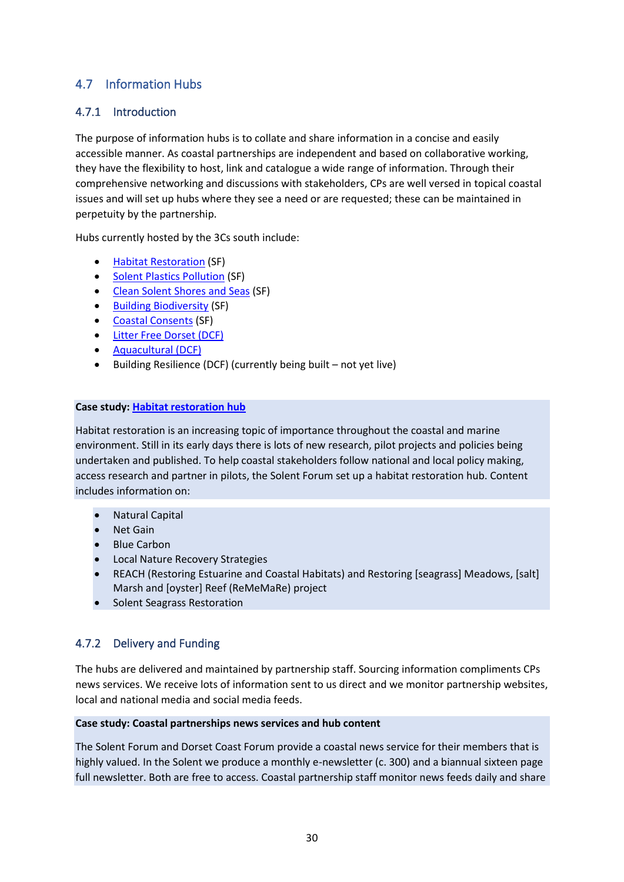## 4.7 Information Hubs

### 4.7.1 Introduction

The purpose of information hubs is to collate and share information in a concise and easily accessible manner. As coastal partnerships are independent and based on collaborative working, they have the flexibility to host, link and catalogue a wide range of information. Through their comprehensive networking and discussions with stakeholders, CPs are well versed in topical coastal issues and will set up hubs where they see a need or are requested; these can be maintained in perpetuity by the partnership.

Hubs currently hosted by the 3Cs south include:

- Habitat Restoration (SF)
- Solent Plastics Pollution (SF)
- Clean Solent Shores and Seas (SF)
- Building Biodiversity (SF)
- Coastal Consents (SF)
- Litter Free Dorset (DCF)
- Aquacultural (DCF)
- Building Resilience (DCF) (currently being built – not yet live)

**Case study: Habitat restoration hub**

Habitat restoration is an increasing topic of importance throughout the coastal and marine environment. Still in its early days there is lots of new research, pilot projects and policies being undertaken and published. To help coastal stakeholders follow national and local policy making, access research and partner in pilots, the Solent Forum set up a habitat restoration hub. Content includes information on:

- Natural Capital
- Net Gain
- Blue Carbon
- Local Nature Recovery Strategies
- REACH (Restoring Estuarine and Coastal Habitats) and Restoring [seagrass] Meadows, [salt] Marsh and [oyster] Reef (ReMeMaRe) project
- Solent Seagrass Restoration

### 4.7.2 Delivery and Funding

The hubs are delivered and maintained by partnership staff. Sourcing information compliments CPs news services. We receive lots of information sent to us direct and we monitor partnership websites, local and national media and social media feeds.

**Case study: Coastal partnerships news services and hub content**

The Solent Forum and Dorset Coast Forum provide a coastal news service for their members that is highly valued. In the Solent we produce a monthly e-newsletter (c. 300) and a biannual sixteen page full newsletter. Both are free to access. Coastal partnership staff monitor news feeds daily and share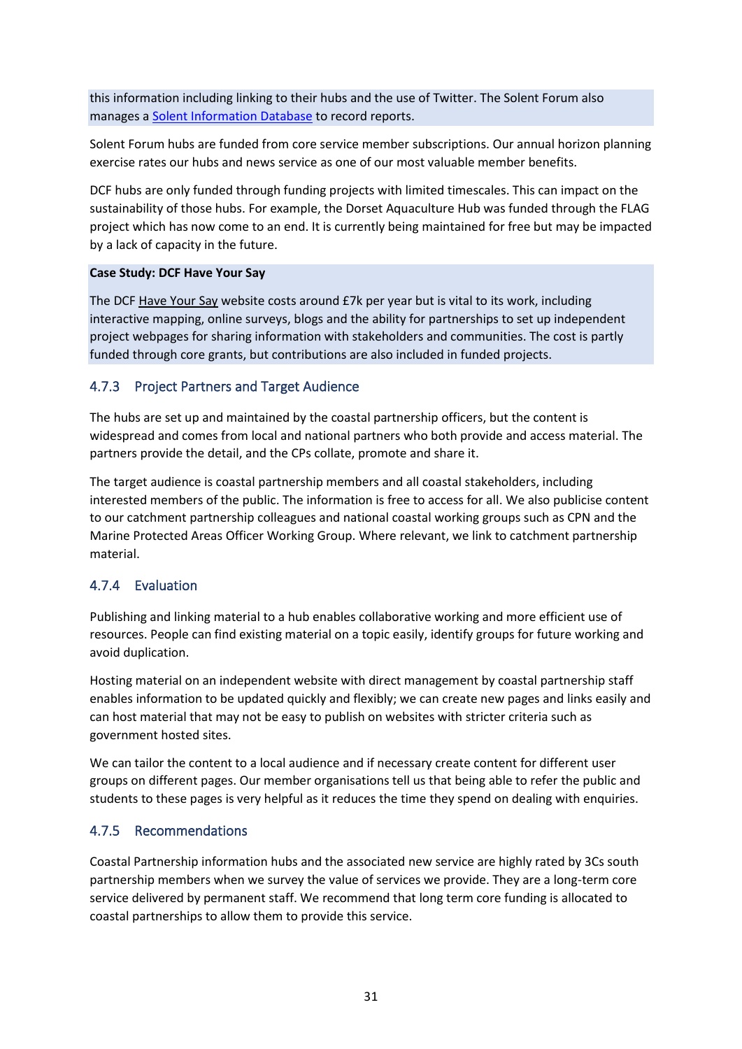this information including linking to their hubs and the use of Twitter. The Solent Forum also manages a Solent Information Database to record reports.

Solent Forum hubs are funded from core service member subscriptions. Our annual horizon planning exercise rates our hubs and news service as one of our most valuable member benefits.

DCF hubs are only funded through funding projects with limited timescales. This can impact on the sustainability of those hubs. For example, the Dorset Aquaculture Hub was funded through the FLAG project which has now come to an end. It is currently being maintained for free but may be impacted by a lack of capacity in the future.

**Case Study: DCF Have Your Say**

The DCF Have Your Say website costs around £7k per year but is vital to its work, including interactive mapping, online surveys, blogs and the ability for partnerships to set up independent project webpages for sharing information with stakeholders and communities. The cost is partly funded through core grants, but contributions are also included in funded projects.

### 4.7.3 Project Partners and Target Audience

The hubs are set up and maintained by the coastal partnership officers, but the content is widespread and comes from local and national partners who both provide and access material. The partners provide the detail, and the CPs collate, promote and share it.

The target audience is coastal partnership members and all coastal stakeholders, including interested members of the public. The information is free to access for all. We also publicise content to our catchment partnership colleagues and national coastal working groups such as CPN and the Marine Protected Areas Officer Working Group. Where relevant, we link to catchment partnership material.

### 4.7.4 Evaluation

Publishing and linking material to a hub enables collaborative working and more efficient use of resources. People can find existing material on a topic easily, identify groups for future working and avoid duplication.

Hosting material on an independent website with direct management by coastal partnership staff enables information to be updated quickly and flexibly; we can create new pages and links easily and can host material that may not be easy to publish on websites with stricter criteria such as government hosted sites.

We can tailor the content to a local audience and if necessary create content for different user groups on different pages. Our member organisations tell us that being able to refer the public and students to these pages is very helpful as it reduces the time they spend on dealing with enquiries.

### 4.7.5 Recommendations

Coastal Partnership information hubs and the associated new service are highly rated by 3Cs south partnership members when we survey the value of services we provide. They are a long-term core service delivered by permanent staff. We recommend that long term core funding is allocated to coastal partnerships to allow them to provide this service.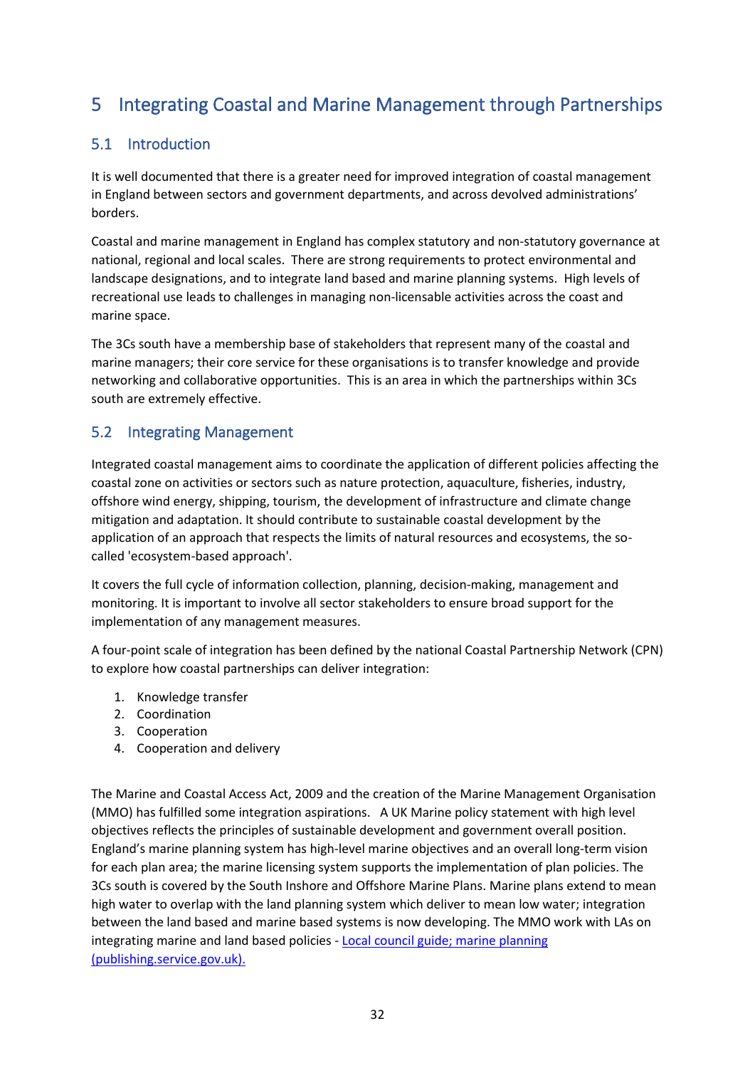# 5 Integrating Coastal and Marine Management through Partnerships

## 5.1 Introduction

It is well documented that there is a greater need for improved integration of coastal management in England between sectors and government departments, and across devolved administrations' borders.

Coastal and marine management in England has complex statutory and non-statutory governance at national, regional and local scales. There are strong requirements to protect environmental and landscape designations, and to integrate land based and marine planning systems. High levels of recreational use leads to challenges in managing non-licensable activities across the coast and marine space.

The 3Cs south have a membership base of stakeholders that represent many of the coastal and marine managers; their core service for these organisations is to transfer knowledge and provide networking and collaborative opportunities. This is an area in which the partnerships within 3Cs south are extremely effective.

## 5.2 Integrating Management

Integrated coastal management aims to coordinate the application of different policies affecting the coastal zone on activities or sectors such as nature protection, aquaculture, fisheries, industry, offshore wind energy, shipping, tourism, the development of infrastructure and climate change mitigation and adaptation. It should contribute to sustainable coastal development by the application of an approach that respects the limits of natural resources and ecosystems, the so-called 'ecosystem-based approach'.

It covers the full cycle of information collection, planning, decision-making, management and monitoring. It is important to involve all sector stakeholders to ensure broad support for the implementation of any management measures.

A four-point scale of integration has been defined by the national Coastal Partnership Network (CPN) to explore how coastal partnerships can deliver integration:

1. Knowledge transfer
2. Coordination
3. Cooperation
4. Cooperation and delivery

The Marine and Coastal Access Act, 2009 and the creation of the Marine Management Organisation (MMO) has fulfilled some integration aspirations. A UK Marine policy statement with high level objectives reflects the principles of sustainable development and government overall position. England's marine planning system has high-level marine objectives and an overall long-term vision for each plan area; the marine licensing system supports the implementation of plan policies. The 3Cs south is covered by the South Inshore and Offshore Marine Plans. Marine plans extend to mean high water to overlap with the land planning system which deliver to mean low water; integration between the land based and marine based systems is now developing. The MMO work with LAs on integrating marine and land based policies - [Local council guide; marine planning (publishing.service.gov.uk).]()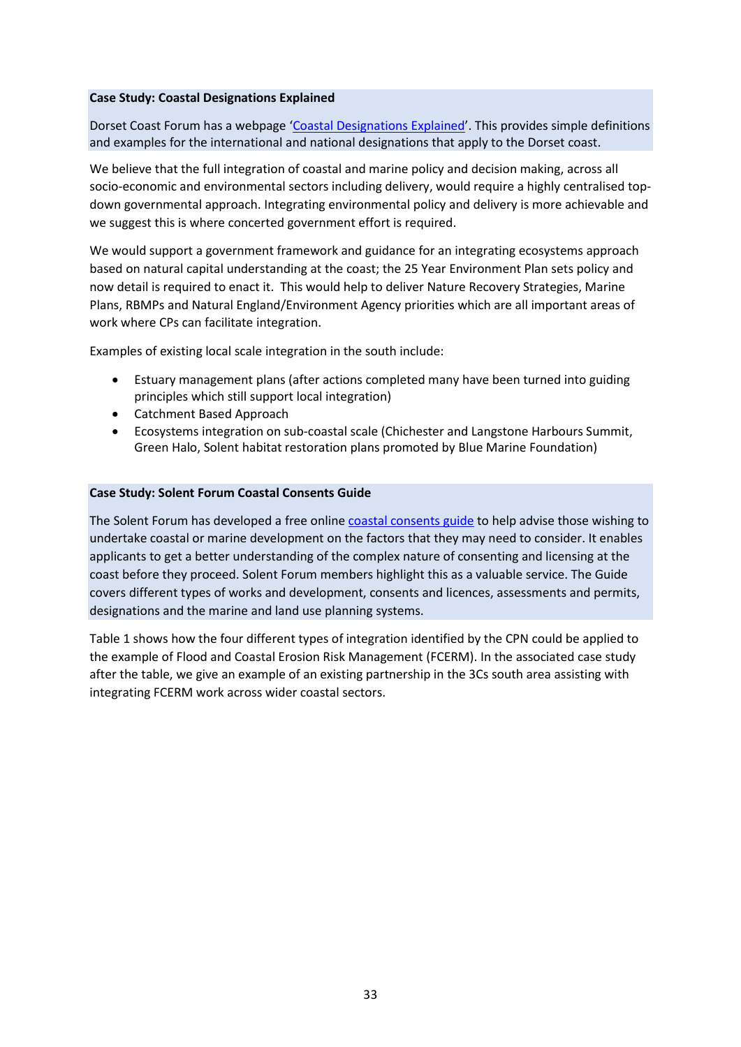**Case Study: Coastal Designations Explained**

Dorset Coast Forum has a webpage 'Coastal Designations Explained'. This provides simple definitions and examples for the international and national designations that apply to the Dorset coast.

We believe that the full integration of coastal and marine policy and decision making, across all socio-economic and environmental sectors including delivery, would require a highly centralised top-down governmental approach. Integrating environmental policy and delivery is more achievable and we suggest this is where concerted government effort is required.

We would support a government framework and guidance for an integrating ecosystems approach based on natural capital understanding at the coast; the 25 Year Environment Plan sets policy and now detail is required to enact it. This would help to deliver Nature Recovery Strategies, Marine Plans, RBMPs and Natural England/Environment Agency priorities which are all important areas of work where CPs can facilitate integration.

Examples of existing local scale integration in the south include:

- Estuary management plans (after actions completed many have been turned into guiding principles which still support local integration)
- Catchment Based Approach
- Ecosystems integration on sub-coastal scale (Chichester and Langstone Harbours Summit, Green Halo, Solent habitat restoration plans promoted by Blue Marine Foundation)

**Case Study: Solent Forum Coastal Consents Guide**

The Solent Forum has developed a free online coastal consents guide to help advise those wishing to undertake coastal or marine development on the factors that they may need to consider. It enables applicants to get a better understanding of the complex nature of consenting and licensing at the coast before they proceed. Solent Forum members highlight this as a valuable service. The Guide covers different types of works and development, consents and licences, assessments and permits, designations and the marine and land use planning systems.

Table 1 shows how the four different types of integration identified by the CPN could be applied to the example of Flood and Coastal Erosion Risk Management (FCERM). In the associated case study after the table, we give an example of an existing partnership in the 3Cs south area assisting with integrating FCERM work across wider coastal sectors.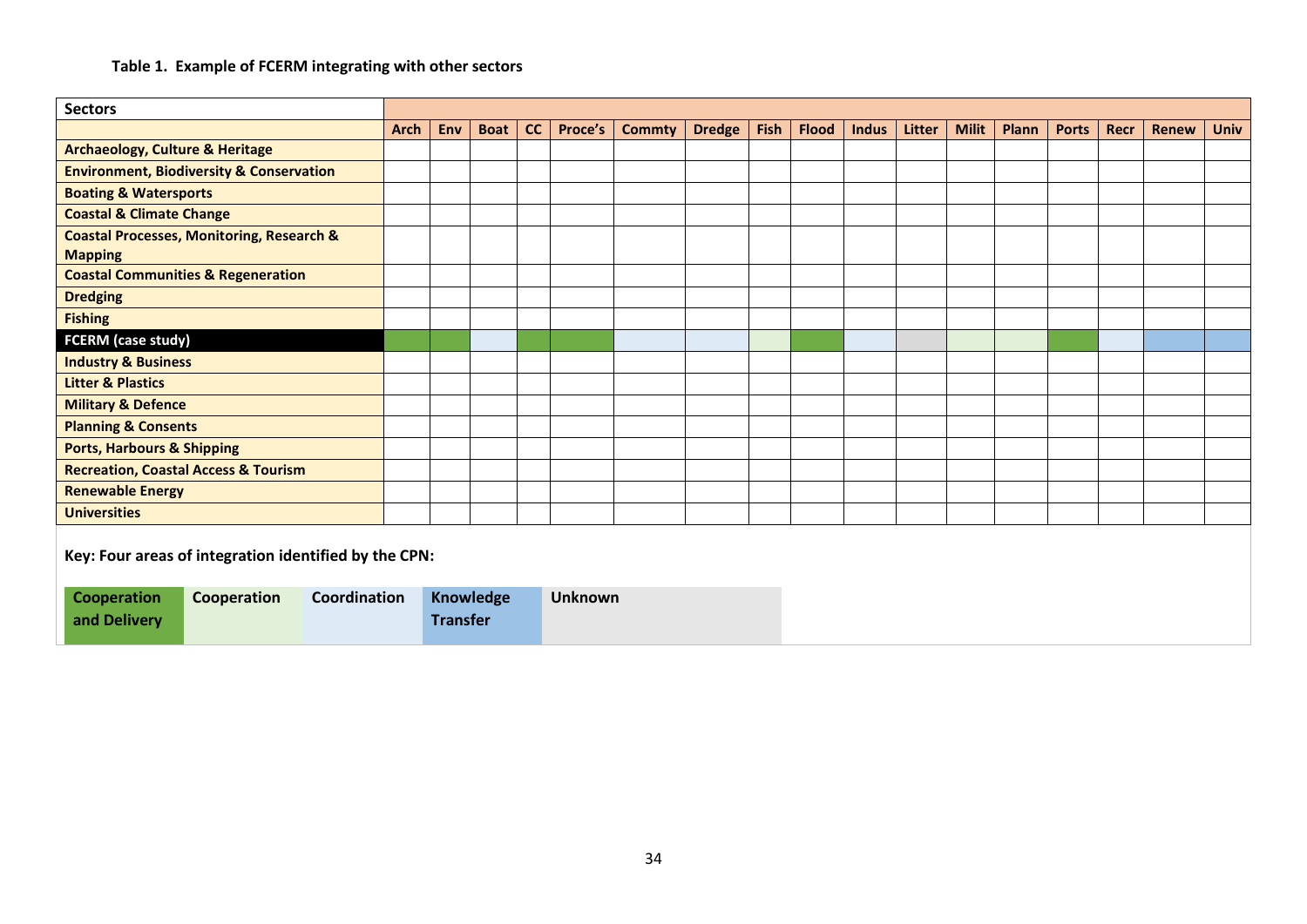**Table 1. Example of FCERM integrating with other sectors**

| Sectors | | | | | | | | | | | | | | | | | |
|---|---|---|---|---|---|---|---|---|---|---|---|---|---|---|---|---|---|
| | Arch | Env | Boat | CC | Proce's | Commty | Dredge | Fish | Flood | Indus | Litter | Milit | Plann | Ports | Recr | Renew | Univ |
| **Archaeology, Culture & Heritage** | | | | | | | | | | | | | | | | | |
| **Environment, Biodiversity & Conservation** | | | | | | | | | | | | | | | | | |
| **Boating & Watersports** | | | | | | | | | | | | | | | | | |
| **Coastal & Climate Change** | | | | | | | | | | | | | | | | | |
| **Coastal Processes, Monitoring, Research & Mapping** | | | | | | | | | | | | | | | | | |
| **Coastal Communities & Regeneration** | | | | | | | | | | | | | | | | | |
| **Dredging** | | | | | | | | | | | | | | | | | |
| **Fishing** | | | | | | | | | | | | | | | | | |
| **FCERM (case study)** | Cooperation and Delivery | Cooperation and Delivery | Coordination | Cooperation and Delivery | Cooperation and Delivery | Coordination | Coordination | Cooperation | Cooperation and Delivery | Coordination | Unknown | Cooperation | Cooperation | Cooperation and Delivery | Coordination | Knowledge Transfer | Knowledge Transfer |
| **Industry & Business** | | | | | | | | | | | | | | | | | |
| **Litter & Plastics** | | | | | | | | | | | | | | | | | |
| **Military & Defence** | | | | | | | | | | | | | | | | | |
| **Planning & Consents** | | | | | | | | | | | | | | | | | |
| **Ports, Harbours & Shipping** | | | | | | | | | | | | | | | | | |
| **Recreation, Coastal Access & Tourism** | | | | | | | | | | | | | | | | | |
| **Renewable Energy** | | | | | | | | | | | | | | | | | |
| **Universities** | | | | | | | | | | | | | | | | | |

**Key: Four areas of integration identified by the CPN:**

| Cooperation and Delivery | Cooperation | Coordination | Knowledge Transfer | Unknown |
|---|---|---|---|---|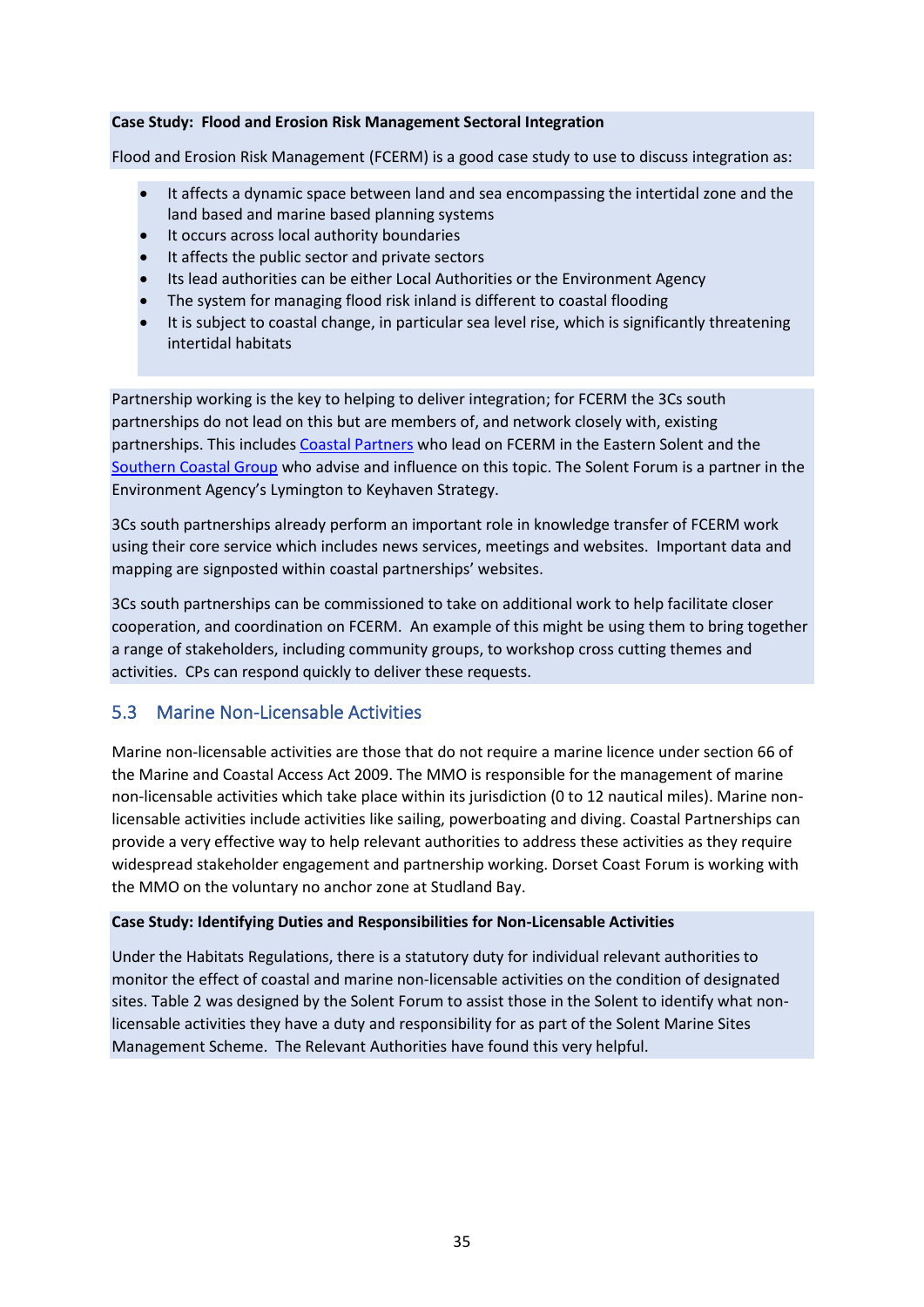**Case Study: Flood and Erosion Risk Management Sectoral Integration**

Flood and Erosion Risk Management (FCERM) is a good case study to use to discuss integration as:

- It affects a dynamic space between land and sea encompassing the intertidal zone and the land based and marine based planning systems
- It occurs across local authority boundaries
- It affects the public sector and private sectors
- Its lead authorities can be either Local Authorities or the Environment Agency
- The system for managing flood risk inland is different to coastal flooding
- It is subject to coastal change, in particular sea level rise, which is significantly threatening intertidal habitats

Partnership working is the key to helping to deliver integration; for FCERM the 3Cs south partnerships do not lead on this but are members of, and network closely with, existing partnerships. This includes Coastal Partners who lead on FCERM in the Eastern Solent and the Southern Coastal Group who advise and influence on this topic. The Solent Forum is a partner in the Environment Agency's Lymington to Keyhaven Strategy.

3Cs south partnerships already perform an important role in knowledge transfer of FCERM work using their core service which includes news services, meetings and websites. Important data and mapping are signposted within coastal partnerships' websites.

3Cs south partnerships can be commissioned to take on additional work to help facilitate closer cooperation, and coordination on FCERM. An example of this might be using them to bring together a range of stakeholders, including community groups, to workshop cross cutting themes and activities. CPs can respond quickly to deliver these requests.

## 5.3 Marine Non-Licensable Activities

Marine non-licensable activities are those that do not require a marine licence under section 66 of the Marine and Coastal Access Act 2009. The MMO is responsible for the management of marine non-licensable activities which take place within its jurisdiction (0 to 12 nautical miles). Marine non-licensable activities include activities like sailing, powerboating and diving. Coastal Partnerships can provide a very effective way to help relevant authorities to address these activities as they require widespread stakeholder engagement and partnership working. Dorset Coast Forum is working with the MMO on the voluntary no anchor zone at Studland Bay.

**Case Study: Identifying Duties and Responsibilities for Non-Licensable Activities**

Under the Habitats Regulations, there is a statutory duty for individual relevant authorities to monitor the effect of coastal and marine non-licensable activities on the condition of designated sites. Table 2 was designed by the Solent Forum to assist those in the Solent to identify what non-licensable activities they have a duty and responsibility for as part of the Solent Marine Sites Management Scheme. The Relevant Authorities have found this very helpful.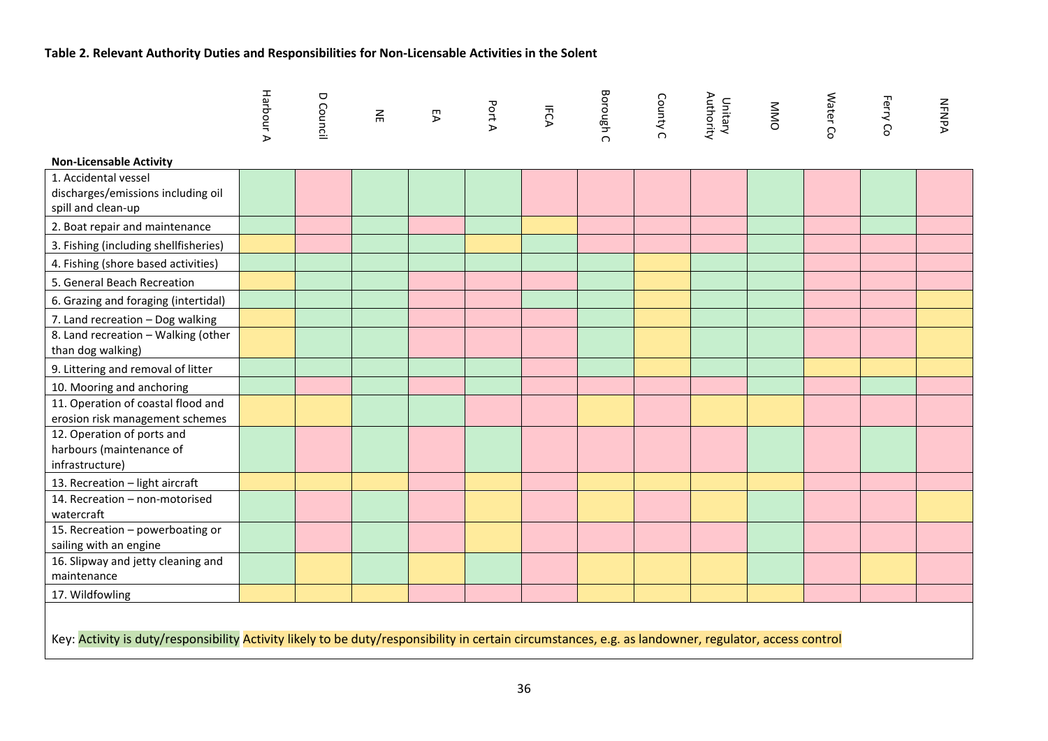**Table 2. Relevant Authority Duties and Responsibilities for Non-Licensable Activities in the Solent**

Cell colours: Green, Yellow and Pink as shown on the page. Green and Yellow are explained in the key below the table. Pink is not explained in the key.

| Non-Licensable Activity | Harbour A | D Council | NE | EA | Port A | IFCA | Borough C | County C | Unitary Authority | MMO | Water Co | Ferry Co | NFNPA |
|---|---|---|---|---|---|---|---|---|---|---|---|---|---|
| 1. Accidental vessel discharges/emissions including oil spill and clean-up | Green | Pink | Green | Green | Green | Pink | Pink | Pink | Pink | Green | Pink | Green | Pink |
| 2. Boat repair and maintenance | Green | Pink | Green | Pink | Green | Yellow | Pink | Pink | Pink | Green | Pink | Green | Pink |
| 3. Fishing (including shellfisheries) | Yellow | Pink | Green | Green | Yellow | Green | Pink | Pink | Pink | Green | Pink | Pink | Pink |
| 4. Fishing (shore based activities) | Green | Green | Green | Green | Green | Green | Green | Yellow | Green | Green | Pink | Pink | Pink |
| 5. General Beach Recreation | Yellow | Green | Green | Pink | Pink | Pink | Green | Yellow | Green | Green | Pink | Pink | Pink |
| 6. Grazing and foraging (intertidal) | Green | Green | Green | Pink | Pink | Green | Green | Yellow | Green | Green | Pink | Pink | Yellow |
| 7. Land recreation – Dog walking | Yellow | Green | Green | Pink | Pink | Pink | Green | Yellow | Green | Green | Pink | Pink | Yellow |
| 8. Land recreation – Walking (other than dog walking) | Yellow | Green | Green | Pink | Pink | Pink | Green | Yellow | Green | Green | Pink | Pink | Yellow |
| 9. Littering and removal of litter | Green | Green | Green | Green | Green | Pink | Green | Yellow | Green | Green | Yellow | Yellow | Yellow |
| 10. Mooring and anchoring | Green | Pink | Green | Pink | Green | Pink | Pink | Pink | Pink | Green | Pink | Green | Pink |
| 11. Operation of coastal flood and erosion risk management schemes | Yellow | Yellow | Green | Green | Pink | Pink | Yellow | Pink | Yellow | Yellow | Pink | Pink | Pink |
| 12. Operation of ports and harbours (maintenance of infrastructure) | Green | Pink | Green | Pink | Green | Pink | Pink | Pink | Pink | Green | Pink | Green | Pink |
| 13. Recreation – light aircraft | Yellow | Yellow | Yellow | Pink | Yellow | Pink | Yellow | Yellow | Yellow | Yellow | Pink | Pink | Pink |
| 14. Recreation – non-motorised watercraft | Green | Pink | Green | Pink | Yellow | Pink | Yellow | Pink | Yellow | Green | Pink | Pink | Yellow |
| 15. Recreation – powerboating or sailing with an engine | Green | Pink | Green | Pink | Yellow | Pink | Pink | Pink | Pink | Green | Pink | Pink | Pink |
| 16. Slipway and jetty cleaning and maintenance | Green | Yellow | Green | Yellow | Green | Pink | Yellow | Yellow | Yellow | Green | Pink | Yellow | Pink |
| 17. Wildfowling | Yellow | Yellow | Yellow | Pink | Pink | Pink | Yellow | Yellow | Yellow | Yellow | Pink | Pink | Pink |

Key: Activity is duty/responsibility (Green). Activity likely to be duty/responsibility in certain circumstances, e.g. as landowner, regulator, access control (Yellow).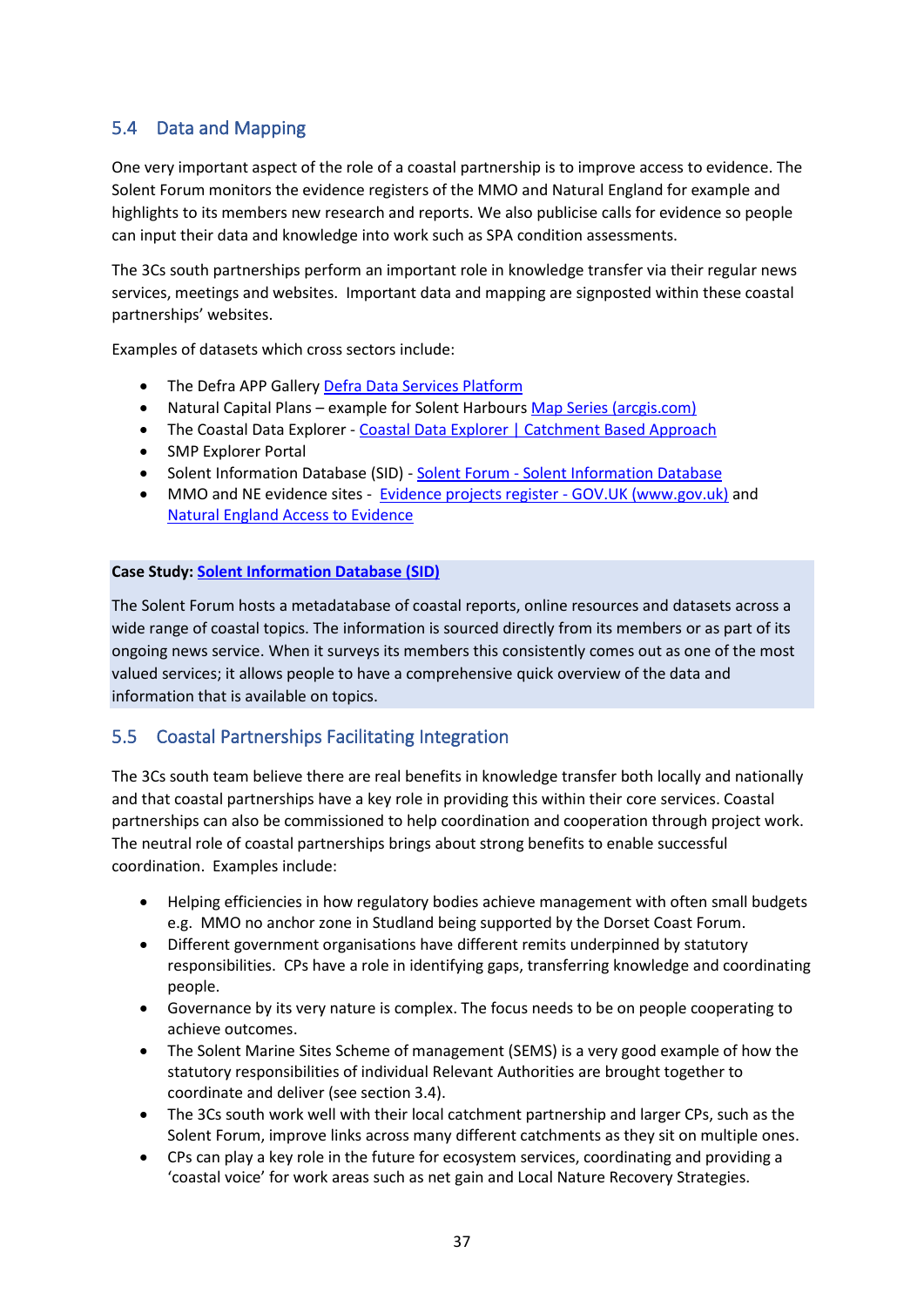## 5.4 Data and Mapping

One very important aspect of the role of a coastal partnership is to improve access to evidence. The Solent Forum monitors the evidence registers of the MMO and Natural England for example and highlights to its members new research and reports. We also publicise calls for evidence so people can input their data and knowledge into work such as SPA condition assessments.

The 3Cs south partnerships perform an important role in knowledge transfer via their regular news services, meetings and websites. Important data and mapping are signposted within these coastal partnerships' websites.

Examples of datasets which cross sectors include:

- The Defra APP Gallery Defra Data Services Platform
- Natural Capital Plans – example for Solent Harbours Map Series (arcgis.com)
- The Coastal Data Explorer - Coastal Data Explorer | Catchment Based Approach
- SMP Explorer Portal
- Solent Information Database (SID) - Solent Forum - Solent Information Database
- MMO and NE evidence sites - Evidence projects register - GOV.UK (www.gov.uk) and Natural England Access to Evidence

**Case Study: Solent Information Database (SID)**

The Solent Forum hosts a metadatabase of coastal reports, online resources and datasets across a wide range of coastal topics. The information is sourced directly from its members or as part of its ongoing news service. When it surveys its members this consistently comes out as one of the most valued services; it allows people to have a comprehensive quick overview of the data and information that is available on topics.

## 5.5 Coastal Partnerships Facilitating Integration

The 3Cs south team believe there are real benefits in knowledge transfer both locally and nationally and that coastal partnerships have a key role in providing this within their core services. Coastal partnerships can also be commissioned to help coordination and cooperation through project work. The neutral role of coastal partnerships brings about strong benefits to enable successful coordination. Examples include:

- Helping efficiencies in how regulatory bodies achieve management with often small budgets e.g. MMO no anchor zone in Studland being supported by the Dorset Coast Forum.
- Different government organisations have different remits underpinned by statutory responsibilities. CPs have a role in identifying gaps, transferring knowledge and coordinating people.
- Governance by its very nature is complex. The focus needs to be on people cooperating to achieve outcomes.
- The Solent Marine Sites Scheme of management (SEMS) is a very good example of how the statutory responsibilities of individual Relevant Authorities are brought together to coordinate and deliver (see section 3.4).
- The 3Cs south work well with their local catchment partnership and larger CPs, such as the Solent Forum, improve links across many different catchments as they sit on multiple ones.
- CPs can play a key role in the future for ecosystem services, coordinating and providing a 'coastal voice' for work areas such as net gain and Local Nature Recovery Strategies.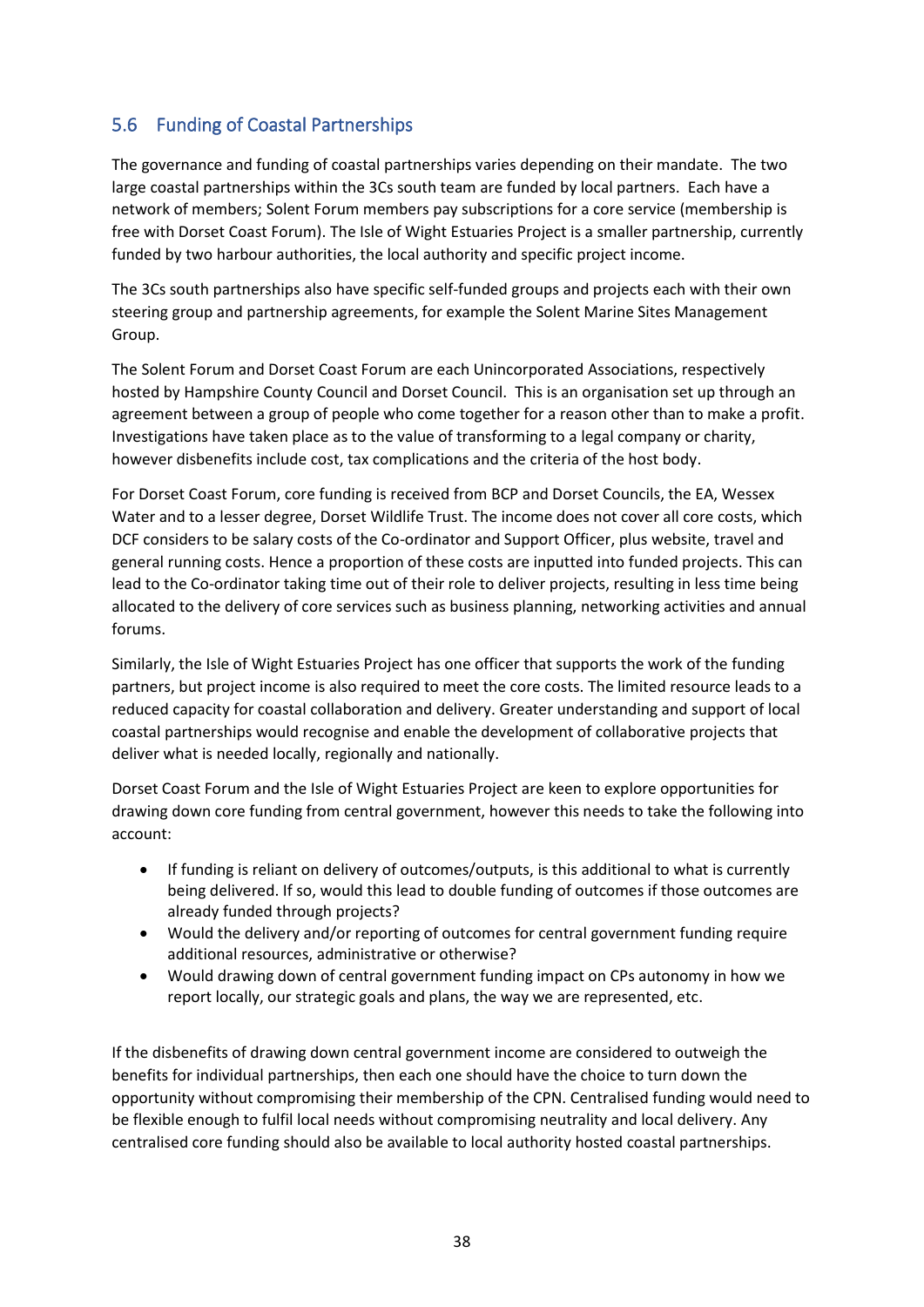## 5.6 Funding of Coastal Partnerships

The governance and funding of coastal partnerships varies depending on their mandate. The two large coastal partnerships within the 3Cs south team are funded by local partners. Each have a network of members; Solent Forum members pay subscriptions for a core service (membership is free with Dorset Coast Forum). The Isle of Wight Estuaries Project is a smaller partnership, currently funded by two harbour authorities, the local authority and specific project income.

The 3Cs south partnerships also have specific self-funded groups and projects each with their own steering group and partnership agreements, for example the Solent Marine Sites Management Group.

The Solent Forum and Dorset Coast Forum are each Unincorporated Associations, respectively hosted by Hampshire County Council and Dorset Council. This is an organisation set up through an agreement between a group of people who come together for a reason other than to make a profit. Investigations have taken place as to the value of transforming to a legal company or charity, however disbenefits include cost, tax complications and the criteria of the host body.

For Dorset Coast Forum, core funding is received from BCP and Dorset Councils, the EA, Wessex Water and to a lesser degree, Dorset Wildlife Trust. The income does not cover all core costs, which DCF considers to be salary costs of the Co-ordinator and Support Officer, plus website, travel and general running costs. Hence a proportion of these costs are inputted into funded projects. This can lead to the Co-ordinator taking time out of their role to deliver projects, resulting in less time being allocated to the delivery of core services such as business planning, networking activities and annual forums.

Similarly, the Isle of Wight Estuaries Project has one officer that supports the work of the funding partners, but project income is also required to meet the core costs. The limited resource leads to a reduced capacity for coastal collaboration and delivery. Greater understanding and support of local coastal partnerships would recognise and enable the development of collaborative projects that deliver what is needed locally, regionally and nationally.

Dorset Coast Forum and the Isle of Wight Estuaries Project are keen to explore opportunities for drawing down core funding from central government, however this needs to take the following into account:

- If funding is reliant on delivery of outcomes/outputs, is this additional to what is currently being delivered. If so, would this lead to double funding of outcomes if those outcomes are already funded through projects?
- Would the delivery and/or reporting of outcomes for central government funding require additional resources, administrative or otherwise?
- Would drawing down of central government funding impact on CPs autonomy in how we report locally, our strategic goals and plans, the way we are represented, etc.

If the disbenefits of drawing down central government income are considered to outweigh the benefits for individual partnerships, then each one should have the choice to turn down the opportunity without compromising their membership of the CPN. Centralised funding would need to be flexible enough to fulfil local needs without compromising neutrality and local delivery. Any centralised core funding should also be available to local authority hosted coastal partnerships.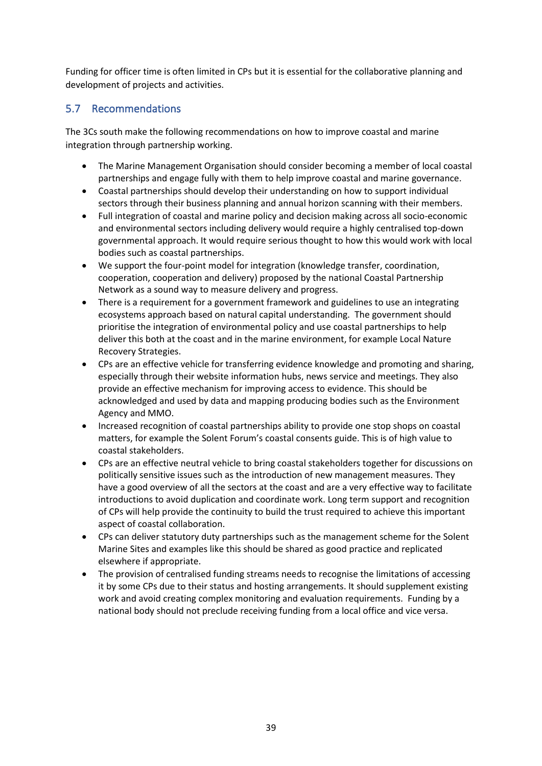Funding for officer time is often limited in CPs but it is essential for the collaborative planning and development of projects and activities.

## 5.7 Recommendations

The 3Cs south make the following recommendations on how to improve coastal and marine integration through partnership working.

- The Marine Management Organisation should consider becoming a member of local coastal partnerships and engage fully with them to help improve coastal and marine governance.
- Coastal partnerships should develop their understanding on how to support individual sectors through their business planning and annual horizon scanning with their members.
- Full integration of coastal and marine policy and decision making across all socio-economic and environmental sectors including delivery would require a highly centralised top-down governmental approach. It would require serious thought to how this would work with local bodies such as coastal partnerships.
- We support the four-point model for integration (knowledge transfer, coordination, cooperation, cooperation and delivery) proposed by the national Coastal Partnership Network as a sound way to measure delivery and progress.
- There is a requirement for a government framework and guidelines to use an integrating ecosystems approach based on natural capital understanding. The government should prioritise the integration of environmental policy and use coastal partnerships to help deliver this both at the coast and in the marine environment, for example Local Nature Recovery Strategies.
- CPs are an effective vehicle for transferring evidence knowledge and promoting and sharing, especially through their website information hubs, news service and meetings. They also provide an effective mechanism for improving access to evidence. This should be acknowledged and used by data and mapping producing bodies such as the Environment Agency and MMO.
- Increased recognition of coastal partnerships ability to provide one stop shops on coastal matters, for example the Solent Forum's coastal consents guide. This is of high value to coastal stakeholders.
- CPs are an effective neutral vehicle to bring coastal stakeholders together for discussions on politically sensitive issues such as the introduction of new management measures. They have a good overview of all the sectors at the coast and are a very effective way to facilitate introductions to avoid duplication and coordinate work. Long term support and recognition of CPs will help provide the continuity to build the trust required to achieve this important aspect of coastal collaboration.
- CPs can deliver statutory duty partnerships such as the management scheme for the Solent Marine Sites and examples like this should be shared as good practice and replicated elsewhere if appropriate.
- The provision of centralised funding streams needs to recognise the limitations of accessing it by some CPs due to their status and hosting arrangements. It should supplement existing work and avoid creating complex monitoring and evaluation requirements. Funding by a national body should not preclude receiving funding from a local office and vice versa.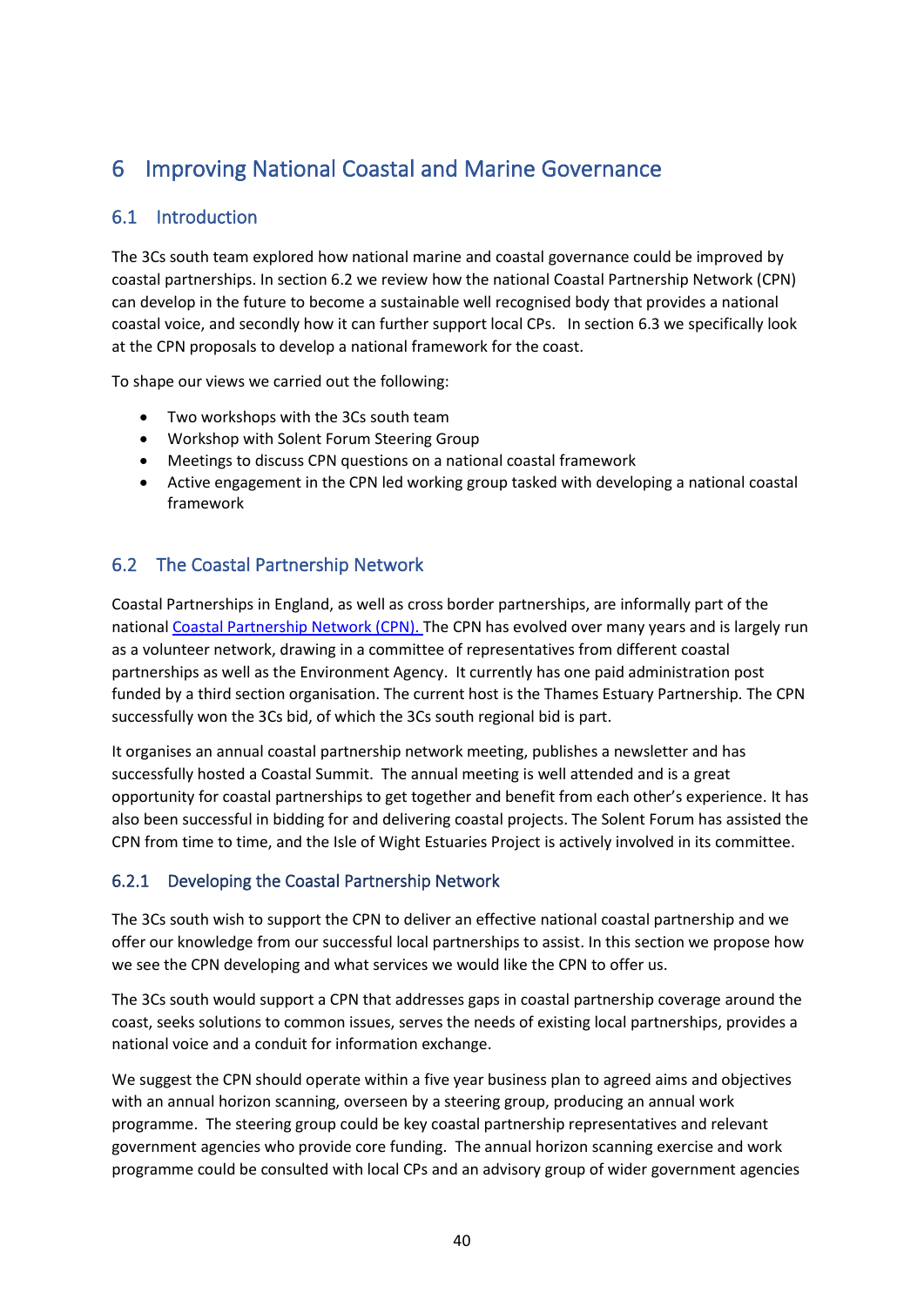# 6 Improving National Coastal and Marine Governance

## 6.1 Introduction

The 3Cs south team explored how national marine and coastal governance could be improved by coastal partnerships. In section 6.2 we review how the national Coastal Partnership Network (CPN) can develop in the future to become a sustainable well recognised body that provides a national coastal voice, and secondly how it can further support local CPs. In section 6.3 we specifically look at the CPN proposals to develop a national framework for the coast.

To shape our views we carried out the following:

- Two workshops with the 3Cs south team
- Workshop with Solent Forum Steering Group
- Meetings to discuss CPN questions on a national coastal framework
- Active engagement in the CPN led working group tasked with developing a national coastal framework

## 6.2 The Coastal Partnership Network

Coastal Partnerships in England, as well as cross border partnerships, are informally part of the national Coastal Partnership Network (CPN). The CPN has evolved over many years and is largely run as a volunteer network, drawing in a committee of representatives from different coastal partnerships as well as the Environment Agency. It currently has one paid administration post funded by a third section organisation. The current host is the Thames Estuary Partnership. The CPN successfully won the 3Cs bid, of which the 3Cs south regional bid is part.

It organises an annual coastal partnership network meeting, publishes a newsletter and has successfully hosted a Coastal Summit. The annual meeting is well attended and is a great opportunity for coastal partnerships to get together and benefit from each other's experience. It has also been successful in bidding for and delivering coastal projects. The Solent Forum has assisted the CPN from time to time, and the Isle of Wight Estuaries Project is actively involved in its committee.

### 6.2.1 Developing the Coastal Partnership Network

The 3Cs south wish to support the CPN to deliver an effective national coastal partnership and we offer our knowledge from our successful local partnerships to assist. In this section we propose how we see the CPN developing and what services we would like the CPN to offer us.

The 3Cs south would support a CPN that addresses gaps in coastal partnership coverage around the coast, seeks solutions to common issues, serves the needs of existing local partnerships, provides a national voice and a conduit for information exchange.

We suggest the CPN should operate within a five year business plan to agreed aims and objectives with an annual horizon scanning, overseen by a steering group, producing an annual work programme. The steering group could be key coastal partnership representatives and relevant government agencies who provide core funding. The annual horizon scanning exercise and work programme could be consulted with local CPs and an advisory group of wider government agencies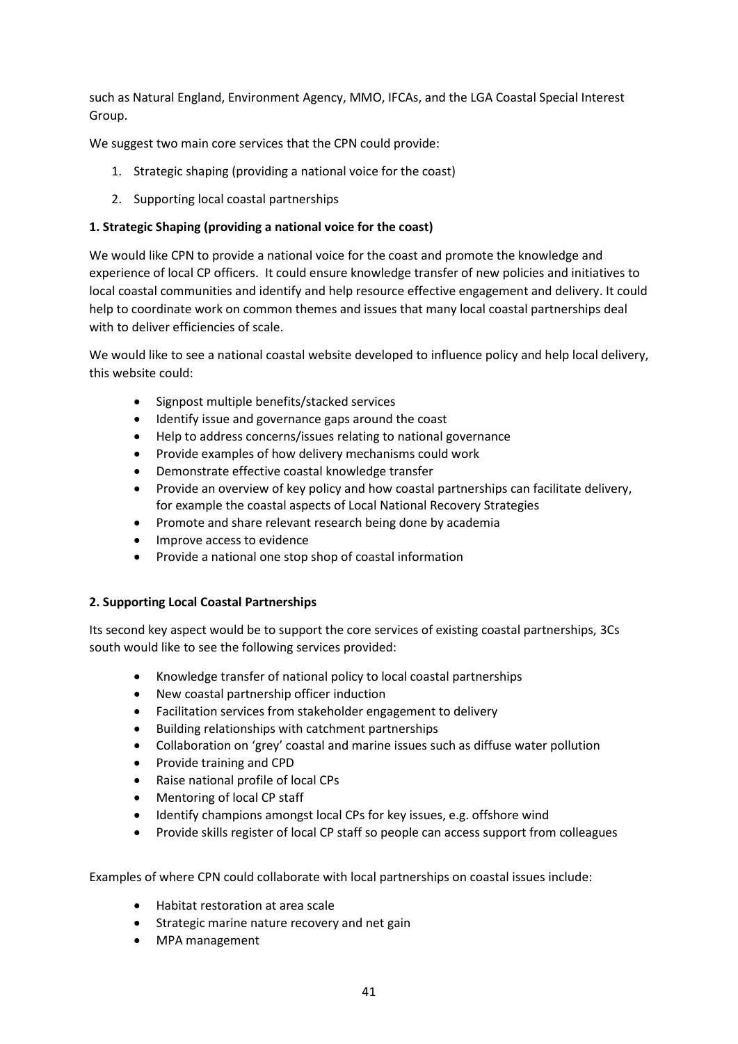such as Natural England, Environment Agency, MMO, IFCAs, and the LGA Coastal Special Interest Group.

We suggest two main core services that the CPN could provide:

1. Strategic shaping (providing a national voice for the coast)
2. Supporting local coastal partnerships

**1. Strategic Shaping (providing a national voice for the coast)**

We would like CPN to provide a national voice for the coast and promote the knowledge and experience of local CP officers. It could ensure knowledge transfer of new policies and initiatives to local coastal communities and identify and help resource effective engagement and delivery. It could help to coordinate work on common themes and issues that many local coastal partnerships deal with to deliver efficiencies of scale.

We would like to see a national coastal website developed to influence policy and help local delivery, this website could:

- Signpost multiple benefits/stacked services
- Identify issue and governance gaps around the coast
- Help to address concerns/issues relating to national governance
- Provide examples of how delivery mechanisms could work
- Demonstrate effective coastal knowledge transfer
- Provide an overview of key policy and how coastal partnerships can facilitate delivery, for example the coastal aspects of Local National Recovery Strategies
- Promote and share relevant research being done by academia
- Improve access to evidence
- Provide a national one stop shop of coastal information

**2. Supporting Local Coastal Partnerships**

Its second key aspect would be to support the core services of existing coastal partnerships, 3Cs south would like to see the following services provided:

- Knowledge transfer of national policy to local coastal partnerships
- New coastal partnership officer induction
- Facilitation services from stakeholder engagement to delivery
- Building relationships with catchment partnerships
- Collaboration on 'grey' coastal and marine issues such as diffuse water pollution
- Provide training and CPD
- Raise national profile of local CPs
- Mentoring of local CP staff
- Identify champions amongst local CPs for key issues, e.g. offshore wind
- Provide skills register of local CP staff so people can access support from colleagues

Examples of where CPN could collaborate with local partnerships on coastal issues include:

- Habitat restoration at area scale
- Strategic marine nature recovery and net gain
- MPA management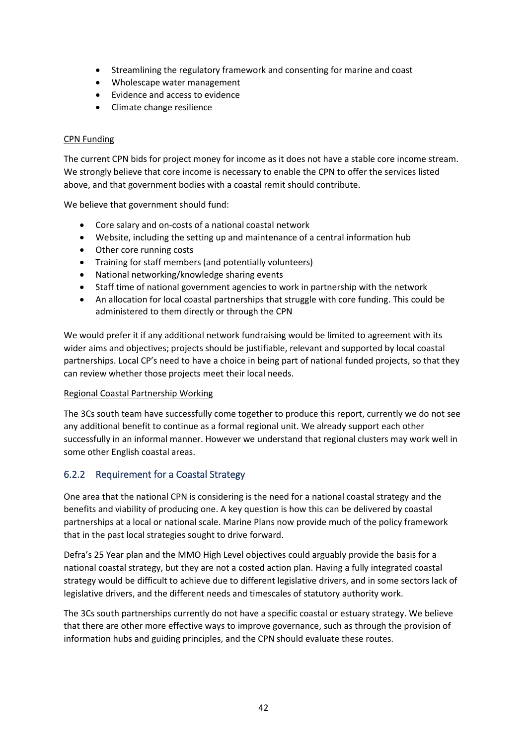- Streamlining the regulatory framework and consenting for marine and coast
- Wholescape water management
- Evidence and access to evidence
- Climate change resilience

CPN Funding

The current CPN bids for project money for income as it does not have a stable core income stream. We strongly believe that core income is necessary to enable the CPN to offer the services listed above, and that government bodies with a coastal remit should contribute.

We believe that government should fund:

- Core salary and on-costs of a national coastal network
- Website, including the setting up and maintenance of a central information hub
- Other core running costs
- Training for staff members (and potentially volunteers)
- National networking/knowledge sharing events
- Staff time of national government agencies to work in partnership with the network
- An allocation for local coastal partnerships that struggle with core funding. This could be administered to them directly or through the CPN

We would prefer it if any additional network fundraising would be limited to agreement with its wider aims and objectives; projects should be justifiable, relevant and supported by local coastal partnerships. Local CP's need to have a choice in being part of national funded projects, so that they can review whether those projects meet their local needs.

Regional Coastal Partnership Working

The 3Cs south team have successfully come together to produce this report, currently we do not see any additional benefit to continue as a formal regional unit. We already support each other successfully in an informal manner. However we understand that regional clusters may work well in some other English coastal areas.

### 6.2.2 Requirement for a Coastal Strategy

One area that the national CPN is considering is the need for a national coastal strategy and the benefits and viability of producing one. A key question is how this can be delivered by coastal partnerships at a local or national scale. Marine Plans now provide much of the policy framework that in the past local strategies sought to drive forward.

Defra's 25 Year plan and the MMO High Level objectives could arguably provide the basis for a national coastal strategy, but they are not a costed action plan. Having a fully integrated coastal strategy would be difficult to achieve due to different legislative drivers, and in some sectors lack of legislative drivers, and the different needs and timescales of statutory authority work.

The 3Cs south partnerships currently do not have a specific coastal or estuary strategy. We believe that there are other more effective ways to improve governance, such as through the provision of information hubs and guiding principles, and the CPN should evaluate these routes.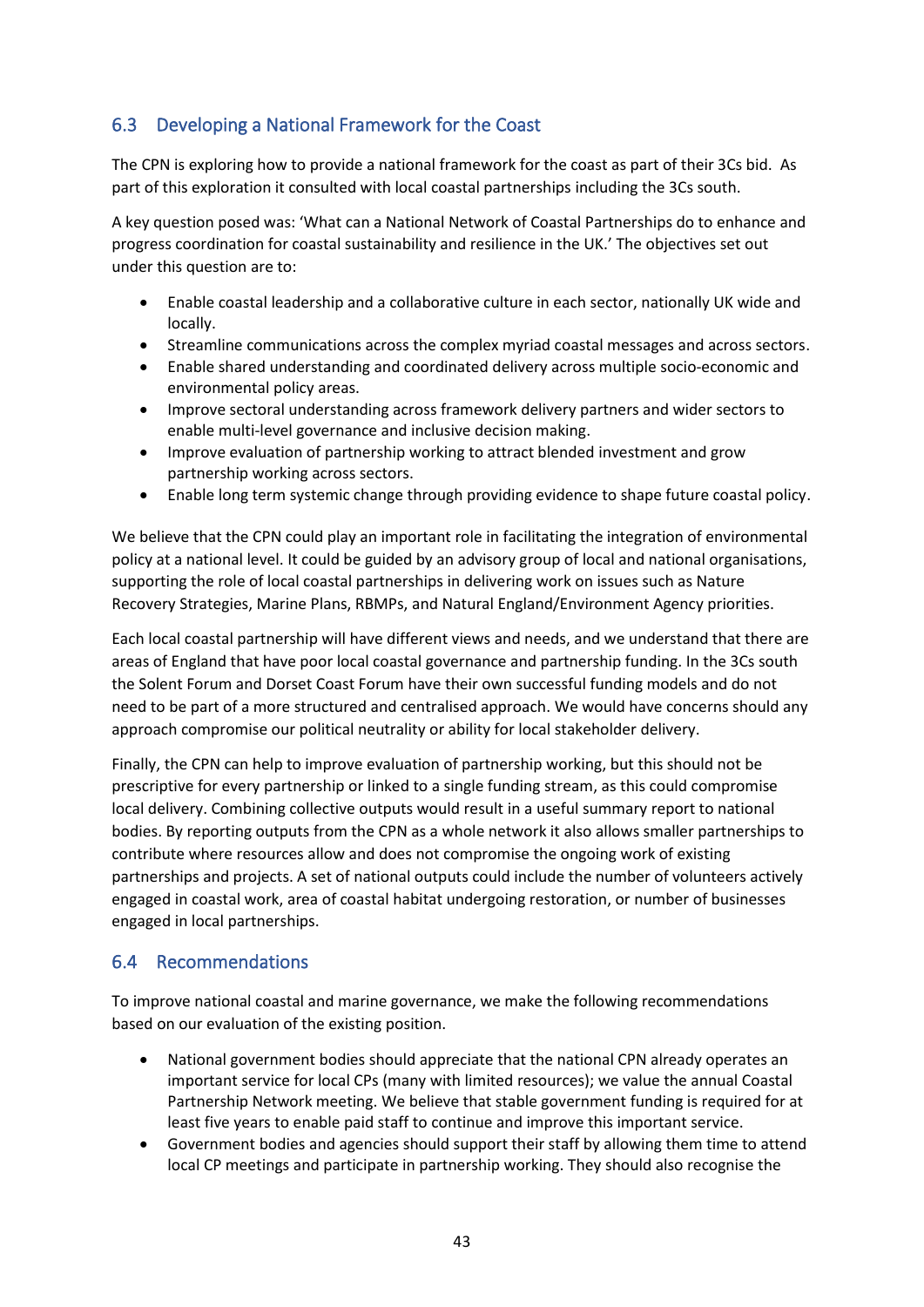## 6.3 Developing a National Framework for the Coast

The CPN is exploring how to provide a national framework for the coast as part of their 3Cs bid. As part of this exploration it consulted with local coastal partnerships including the 3Cs south.

A key question posed was: 'What can a National Network of Coastal Partnerships do to enhance and progress coordination for coastal sustainability and resilience in the UK.' The objectives set out under this question are to:

- Enable coastal leadership and a collaborative culture in each sector, nationally UK wide and locally.
- Streamline communications across the complex myriad coastal messages and across sectors.
- Enable shared understanding and coordinated delivery across multiple socio-economic and environmental policy areas.
- Improve sectoral understanding across framework delivery partners and wider sectors to enable multi-level governance and inclusive decision making.
- Improve evaluation of partnership working to attract blended investment and grow partnership working across sectors.
- Enable long term systemic change through providing evidence to shape future coastal policy.

We believe that the CPN could play an important role in facilitating the integration of environmental policy at a national level. It could be guided by an advisory group of local and national organisations, supporting the role of local coastal partnerships in delivering work on issues such as Nature Recovery Strategies, Marine Plans, RBMPs, and Natural England/Environment Agency priorities.

Each local coastal partnership will have different views and needs, and we understand that there are areas of England that have poor local coastal governance and partnership funding. In the 3Cs south the Solent Forum and Dorset Coast Forum have their own successful funding models and do not need to be part of a more structured and centralised approach. We would have concerns should any approach compromise our political neutrality or ability for local stakeholder delivery.

Finally, the CPN can help to improve evaluation of partnership working, but this should not be prescriptive for every partnership or linked to a single funding stream, as this could compromise local delivery. Combining collective outputs would result in a useful summary report to national bodies. By reporting outputs from the CPN as a whole network it also allows smaller partnerships to contribute where resources allow and does not compromise the ongoing work of existing partnerships and projects. A set of national outputs could include the number of volunteers actively engaged in coastal work, area of coastal habitat undergoing restoration, or number of businesses engaged in local partnerships.

## 6.4 Recommendations

To improve national coastal and marine governance, we make the following recommendations based on our evaluation of the existing position.

- National government bodies should appreciate that the national CPN already operates an important service for local CPs (many with limited resources); we value the annual Coastal Partnership Network meeting. We believe that stable government funding is required for at least five years to enable paid staff to continue and improve this important service.
- Government bodies and agencies should support their staff by allowing them time to attend local CP meetings and participate in partnership working. They should also recognise the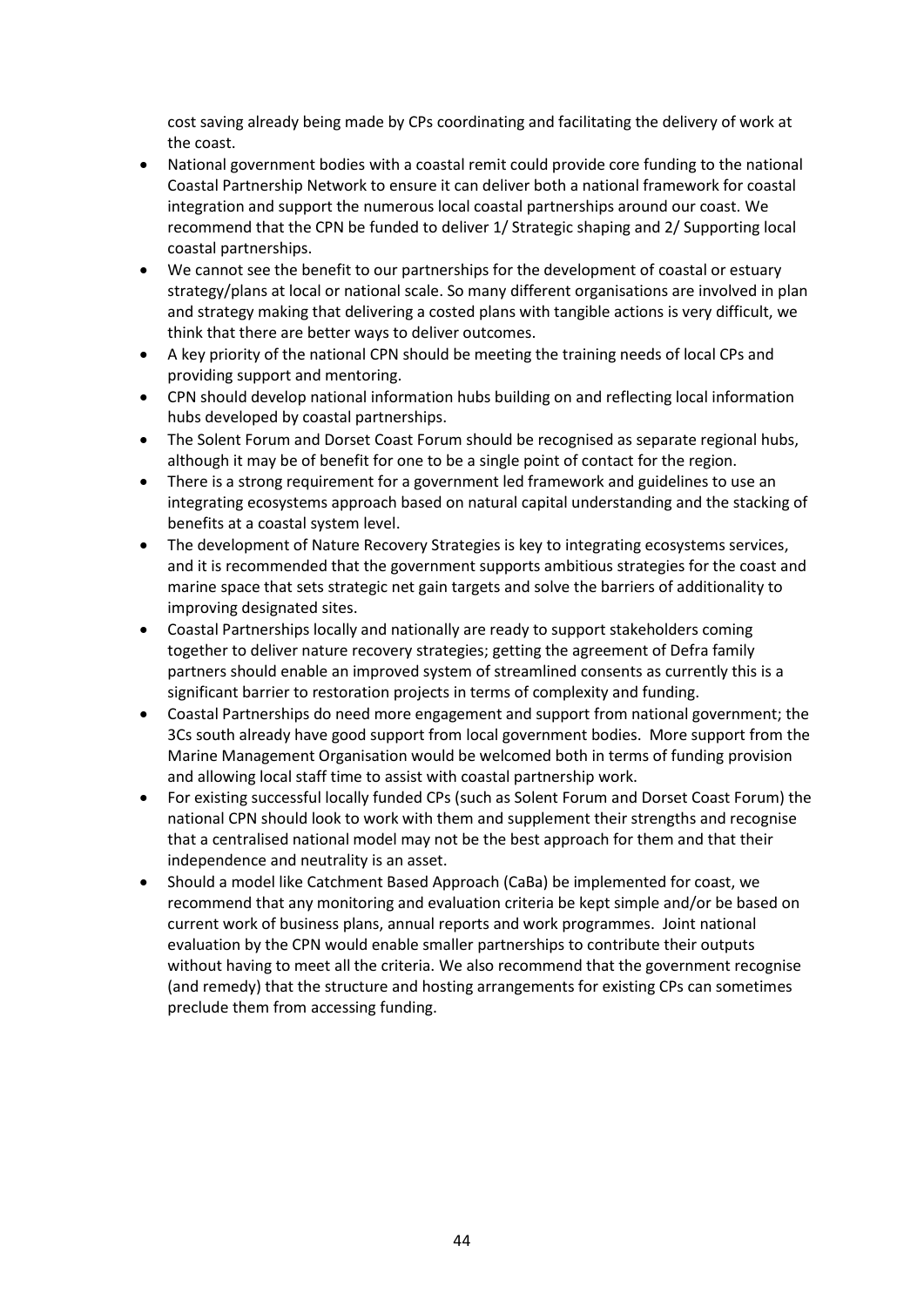cost saving already being made by CPs coordinating and facilitating the delivery of work at the coast.

- National government bodies with a coastal remit could provide core funding to the national Coastal Partnership Network to ensure it can deliver both a national framework for coastal integration and support the numerous local coastal partnerships around our coast. We recommend that the CPN be funded to deliver 1/ Strategic shaping and 2/ Supporting local coastal partnerships.
- We cannot see the benefit to our partnerships for the development of coastal or estuary strategy/plans at local or national scale. So many different organisations are involved in plan and strategy making that delivering a costed plans with tangible actions is very difficult, we think that there are better ways to deliver outcomes.
- A key priority of the national CPN should be meeting the training needs of local CPs and providing support and mentoring.
- CPN should develop national information hubs building on and reflecting local information hubs developed by coastal partnerships.
- The Solent Forum and Dorset Coast Forum should be recognised as separate regional hubs, although it may be of benefit for one to be a single point of contact for the region.
- There is a strong requirement for a government led framework and guidelines to use an integrating ecosystems approach based on natural capital understanding and the stacking of benefits at a coastal system level.
- The development of Nature Recovery Strategies is key to integrating ecosystems services, and it is recommended that the government supports ambitious strategies for the coast and marine space that sets strategic net gain targets and solve the barriers of additionality to improving designated sites.
- Coastal Partnerships locally and nationally are ready to support stakeholders coming together to deliver nature recovery strategies; getting the agreement of Defra family partners should enable an improved system of streamlined consents as currently this is a significant barrier to restoration projects in terms of complexity and funding.
- Coastal Partnerships do need more engagement and support from national government; the 3Cs south already have good support from local government bodies. More support from the Marine Management Organisation would be welcomed both in terms of funding provision and allowing local staff time to assist with coastal partnership work.
- For existing successful locally funded CPs (such as Solent Forum and Dorset Coast Forum) the national CPN should look to work with them and supplement their strengths and recognise that a centralised national model may not be the best approach for them and that their independence and neutrality is an asset.
- Should a model like Catchment Based Approach (CaBa) be implemented for coast, we recommend that any monitoring and evaluation criteria be kept simple and/or be based on current work of business plans, annual reports and work programmes. Joint national evaluation by the CPN would enable smaller partnerships to contribute their outputs without having to meet all the criteria. We also recommend that the government recognise (and remedy) that the structure and hosting arrangements for existing CPs can sometimes preclude them from accessing funding.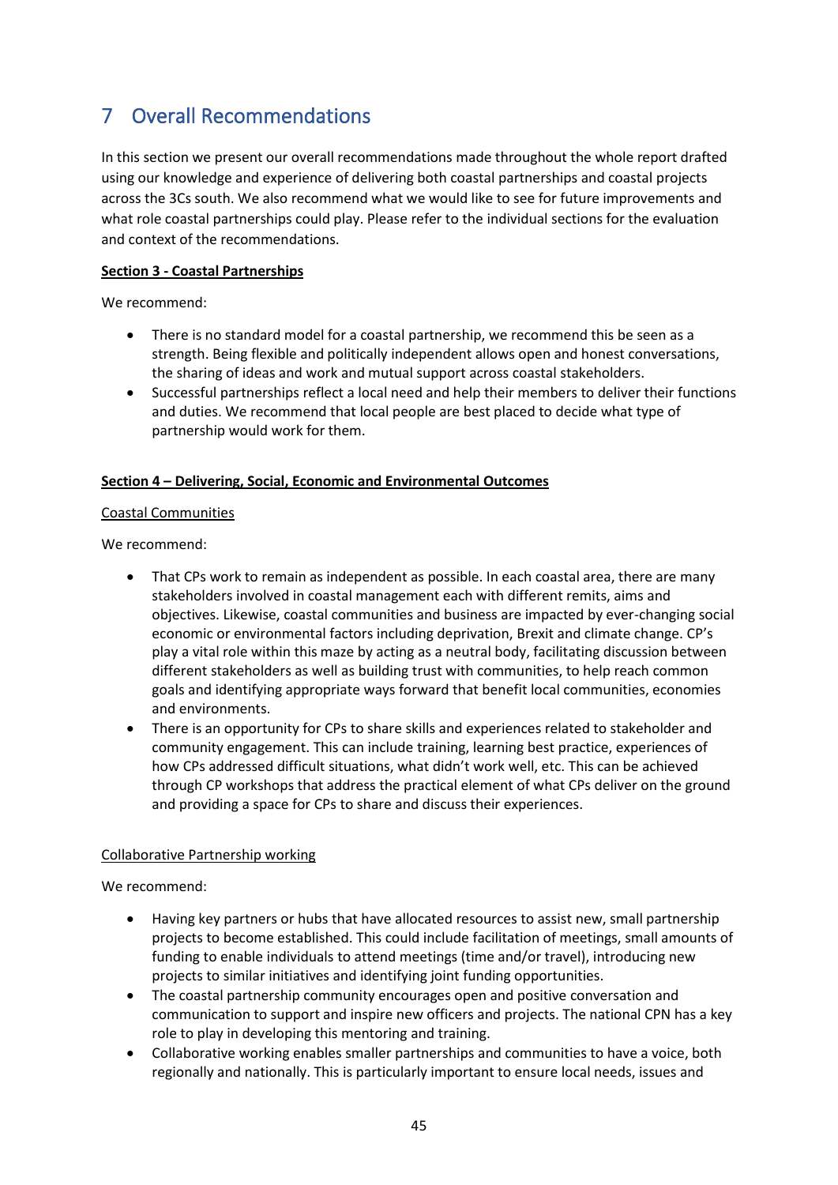# 7 Overall Recommendations

In this section we present our overall recommendations made throughout the whole report drafted using our knowledge and experience of delivering both coastal partnerships and coastal projects across the 3Cs south. We also recommend what we would like to see for future improvements and what role coastal partnerships could play. Please refer to the individual sections for the evaluation and context of the recommendations.

**Section 3 - Coastal Partnerships**

We recommend:

- There is no standard model for a coastal partnership, we recommend this be seen as a strength. Being flexible and politically independent allows open and honest conversations, the sharing of ideas and work and mutual support across coastal stakeholders.
- Successful partnerships reflect a local need and help their members to deliver their functions and duties. We recommend that local people are best placed to decide what type of partnership would work for them.

**Section 4 – Delivering, Social, Economic and Environmental Outcomes**

Coastal Communities

We recommend:

- That CPs work to remain as independent as possible. In each coastal area, there are many stakeholders involved in coastal management each with different remits, aims and objectives. Likewise, coastal communities and business are impacted by ever-changing social economic or environmental factors including deprivation, Brexit and climate change. CP's play a vital role within this maze by acting as a neutral body, facilitating discussion between different stakeholders as well as building trust with communities, to help reach common goals and identifying appropriate ways forward that benefit local communities, economies and environments.
- There is an opportunity for CPs to share skills and experiences related to stakeholder and community engagement. This can include training, learning best practice, experiences of how CPs addressed difficult situations, what didn't work well, etc. This can be achieved through CP workshops that address the practical element of what CPs deliver on the ground and providing a space for CPs to share and discuss their experiences.

Collaborative Partnership working

We recommend:

- Having key partners or hubs that have allocated resources to assist new, small partnership projects to become established. This could include facilitation of meetings, small amounts of funding to enable individuals to attend meetings (time and/or travel), introducing new projects to similar initiatives and identifying joint funding opportunities.
- The coastal partnership community encourages open and positive conversation and communication to support and inspire new officers and projects. The national CPN has a key role to play in developing this mentoring and training.
- Collaborative working enables smaller partnerships and communities to have a voice, both regionally and nationally. This is particularly important to ensure local needs, issues and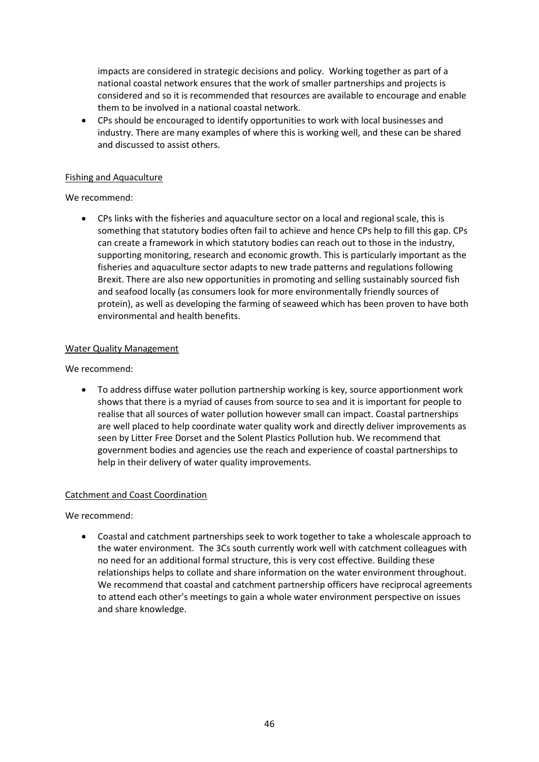impacts are considered in strategic decisions and policy. Working together as part of a national coastal network ensures that the work of smaller partnerships and projects is considered and so it is recommended that resources are available to encourage and enable them to be involved in a national coastal network.

- CPs should be encouraged to identify opportunities to work with local businesses and industry. There are many examples of where this is working well, and these can be shared and discussed to assist others.

<u>Fishing and Aquaculture</u>

We recommend:

- CPs links with the fisheries and aquaculture sector on a local and regional scale, this is something that statutory bodies often fail to achieve and hence CPs help to fill this gap. CPs can create a framework in which statutory bodies can reach out to those in the industry, supporting monitoring, research and economic growth. This is particularly important as the fisheries and aquaculture sector adapts to new trade patterns and regulations following Brexit. There are also new opportunities in promoting and selling sustainably sourced fish and seafood locally (as consumers look for more environmentally friendly sources of protein), as well as developing the farming of seaweed which has been proven to have both environmental and health benefits.

<u>Water Quality Management</u>

We recommend:

- To address diffuse water pollution partnership working is key, source apportionment work shows that there is a myriad of causes from source to sea and it is important for people to realise that all sources of water pollution however small can impact. Coastal partnerships are well placed to help coordinate water quality work and directly deliver improvements as seen by Litter Free Dorset and the Solent Plastics Pollution hub. We recommend that government bodies and agencies use the reach and experience of coastal partnerships to help in their delivery of water quality improvements.

<u>Catchment and Coast Coordination</u>

We recommend:

- Coastal and catchment partnerships seek to work together to take a wholescale approach to the water environment. The 3Cs south currently work well with catchment colleagues with no need for an additional formal structure, this is very cost effective. Building these relationships helps to collate and share information on the water environment throughout. We recommend that coastal and catchment partnership officers have reciprocal agreements to attend each other's meetings to gain a whole water environment perspective on issues and share knowledge.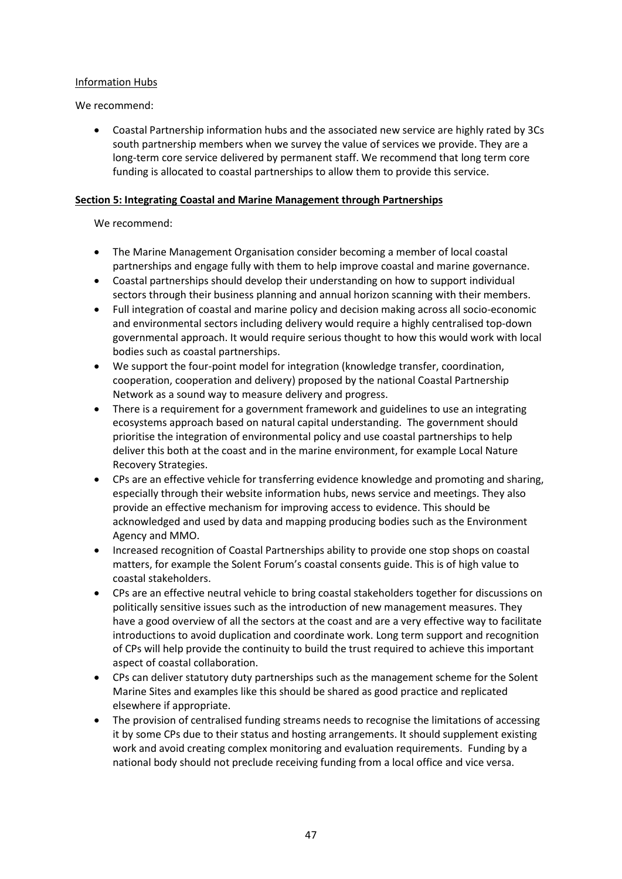Information Hubs

We recommend:

- Coastal Partnership information hubs and the associated new service are highly rated by 3Cs south partnership members when we survey the value of services we provide. They are a long-term core service delivered by permanent staff. We recommend that long term core funding is allocated to coastal partnerships to allow them to provide this service.

**Section 5: Integrating Coastal and Marine Management through Partnerships**

We recommend:

- The Marine Management Organisation consider becoming a member of local coastal partnerships and engage fully with them to help improve coastal and marine governance.
- Coastal partnerships should develop their understanding on how to support individual sectors through their business planning and annual horizon scanning with their members.
- Full integration of coastal and marine policy and decision making across all socio-economic and environmental sectors including delivery would require a highly centralised top-down governmental approach. It would require serious thought to how this would work with local bodies such as coastal partnerships.
- We support the four-point model for integration (knowledge transfer, coordination, cooperation, cooperation and delivery) proposed by the national Coastal Partnership Network as a sound way to measure delivery and progress.
- There is a requirement for a government framework and guidelines to use an integrating ecosystems approach based on natural capital understanding. The government should prioritise the integration of environmental policy and use coastal partnerships to help deliver this both at the coast and in the marine environment, for example Local Nature Recovery Strategies.
- CPs are an effective vehicle for transferring evidence knowledge and promoting and sharing, especially through their website information hubs, news service and meetings. They also provide an effective mechanism for improving access to evidence. This should be acknowledged and used by data and mapping producing bodies such as the Environment Agency and MMO.
- Increased recognition of Coastal Partnerships ability to provide one stop shops on coastal matters, for example the Solent Forum's coastal consents guide. This is of high value to coastal stakeholders.
- CPs are an effective neutral vehicle to bring coastal stakeholders together for discussions on politically sensitive issues such as the introduction of new management measures. They have a good overview of all the sectors at the coast and are a very effective way to facilitate introductions to avoid duplication and coordinate work. Long term support and recognition of CPs will help provide the continuity to build the trust required to achieve this important aspect of coastal collaboration.
- CPs can deliver statutory duty partnerships such as the management scheme for the Solent Marine Sites and examples like this should be shared as good practice and replicated elsewhere if appropriate.
- The provision of centralised funding streams needs to recognise the limitations of accessing it by some CPs due to their status and hosting arrangements. It should supplement existing work and avoid creating complex monitoring and evaluation requirements. Funding by a national body should not preclude receiving funding from a local office and vice versa.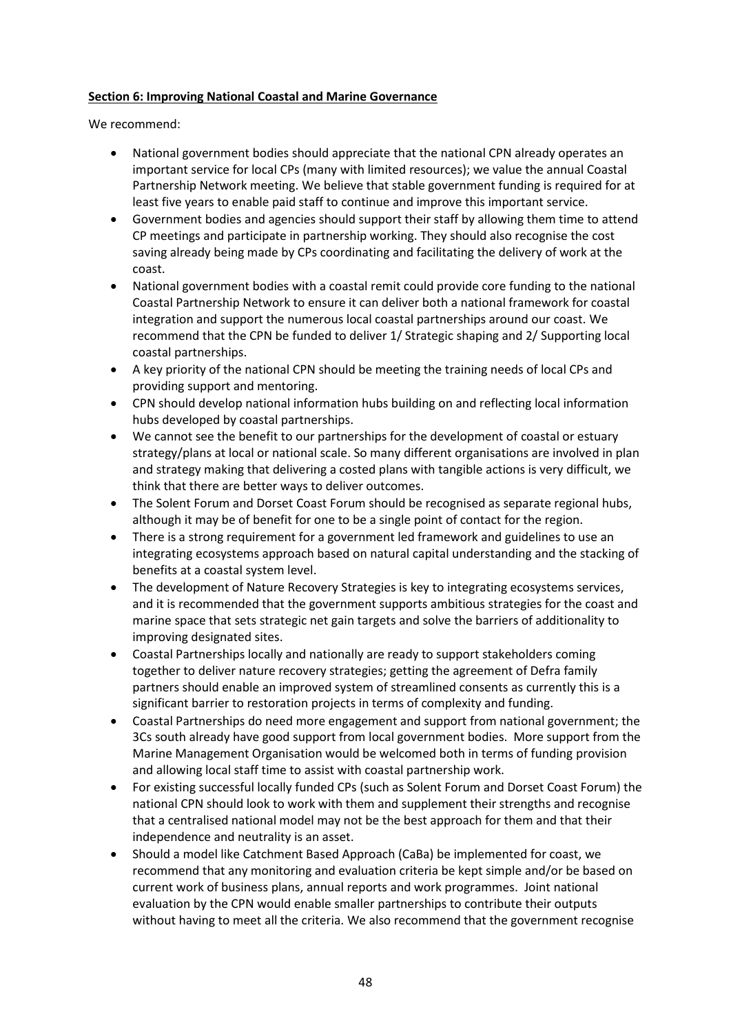**Section 6: Improving National Coastal and Marine Governance**

We recommend:

- National government bodies should appreciate that the national CPN already operates an important service for local CPs (many with limited resources); we value the annual Coastal Partnership Network meeting. We believe that stable government funding is required for at least five years to enable paid staff to continue and improve this important service.
- Government bodies and agencies should support their staff by allowing them time to attend CP meetings and participate in partnership working. They should also recognise the cost saving already being made by CPs coordinating and facilitating the delivery of work at the coast.
- National government bodies with a coastal remit could provide core funding to the national Coastal Partnership Network to ensure it can deliver both a national framework for coastal integration and support the numerous local coastal partnerships around our coast. We recommend that the CPN be funded to deliver 1/ Strategic shaping and 2/ Supporting local coastal partnerships.
- A key priority of the national CPN should be meeting the training needs of local CPs and providing support and mentoring.
- CPN should develop national information hubs building on and reflecting local information hubs developed by coastal partnerships.
- We cannot see the benefit to our partnerships for the development of coastal or estuary strategy/plans at local or national scale. So many different organisations are involved in plan and strategy making that delivering a costed plans with tangible actions is very difficult, we think that there are better ways to deliver outcomes.
- The Solent Forum and Dorset Coast Forum should be recognised as separate regional hubs, although it may be of benefit for one to be a single point of contact for the region.
- There is a strong requirement for a government led framework and guidelines to use an integrating ecosystems approach based on natural capital understanding and the stacking of benefits at a coastal system level.
- The development of Nature Recovery Strategies is key to integrating ecosystems services, and it is recommended that the government supports ambitious strategies for the coast and marine space that sets strategic net gain targets and solve the barriers of additionality to improving designated sites.
- Coastal Partnerships locally and nationally are ready to support stakeholders coming together to deliver nature recovery strategies; getting the agreement of Defra family partners should enable an improved system of streamlined consents as currently this is a significant barrier to restoration projects in terms of complexity and funding.
- Coastal Partnerships do need more engagement and support from national government; the 3Cs south already have good support from local government bodies. More support from the Marine Management Organisation would be welcomed both in terms of funding provision and allowing local staff time to assist with coastal partnership work.
- For existing successful locally funded CPs (such as Solent Forum and Dorset Coast Forum) the national CPN should look to work with them and supplement their strengths and recognise that a centralised national model may not be the best approach for them and that their independence and neutrality is an asset.
- Should a model like Catchment Based Approach (CaBa) be implemented for coast, we recommend that any monitoring and evaluation criteria be kept simple and/or be based on current work of business plans, annual reports and work programmes. Joint national evaluation by the CPN would enable smaller partnerships to contribute their outputs without having to meet all the criteria. We also recommend that the government recognise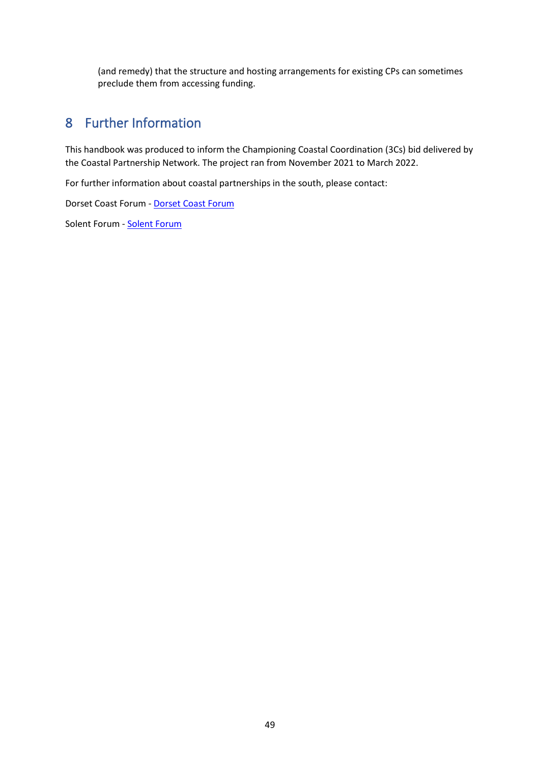(and remedy) that the structure and hosting arrangements for existing CPs can sometimes preclude them from accessing funding.

# 8 Further Information

This handbook was produced to inform the Championing Coastal Coordination (3Cs) bid delivered by the Coastal Partnership Network. The project ran from November 2021 to March 2022.

For further information about coastal partnerships in the south, please contact:

Dorset Coast Forum - Dorset Coast Forum

Solent Forum - Solent Forum